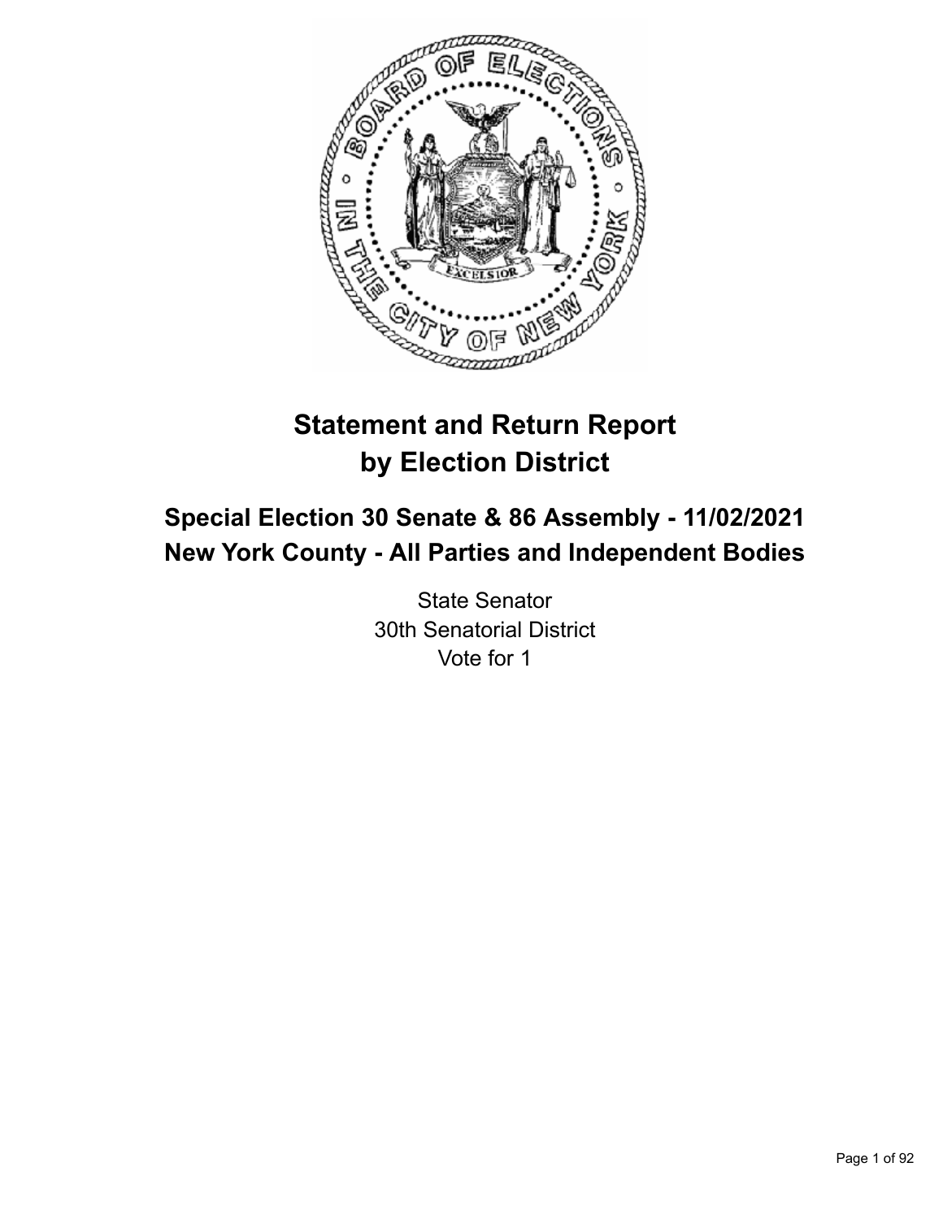# Statement and Return Report by Election District

## Special Election 30 Senate & 86 Assembly - 11/02/2021
## New York County - All Parties and Independent Bodies

State Senator
30th Senatorial District
Vote for 1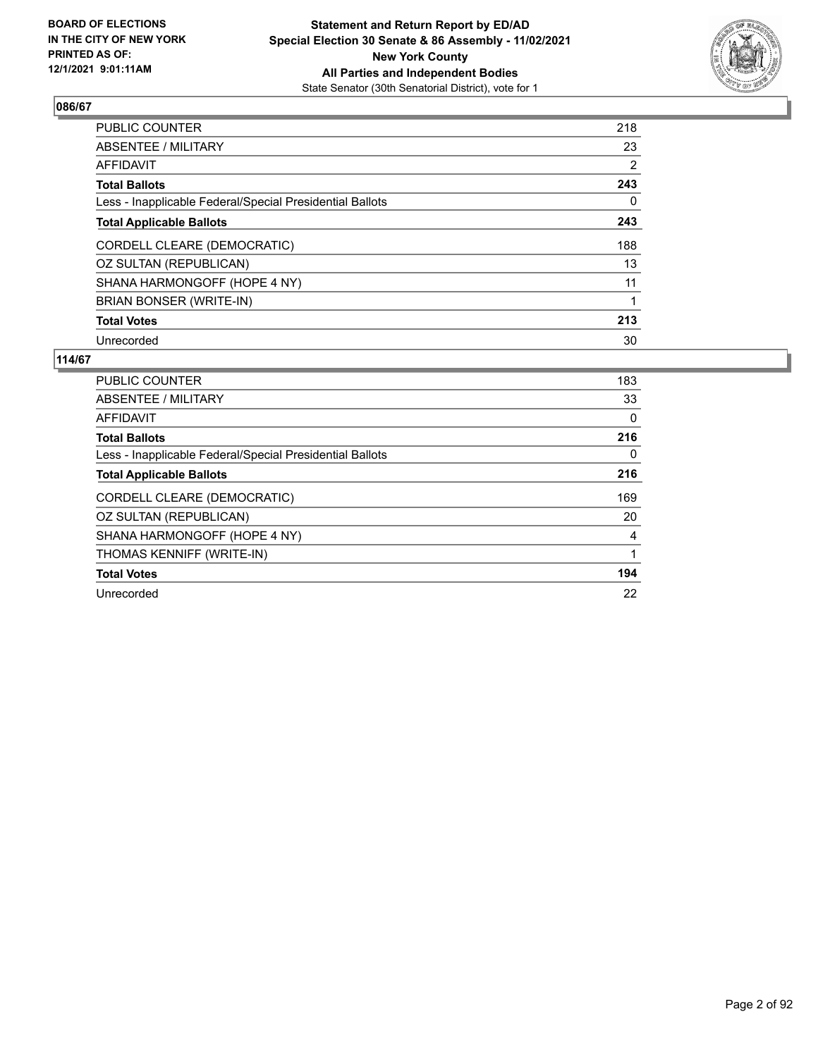**BOARD OF ELECTIONS IN THE CITY OF NEW YORK PRINTED AS OF: 12/1/2021 9:01:11AM**

**Statement and Return Report by ED/AD Special Election 30 Senate & 86 Assembly - 11/02/2021 New York County All Parties and Independent Bodies**

State Senator (30th Senatorial District), vote for 1

## 086/67

| | |
|---|---|
| PUBLIC COUNTER | 218 |
| ABSENTEE / MILITARY | 23 |
| AFFIDAVIT | 2 |
| **Total Ballots** | **243** |
| Less - Inapplicable Federal/Special Presidential Ballots | 0 |
| **Total Applicable Ballots** | **243** |
| CORDELL CLEARE (DEMOCRATIC) | 188 |
| OZ SULTAN (REPUBLICAN) | 13 |
| SHANA HARMONGOFF (HOPE 4 NY) | 11 |
| BRIAN BONSER (WRITE-IN) | 1 |
| **Total Votes** | **213** |
| Unrecorded | 30 |

## 114/67

| | |
|---|---|
| PUBLIC COUNTER | 183 |
| ABSENTEE / MILITARY | 33 |
| AFFIDAVIT | 0 |
| **Total Ballots** | **216** |
| Less - Inapplicable Federal/Special Presidential Ballots | 0 |
| **Total Applicable Ballots** | **216** |
| CORDELL CLEARE (DEMOCRATIC) | 169 |
| OZ SULTAN (REPUBLICAN) | 20 |
| SHANA HARMONGOFF (HOPE 4 NY) | 4 |
| THOMAS KENNIFF (WRITE-IN) | 1 |
| **Total Votes** | **194** |
| Unrecorded | 22 |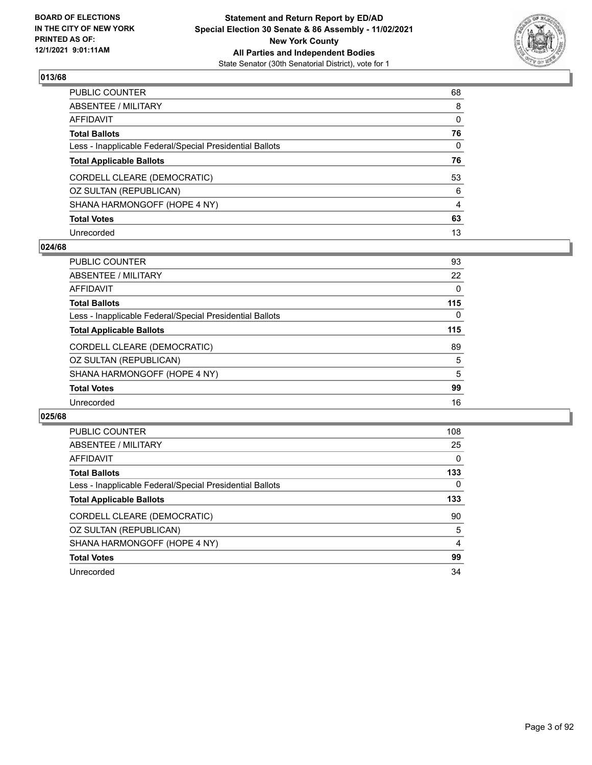## 013/68

| | |
|---|---|
| PUBLIC COUNTER | 68 |
| ABSENTEE / MILITARY | 8 |
| AFFIDAVIT | 0 |
| **Total Ballots** | **76** |
| Less - Inapplicable Federal/Special Presidential Ballots | 0 |
| **Total Applicable Ballots** | **76** |
| CORDELL CLEARE (DEMOCRATIC) | 53 |
| OZ SULTAN (REPUBLICAN) | 6 |
| SHANA HARMONGOFF (HOPE 4 NY) | 4 |
| **Total Votes** | **63** |
| Unrecorded | 13 |

## 024/68

| | |
|---|---|
| PUBLIC COUNTER | 93 |
| ABSENTEE / MILITARY | 22 |
| AFFIDAVIT | 0 |
| **Total Ballots** | **115** |
| Less - Inapplicable Federal/Special Presidential Ballots | 0 |
| **Total Applicable Ballots** | **115** |
| CORDELL CLEARE (DEMOCRATIC) | 89 |
| OZ SULTAN (REPUBLICAN) | 5 |
| SHANA HARMONGOFF (HOPE 4 NY) | 5 |
| **Total Votes** | **99** |
| Unrecorded | 16 |

## 025/68

| | |
|---|---|
| PUBLIC COUNTER | 108 |
| ABSENTEE / MILITARY | 25 |
| AFFIDAVIT | 0 |
| **Total Ballots** | **133** |
| Less - Inapplicable Federal/Special Presidential Ballots | 0 |
| **Total Applicable Ballots** | **133** |
| CORDELL CLEARE (DEMOCRATIC) | 90 |
| OZ SULTAN (REPUBLICAN) | 5 |
| SHANA HARMONGOFF (HOPE 4 NY) | 4 |
| **Total Votes** | **99** |
| Unrecorded | 34 |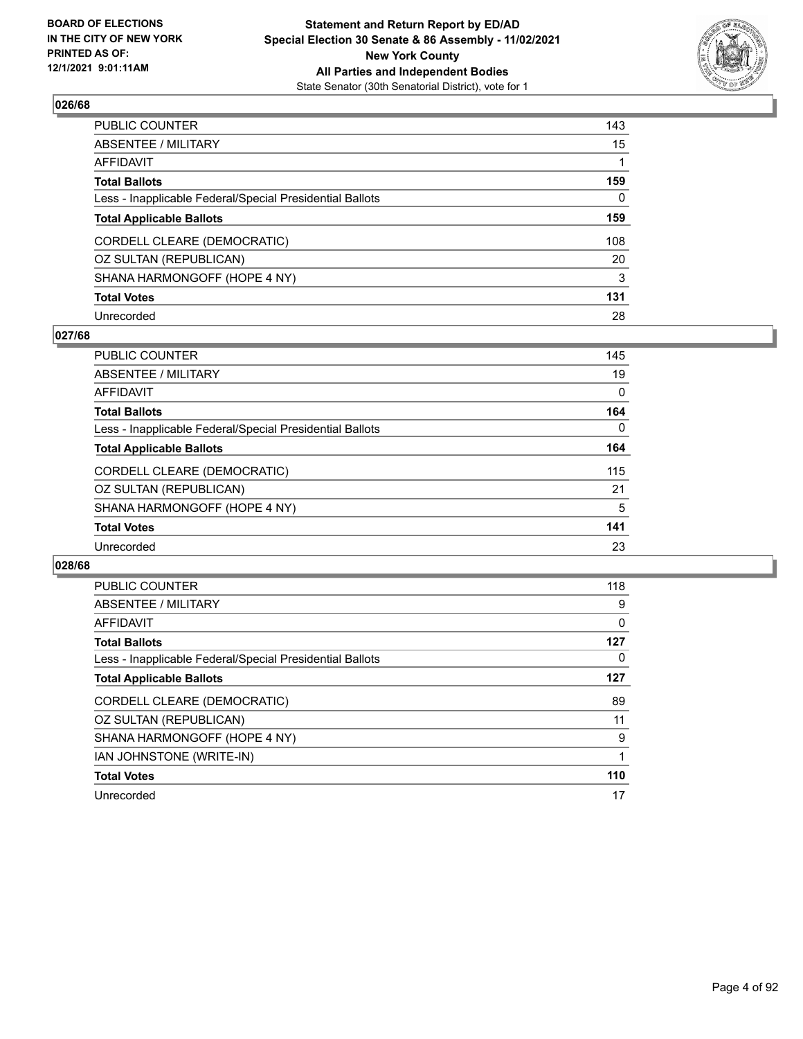**BOARD OF ELECTIONS IN THE CITY OF NEW YORK PRINTED AS OF: 12/1/2021 9:01:11AM**

**Statement and Return Report by ED/AD Special Election 30 Senate & 86 Assembly - 11/02/2021 New York County All Parties and Independent Bodies**

State Senator (30th Senatorial District), vote for 1

## 026/68

| | |
|---|---|
| PUBLIC COUNTER | 143 |
| ABSENTEE / MILITARY | 15 |
| AFFIDAVIT | 1 |
| **Total Ballots** | **159** |
| Less - Inapplicable Federal/Special Presidential Ballots | 0 |
| **Total Applicable Ballots** | **159** |
| CORDELL CLEARE (DEMOCRATIC) | 108 |
| OZ SULTAN (REPUBLICAN) | 20 |
| SHANA HARMONGOFF (HOPE 4 NY) | 3 |
| **Total Votes** | **131** |
| Unrecorded | 28 |

## 027/68

| | |
|---|---|
| PUBLIC COUNTER | 145 |
| ABSENTEE / MILITARY | 19 |
| AFFIDAVIT | 0 |
| **Total Ballots** | **164** |
| Less - Inapplicable Federal/Special Presidential Ballots | 0 |
| **Total Applicable Ballots** | **164** |
| CORDELL CLEARE (DEMOCRATIC) | 115 |
| OZ SULTAN (REPUBLICAN) | 21 |
| SHANA HARMONGOFF (HOPE 4 NY) | 5 |
| **Total Votes** | **141** |
| Unrecorded | 23 |

## 028/68

| | |
|---|---|
| PUBLIC COUNTER | 118 |
| ABSENTEE / MILITARY | 9 |
| AFFIDAVIT | 0 |
| **Total Ballots** | **127** |
| Less - Inapplicable Federal/Special Presidential Ballots | 0 |
| **Total Applicable Ballots** | **127** |
| CORDELL CLEARE (DEMOCRATIC) | 89 |
| OZ SULTAN (REPUBLICAN) | 11 |
| SHANA HARMONGOFF (HOPE 4 NY) | 9 |
| IAN JOHNSTONE (WRITE-IN) | 1 |
| **Total Votes** | **110** |
| Unrecorded | 17 |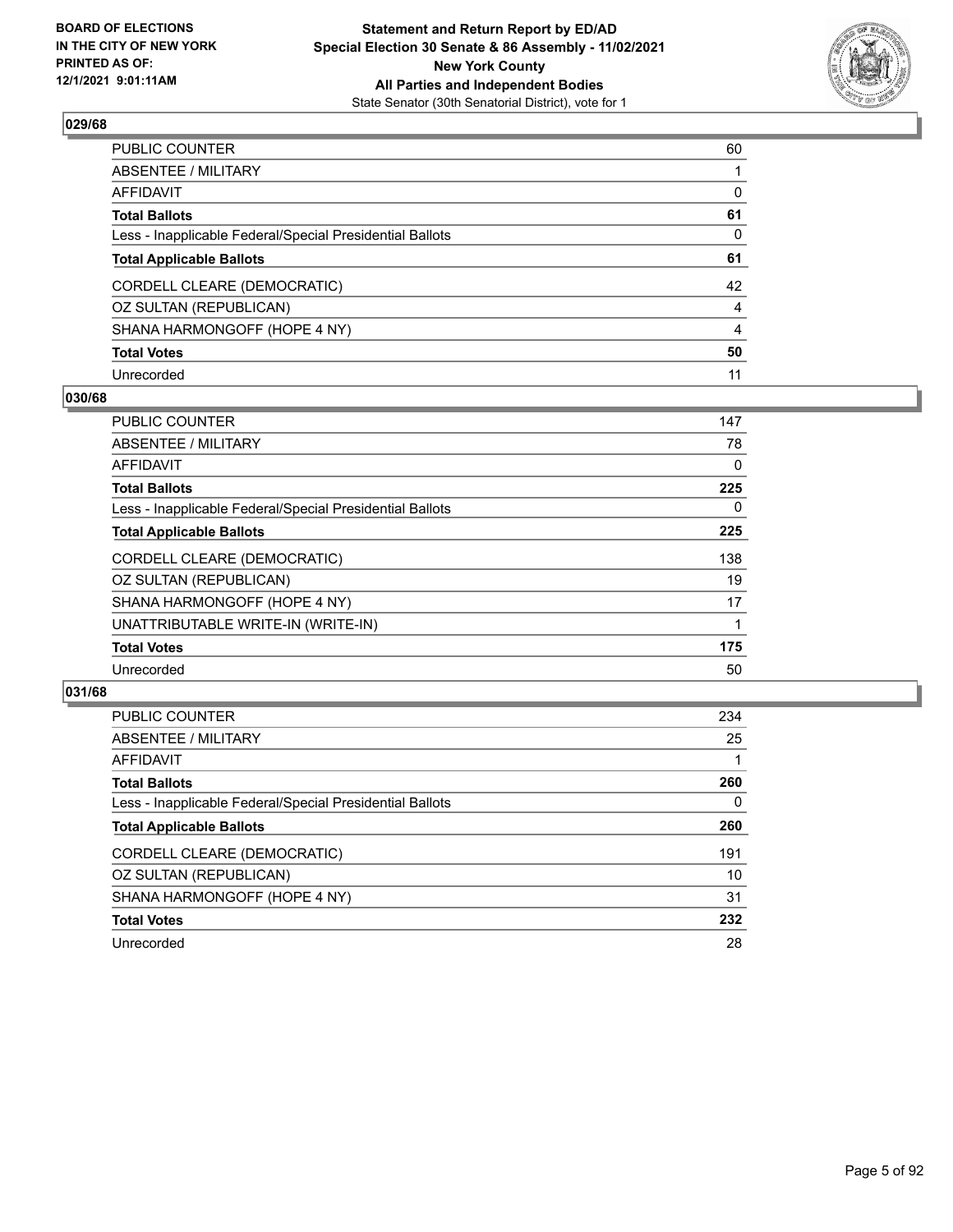## 029/68

| | |
|---|---|
| PUBLIC COUNTER | 60 |
| ABSENTEE / MILITARY | 1 |
| AFFIDAVIT | 0 |
| **Total Ballots** | **61** |
| Less - Inapplicable Federal/Special Presidential Ballots | 0 |
| **Total Applicable Ballots** | **61** |
| CORDELL CLEARE (DEMOCRATIC) | 42 |
| OZ SULTAN (REPUBLICAN) | 4 |
| SHANA HARMONGOFF (HOPE 4 NY) | 4 |
| **Total Votes** | **50** |
| Unrecorded | 11 |

## 030/68

| | |
|---|---|
| PUBLIC COUNTER | 147 |
| ABSENTEE / MILITARY | 78 |
| AFFIDAVIT | 0 |
| **Total Ballots** | **225** |
| Less - Inapplicable Federal/Special Presidential Ballots | 0 |
| **Total Applicable Ballots** | **225** |
| CORDELL CLEARE (DEMOCRATIC) | 138 |
| OZ SULTAN (REPUBLICAN) | 19 |
| SHANA HARMONGOFF (HOPE 4 NY) | 17 |
| UNATTRIBUTABLE WRITE-IN (WRITE-IN) | 1 |
| **Total Votes** | **175** |
| Unrecorded | 50 |

## 031/68

| | |
|---|---|
| PUBLIC COUNTER | 234 |
| ABSENTEE / MILITARY | 25 |
| AFFIDAVIT | 1 |
| **Total Ballots** | **260** |
| Less - Inapplicable Federal/Special Presidential Ballots | 0 |
| **Total Applicable Ballots** | **260** |
| CORDELL CLEARE (DEMOCRATIC) | 191 |
| OZ SULTAN (REPUBLICAN) | 10 |
| SHANA HARMONGOFF (HOPE 4 NY) | 31 |
| **Total Votes** | **232** |
| Unrecorded | 28 |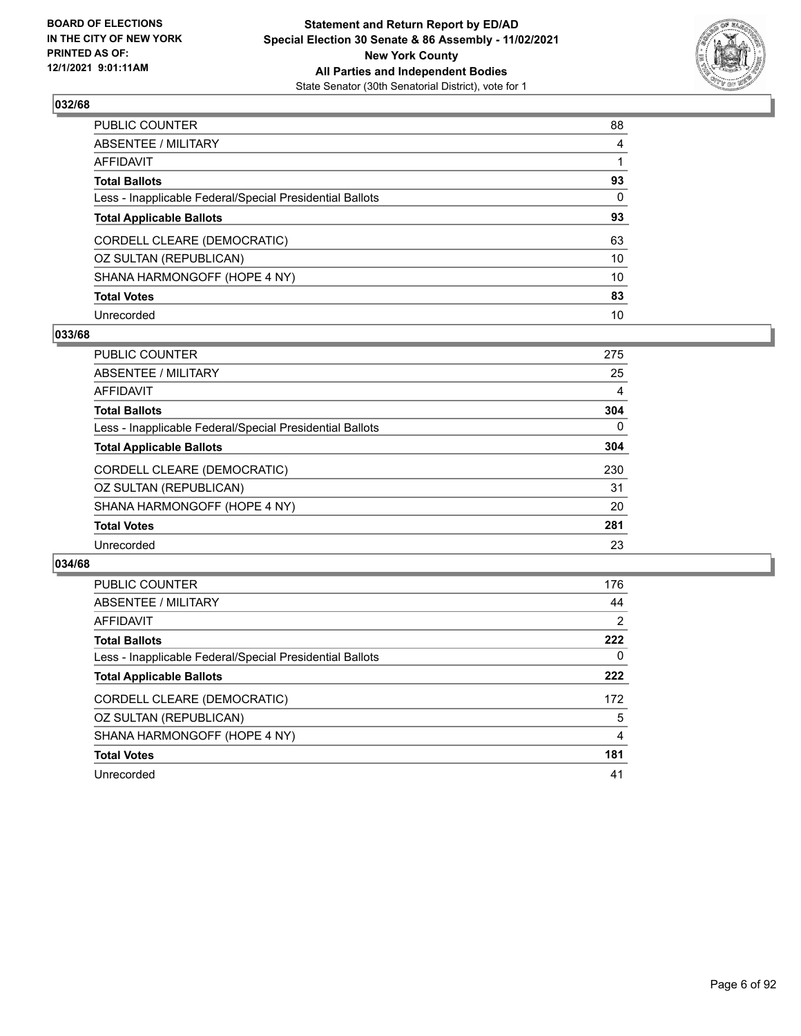### 032/68

| | |
|---|---|
| PUBLIC COUNTER | 88 |
| ABSENTEE / MILITARY | 4 |
| AFFIDAVIT | 1 |
| **Total Ballots** | **93** |
| Less - Inapplicable Federal/Special Presidential Ballots | 0 |
| **Total Applicable Ballots** | **93** |
| CORDELL CLEARE (DEMOCRATIC) | 63 |
| OZ SULTAN (REPUBLICAN) | 10 |
| SHANA HARMONGOFF (HOPE 4 NY) | 10 |
| **Total Votes** | **83** |
| Unrecorded | 10 |

### 033/68

| | |
|---|---|
| PUBLIC COUNTER | 275 |
| ABSENTEE / MILITARY | 25 |
| AFFIDAVIT | 4 |
| **Total Ballots** | **304** |
| Less - Inapplicable Federal/Special Presidential Ballots | 0 |
| **Total Applicable Ballots** | **304** |
| CORDELL CLEARE (DEMOCRATIC) | 230 |
| OZ SULTAN (REPUBLICAN) | 31 |
| SHANA HARMONGOFF (HOPE 4 NY) | 20 |
| **Total Votes** | **281** |
| Unrecorded | 23 |

### 034/68

| | |
|---|---|
| PUBLIC COUNTER | 176 |
| ABSENTEE / MILITARY | 44 |
| AFFIDAVIT | 2 |
| **Total Ballots** | **222** |
| Less - Inapplicable Federal/Special Presidential Ballots | 0 |
| **Total Applicable Ballots** | **222** |
| CORDELL CLEARE (DEMOCRATIC) | 172 |
| OZ SULTAN (REPUBLICAN) | 5 |
| SHANA HARMONGOFF (HOPE 4 NY) | 4 |
| **Total Votes** | **181** |
| Unrecorded | 41 |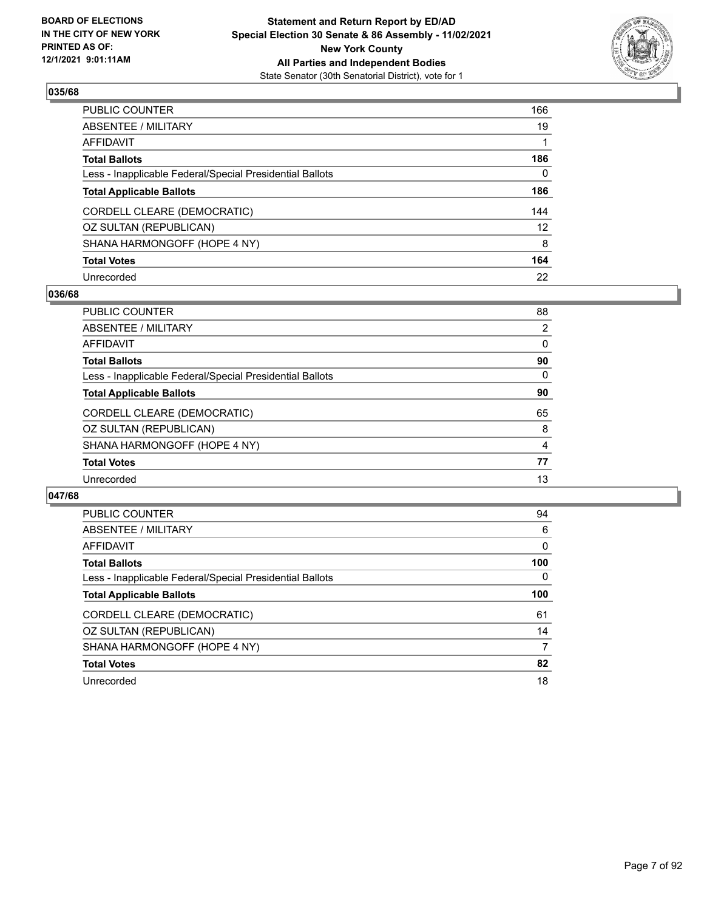BOARD OF ELECTIONS
IN THE CITY OF NEW YORK
PRINTED AS OF:
12/1/2021 9:01:11AM

**Statement and Return Report by ED/AD**
**Special Election 30 Senate & 86 Assembly - 11/02/2021**
**New York County**
**All Parties and Independent Bodies**
State Senator (30th Senatorial District), vote for 1

### 035/68

| | |
|---|---|
| PUBLIC COUNTER | 166 |
| ABSENTEE / MILITARY | 19 |
| AFFIDAVIT | 1 |
| **Total Ballots** | **186** |
| Less - Inapplicable Federal/Special Presidential Ballots | 0 |
| **Total Applicable Ballots** | **186** |
| CORDELL CLEARE (DEMOCRATIC) | 144 |
| OZ SULTAN (REPUBLICAN) | 12 |
| SHANA HARMONGOFF (HOPE 4 NY) | 8 |
| **Total Votes** | **164** |
| Unrecorded | 22 |

### 036/68

| | |
|---|---|
| PUBLIC COUNTER | 88 |
| ABSENTEE / MILITARY | 2 |
| AFFIDAVIT | 0 |
| **Total Ballots** | **90** |
| Less - Inapplicable Federal/Special Presidential Ballots | 0 |
| **Total Applicable Ballots** | **90** |
| CORDELL CLEARE (DEMOCRATIC) | 65 |
| OZ SULTAN (REPUBLICAN) | 8 |
| SHANA HARMONGOFF (HOPE 4 NY) | 4 |
| **Total Votes** | **77** |
| Unrecorded | 13 |

### 047/68

| | |
|---|---|
| PUBLIC COUNTER | 94 |
| ABSENTEE / MILITARY | 6 |
| AFFIDAVIT | 0 |
| **Total Ballots** | **100** |
| Less - Inapplicable Federal/Special Presidential Ballots | 0 |
| **Total Applicable Ballots** | **100** |
| CORDELL CLEARE (DEMOCRATIC) | 61 |
| OZ SULTAN (REPUBLICAN) | 14 |
| SHANA HARMONGOFF (HOPE 4 NY) | 7 |
| **Total Votes** | **82** |
| Unrecorded | 18 |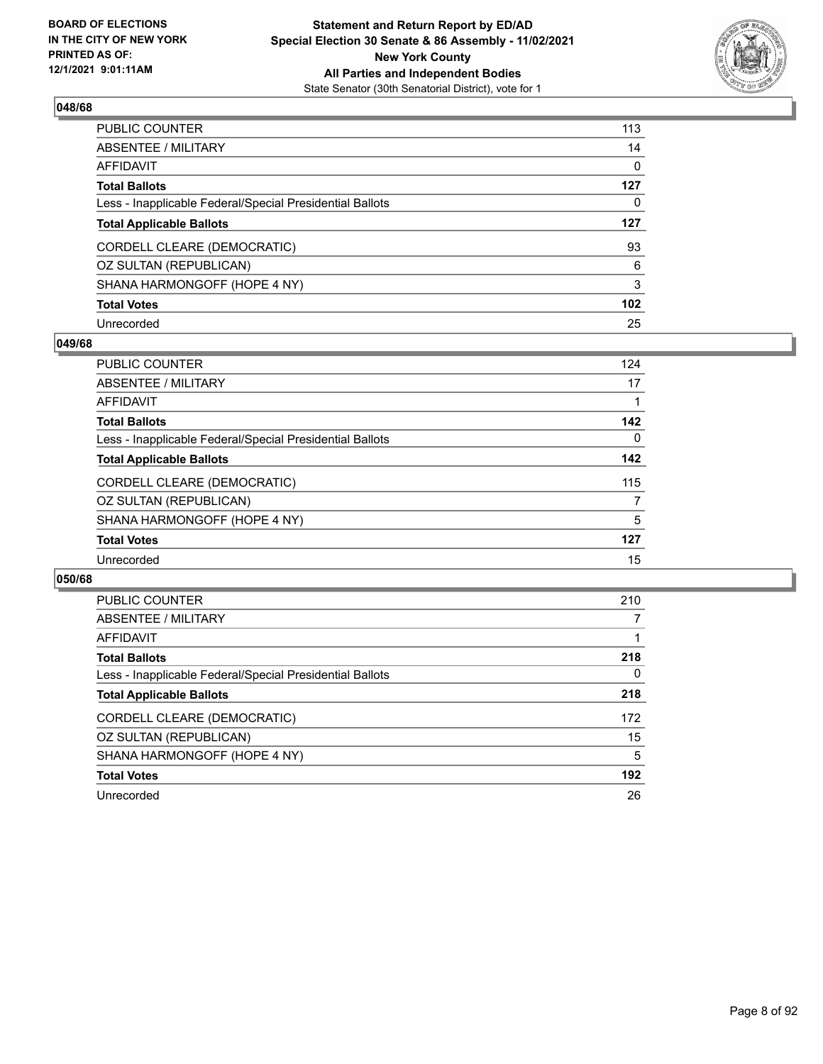## 048/68

| | |
|---|---|
| PUBLIC COUNTER | 113 |
| ABSENTEE / MILITARY | 14 |
| AFFIDAVIT | 0 |
| **Total Ballots** | **127** |
| Less - Inapplicable Federal/Special Presidential Ballots | 0 |
| **Total Applicable Ballots** | **127** |
| CORDELL CLEARE (DEMOCRATIC) | 93 |
| OZ SULTAN (REPUBLICAN) | 6 |
| SHANA HARMONGOFF (HOPE 4 NY) | 3 |
| **Total Votes** | **102** |
| Unrecorded | 25 |

## 049/68

| | |
|---|---|
| PUBLIC COUNTER | 124 |
| ABSENTEE / MILITARY | 17 |
| AFFIDAVIT | 1 |
| **Total Ballots** | **142** |
| Less - Inapplicable Federal/Special Presidential Ballots | 0 |
| **Total Applicable Ballots** | **142** |
| CORDELL CLEARE (DEMOCRATIC) | 115 |
| OZ SULTAN (REPUBLICAN) | 7 |
| SHANA HARMONGOFF (HOPE 4 NY) | 5 |
| **Total Votes** | **127** |
| Unrecorded | 15 |

## 050/68

| | |
|---|---|
| PUBLIC COUNTER | 210 |
| ABSENTEE / MILITARY | 7 |
| AFFIDAVIT | 1 |
| **Total Ballots** | **218** |
| Less - Inapplicable Federal/Special Presidential Ballots | 0 |
| **Total Applicable Ballots** | **218** |
| CORDELL CLEARE (DEMOCRATIC) | 172 |
| OZ SULTAN (REPUBLICAN) | 15 |
| SHANA HARMONGOFF (HOPE 4 NY) | 5 |
| **Total Votes** | **192** |
| Unrecorded | 26 |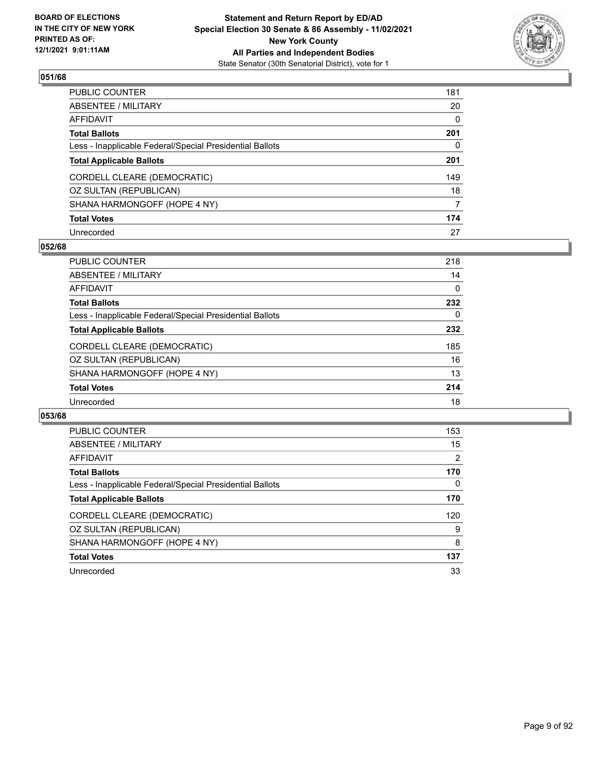## 051/68

| | |
|---|---|
| PUBLIC COUNTER | 181 |
| ABSENTEE / MILITARY | 20 |
| AFFIDAVIT | 0 |
| **Total Ballots** | **201** |
| Less - Inapplicable Federal/Special Presidential Ballots | 0 |
| **Total Applicable Ballots** | **201** |
| CORDELL CLEARE (DEMOCRATIC) | 149 |
| OZ SULTAN (REPUBLICAN) | 18 |
| SHANA HARMONGOFF (HOPE 4 NY) | 7 |
| **Total Votes** | **174** |
| Unrecorded | 27 |

## 052/68

| | |
|---|---|
| PUBLIC COUNTER | 218 |
| ABSENTEE / MILITARY | 14 |
| AFFIDAVIT | 0 |
| **Total Ballots** | **232** |
| Less - Inapplicable Federal/Special Presidential Ballots | 0 |
| **Total Applicable Ballots** | **232** |
| CORDELL CLEARE (DEMOCRATIC) | 185 |
| OZ SULTAN (REPUBLICAN) | 16 |
| SHANA HARMONGOFF (HOPE 4 NY) | 13 |
| **Total Votes** | **214** |
| Unrecorded | 18 |

## 053/68

| | |
|---|---|
| PUBLIC COUNTER | 153 |
| ABSENTEE / MILITARY | 15 |
| AFFIDAVIT | 2 |
| **Total Ballots** | **170** |
| Less - Inapplicable Federal/Special Presidential Ballots | 0 |
| **Total Applicable Ballots** | **170** |
| CORDELL CLEARE (DEMOCRATIC) | 120 |
| OZ SULTAN (REPUBLICAN) | 9 |
| SHANA HARMONGOFF (HOPE 4 NY) | 8 |
| **Total Votes** | **137** |
| Unrecorded | 33 |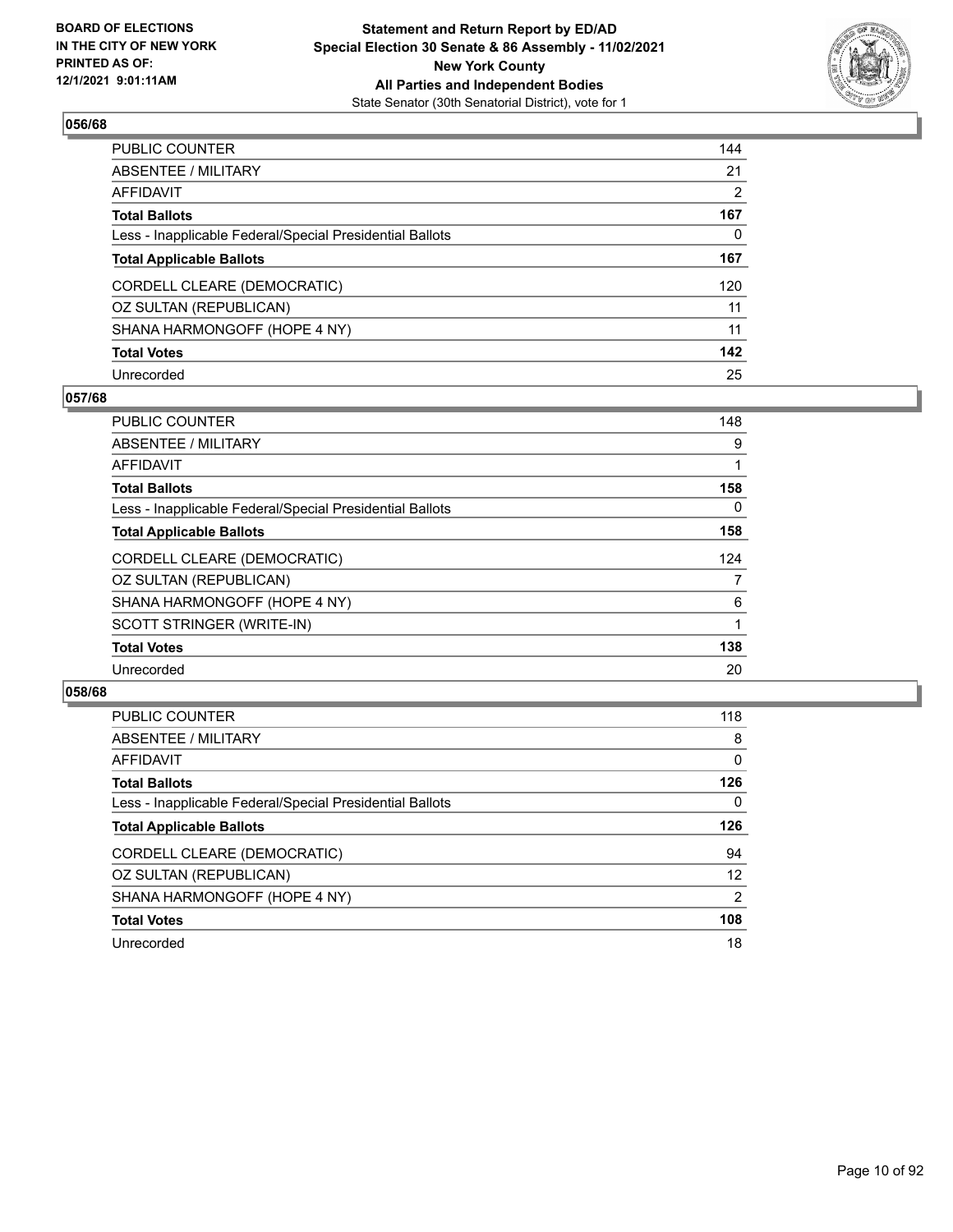**BOARD OF ELECTIONS IN THE CITY OF NEW YORK PRINTED AS OF: 12/1/2021 9:01:11AM**

**Statement and Return Report by ED/AD Special Election 30 Senate & 86 Assembly - 11/02/2021 New York County All Parties and Independent Bodies**

State Senator (30th Senatorial District), vote for 1

### 056/68

| | |
|---|---|
| PUBLIC COUNTER | 144 |
| ABSENTEE / MILITARY | 21 |
| AFFIDAVIT | 2 |
| **Total Ballots** | **167** |
| Less - Inapplicable Federal/Special Presidential Ballots | 0 |
| **Total Applicable Ballots** | **167** |
| CORDELL CLEARE (DEMOCRATIC) | 120 |
| OZ SULTAN (REPUBLICAN) | 11 |
| SHANA HARMONGOFF (HOPE 4 NY) | 11 |
| **Total Votes** | **142** |
| Unrecorded | 25 |

### 057/68

| | |
|---|---|
| PUBLIC COUNTER | 148 |
| ABSENTEE / MILITARY | 9 |
| AFFIDAVIT | 1 |
| **Total Ballots** | **158** |
| Less - Inapplicable Federal/Special Presidential Ballots | 0 |
| **Total Applicable Ballots** | **158** |
| CORDELL CLEARE (DEMOCRATIC) | 124 |
| OZ SULTAN (REPUBLICAN) | 7 |
| SHANA HARMONGOFF (HOPE 4 NY) | 6 |
| SCOTT STRINGER (WRITE-IN) | 1 |
| **Total Votes** | **138** |
| Unrecorded | 20 |

### 058/68

| | |
|---|---|
| PUBLIC COUNTER | 118 |
| ABSENTEE / MILITARY | 8 |
| AFFIDAVIT | 0 |
| **Total Ballots** | **126** |
| Less - Inapplicable Federal/Special Presidential Ballots | 0 |
| **Total Applicable Ballots** | **126** |
| CORDELL CLEARE (DEMOCRATIC) | 94 |
| OZ SULTAN (REPUBLICAN) | 12 |
| SHANA HARMONGOFF (HOPE 4 NY) | 2 |
| **Total Votes** | **108** |
| Unrecorded | 18 |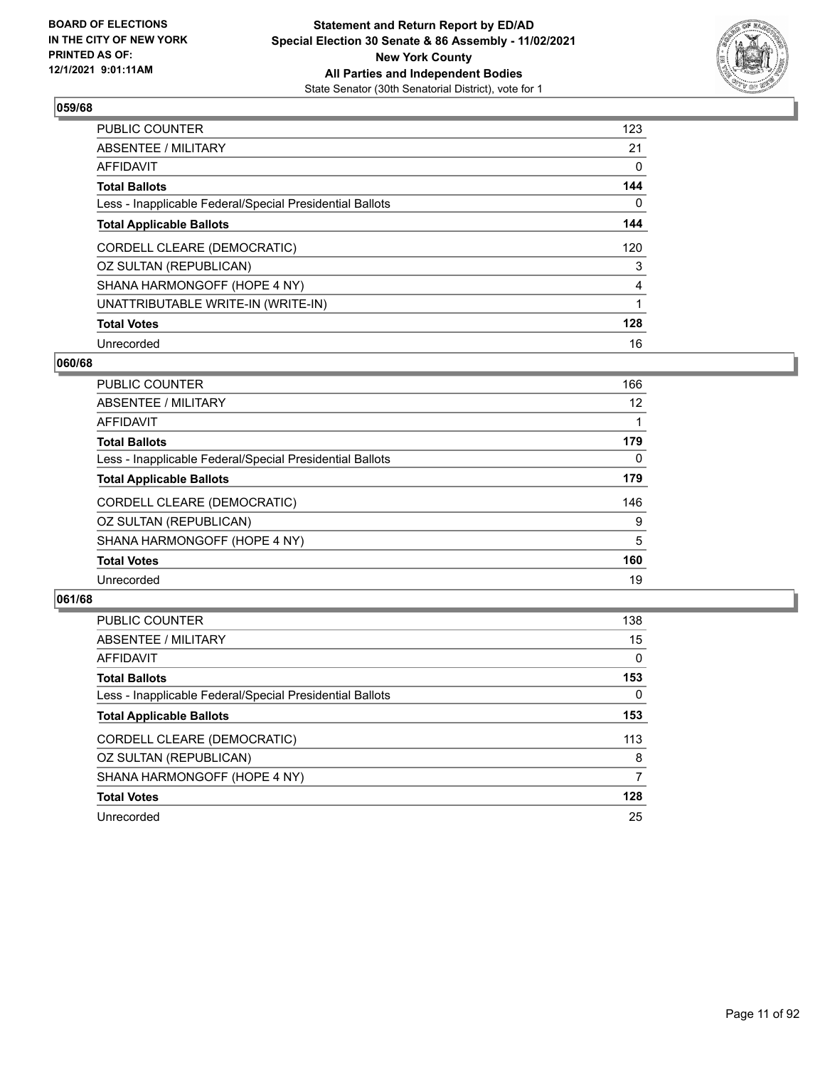### 059/68

| | |
|---|---|
| PUBLIC COUNTER | 123 |
| ABSENTEE / MILITARY | 21 |
| AFFIDAVIT | 0 |
| **Total Ballots** | **144** |
| Less - Inapplicable Federal/Special Presidential Ballots | 0 |
| **Total Applicable Ballots** | **144** |
| CORDELL CLEARE (DEMOCRATIC) | 120 |
| OZ SULTAN (REPUBLICAN) | 3 |
| SHANA HARMONGOFF (HOPE 4 NY) | 4 |
| UNATTRIBUTABLE WRITE-IN (WRITE-IN) | 1 |
| **Total Votes** | **128** |
| Unrecorded | 16 |

### 060/68

| | |
|---|---|
| PUBLIC COUNTER | 166 |
| ABSENTEE / MILITARY | 12 |
| AFFIDAVIT | 1 |
| **Total Ballots** | **179** |
| Less - Inapplicable Federal/Special Presidential Ballots | 0 |
| **Total Applicable Ballots** | **179** |
| CORDELL CLEARE (DEMOCRATIC) | 146 |
| OZ SULTAN (REPUBLICAN) | 9 |
| SHANA HARMONGOFF (HOPE 4 NY) | 5 |
| **Total Votes** | **160** |
| Unrecorded | 19 |

### 061/68

| | |
|---|---|
| PUBLIC COUNTER | 138 |
| ABSENTEE / MILITARY | 15 |
| AFFIDAVIT | 0 |
| **Total Ballots** | **153** |
| Less - Inapplicable Federal/Special Presidential Ballots | 0 |
| **Total Applicable Ballots** | **153** |
| CORDELL CLEARE (DEMOCRATIC) | 113 |
| OZ SULTAN (REPUBLICAN) | 8 |
| SHANA HARMONGOFF (HOPE 4 NY) | 7 |
| **Total Votes** | **128** |
| Unrecorded | 25 |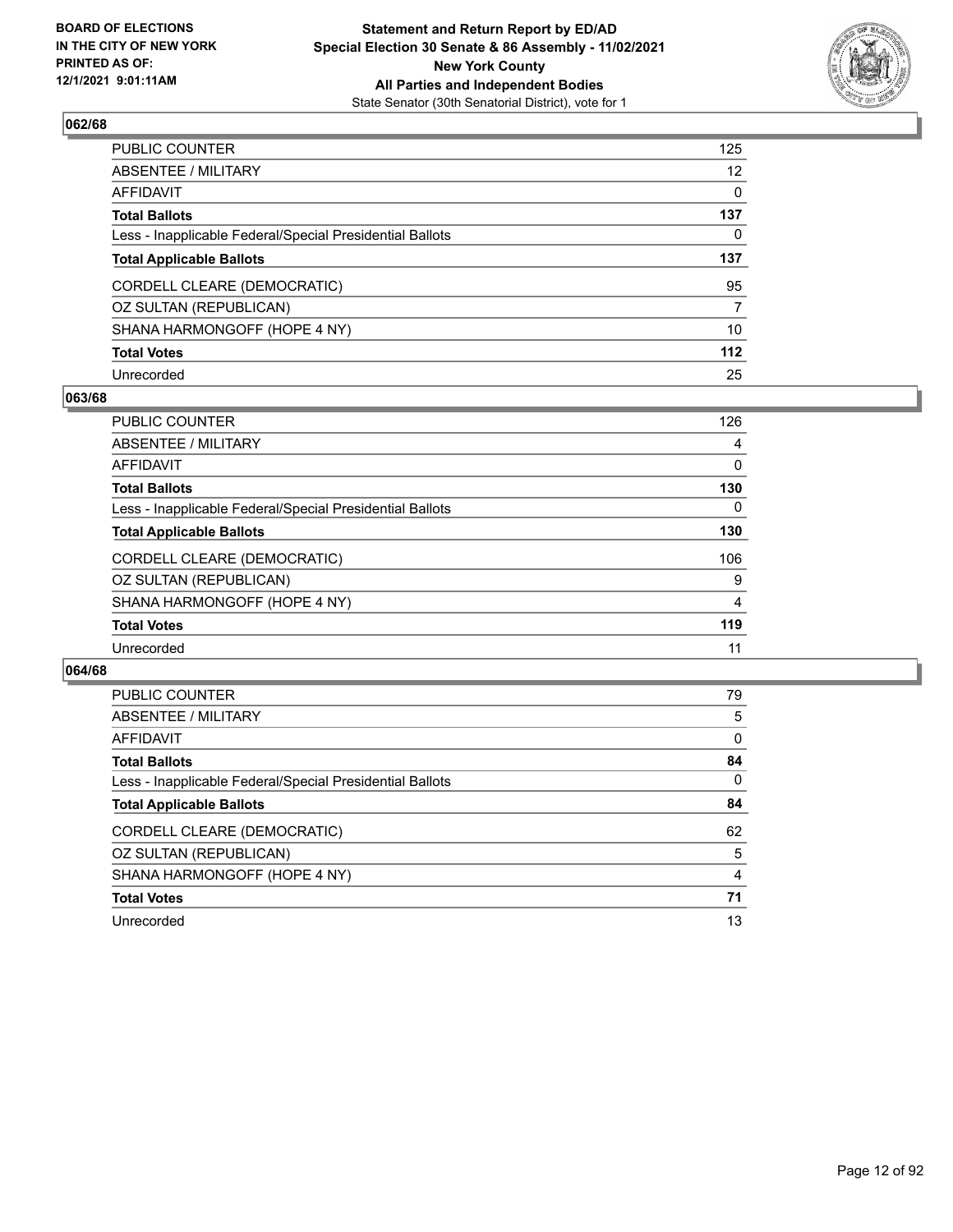## 062/68

| | |
|---|---|
| PUBLIC COUNTER | 125 |
| ABSENTEE / MILITARY | 12 |
| AFFIDAVIT | 0 |
| **Total Ballots** | **137** |
| Less - Inapplicable Federal/Special Presidential Ballots | 0 |
| **Total Applicable Ballots** | **137** |
| CORDELL CLEARE (DEMOCRATIC) | 95 |
| OZ SULTAN (REPUBLICAN) | 7 |
| SHANA HARMONGOFF (HOPE 4 NY) | 10 |
| **Total Votes** | **112** |
| Unrecorded | 25 |

## 063/68

| | |
|---|---|
| PUBLIC COUNTER | 126 |
| ABSENTEE / MILITARY | 4 |
| AFFIDAVIT | 0 |
| **Total Ballots** | **130** |
| Less - Inapplicable Federal/Special Presidential Ballots | 0 |
| **Total Applicable Ballots** | **130** |
| CORDELL CLEARE (DEMOCRATIC) | 106 |
| OZ SULTAN (REPUBLICAN) | 9 |
| SHANA HARMONGOFF (HOPE 4 NY) | 4 |
| **Total Votes** | **119** |
| Unrecorded | 11 |

## 064/68

| | |
|---|---|
| PUBLIC COUNTER | 79 |
| ABSENTEE / MILITARY | 5 |
| AFFIDAVIT | 0 |
| **Total Ballots** | **84** |
| Less - Inapplicable Federal/Special Presidential Ballots | 0 |
| **Total Applicable Ballots** | **84** |
| CORDELL CLEARE (DEMOCRATIC) | 62 |
| OZ SULTAN (REPUBLICAN) | 5 |
| SHANA HARMONGOFF (HOPE 4 NY) | 4 |
| **Total Votes** | **71** |
| Unrecorded | 13 |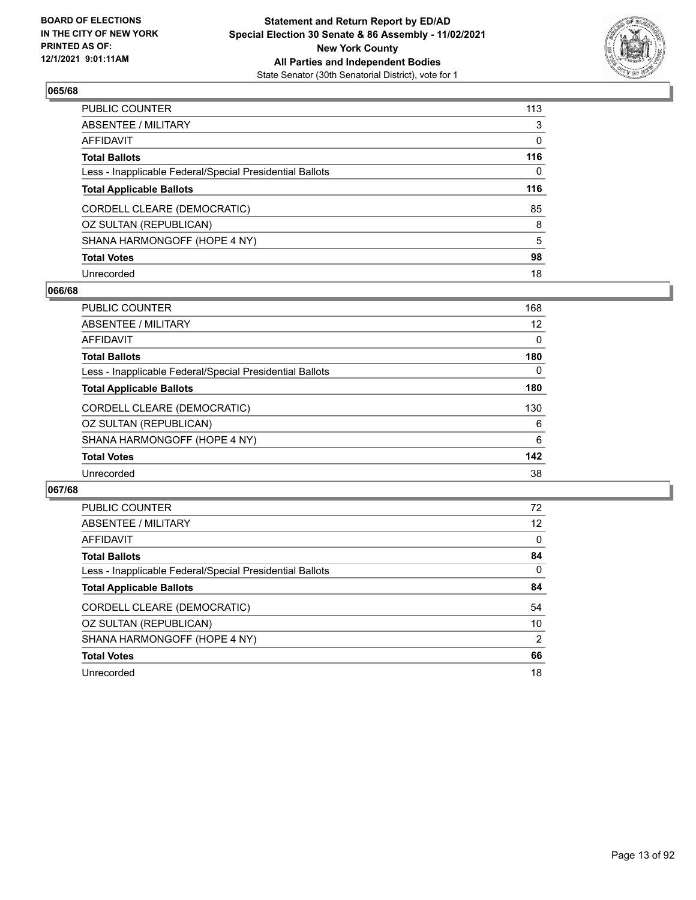**BOARD OF ELECTIONS IN THE CITY OF NEW YORK PRINTED AS OF: 12/1/2021 9:01:11AM**

**Statement and Return Report by ED/AD Special Election 30 Senate & 86 Assembly - 11/02/2021 New York County All Parties and Independent Bodies**

State Senator (30th Senatorial District), vote for 1

## 065/68

| | |
|---|---|
| PUBLIC COUNTER | 113 |
| ABSENTEE / MILITARY | 3 |
| AFFIDAVIT | 0 |
| **Total Ballots** | **116** |
| Less - Inapplicable Federal/Special Presidential Ballots | 0 |
| **Total Applicable Ballots** | **116** |
| CORDELL CLEARE (DEMOCRATIC) | 85 |
| OZ SULTAN (REPUBLICAN) | 8 |
| SHANA HARMONGOFF (HOPE 4 NY) | 5 |
| **Total Votes** | **98** |
| Unrecorded | 18 |

## 066/68

| | |
|---|---|
| PUBLIC COUNTER | 168 |
| ABSENTEE / MILITARY | 12 |
| AFFIDAVIT | 0 |
| **Total Ballots** | **180** |
| Less - Inapplicable Federal/Special Presidential Ballots | 0 |
| **Total Applicable Ballots** | **180** |
| CORDELL CLEARE (DEMOCRATIC) | 130 |
| OZ SULTAN (REPUBLICAN) | 6 |
| SHANA HARMONGOFF (HOPE 4 NY) | 6 |
| **Total Votes** | **142** |
| Unrecorded | 38 |

## 067/68

| | |
|---|---|
| PUBLIC COUNTER | 72 |
| ABSENTEE / MILITARY | 12 |
| AFFIDAVIT | 0 |
| **Total Ballots** | **84** |
| Less - Inapplicable Federal/Special Presidential Ballots | 0 |
| **Total Applicable Ballots** | **84** |
| CORDELL CLEARE (DEMOCRATIC) | 54 |
| OZ SULTAN (REPUBLICAN) | 10 |
| SHANA HARMONGOFF (HOPE 4 NY) | 2 |
| **Total Votes** | **66** |
| Unrecorded | 18 |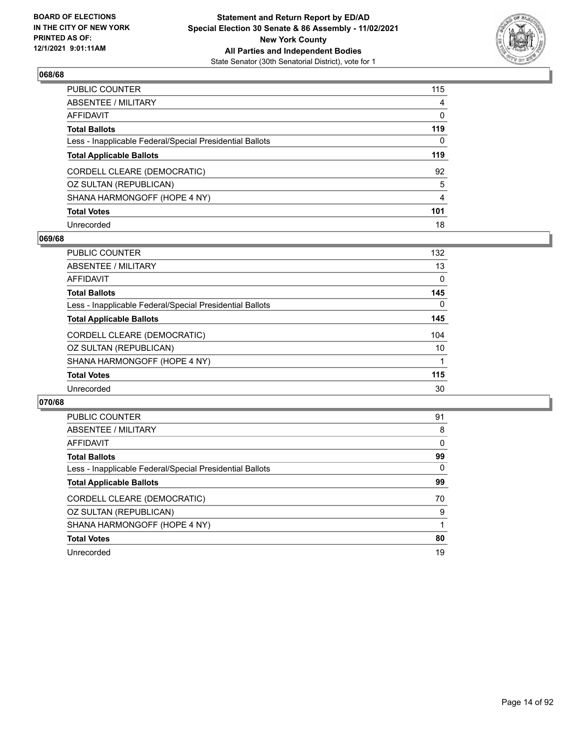### 068/68

| | |
|---|---|
| PUBLIC COUNTER | 115 |
| ABSENTEE / MILITARY | 4 |
| AFFIDAVIT | 0 |
| **Total Ballots** | **119** |
| Less - Inapplicable Federal/Special Presidential Ballots | 0 |
| **Total Applicable Ballots** | **119** |
| CORDELL CLEARE (DEMOCRATIC) | 92 |
| OZ SULTAN (REPUBLICAN) | 5 |
| SHANA HARMONGOFF (HOPE 4 NY) | 4 |
| **Total Votes** | **101** |
| Unrecorded | 18 |

### 069/68

| | |
|---|---|
| PUBLIC COUNTER | 132 |
| ABSENTEE / MILITARY | 13 |
| AFFIDAVIT | 0 |
| **Total Ballots** | **145** |
| Less - Inapplicable Federal/Special Presidential Ballots | 0 |
| **Total Applicable Ballots** | **145** |
| CORDELL CLEARE (DEMOCRATIC) | 104 |
| OZ SULTAN (REPUBLICAN) | 10 |
| SHANA HARMONGOFF (HOPE 4 NY) | 1 |
| **Total Votes** | **115** |
| Unrecorded | 30 |

### 070/68

| | |
|---|---|
| PUBLIC COUNTER | 91 |
| ABSENTEE / MILITARY | 8 |
| AFFIDAVIT | 0 |
| **Total Ballots** | **99** |
| Less - Inapplicable Federal/Special Presidential Ballots | 0 |
| **Total Applicable Ballots** | **99** |
| CORDELL CLEARE (DEMOCRATIC) | 70 |
| OZ SULTAN (REPUBLICAN) | 9 |
| SHANA HARMONGOFF (HOPE 4 NY) | 1 |
| **Total Votes** | **80** |
| Unrecorded | 19 |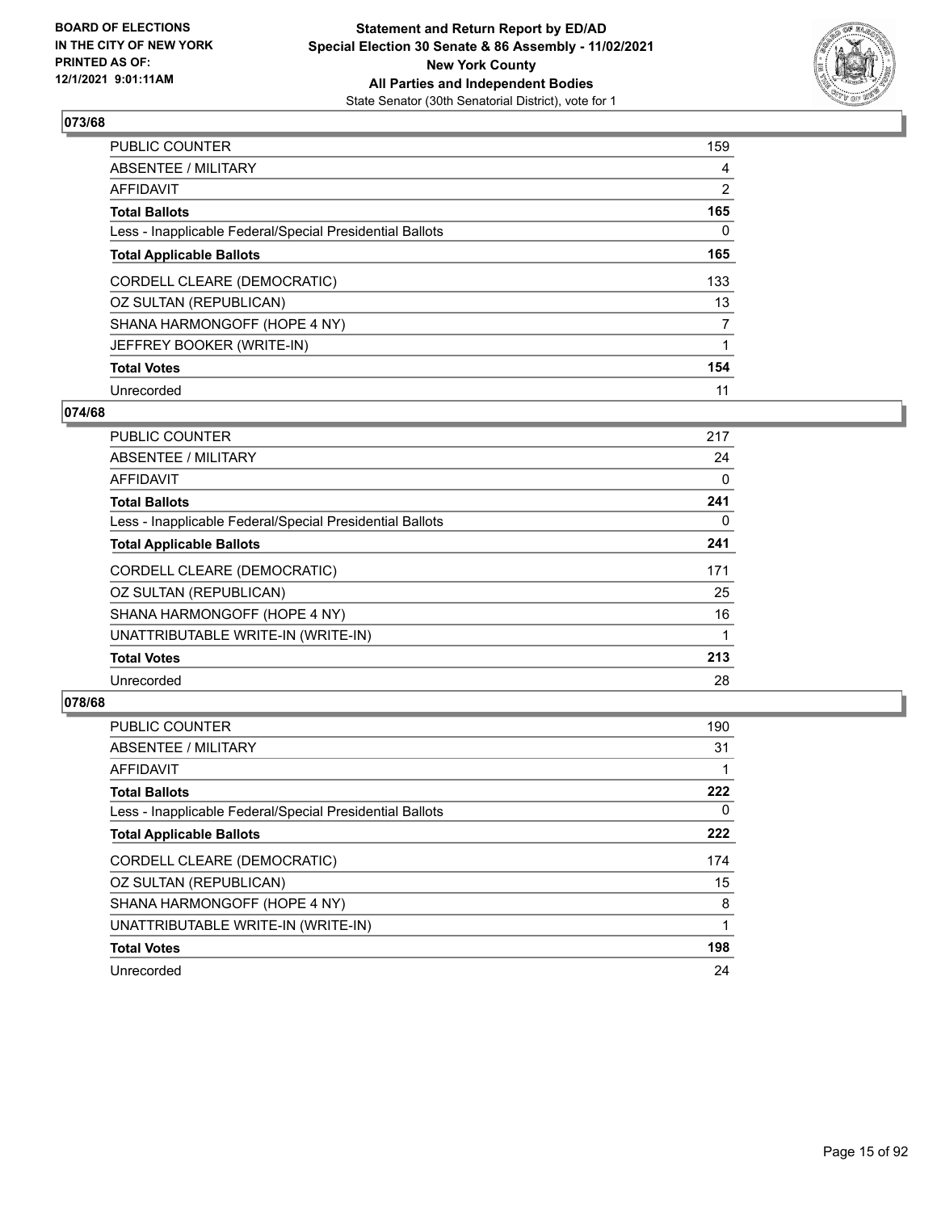**BOARD OF ELECTIONS IN THE CITY OF NEW YORK PRINTED AS OF: 12/1/2021 9:01:11AM**

**Statement and Return Report by ED/AD**
**Special Election 30 Senate & 86 Assembly - 11/02/2021**
**New York County**
**All Parties and Independent Bodies**
State Senator (30th Senatorial District), vote for 1

## 073/68

| | |
|---|---|
| PUBLIC COUNTER | 159 |
| ABSENTEE / MILITARY | 4 |
| AFFIDAVIT | 2 |
| **Total Ballots** | **165** |
| Less - Inapplicable Federal/Special Presidential Ballots | 0 |
| **Total Applicable Ballots** | **165** |
| CORDELL CLEARE (DEMOCRATIC) | 133 |
| OZ SULTAN (REPUBLICAN) | 13 |
| SHANA HARMONGOFF (HOPE 4 NY) | 7 |
| JEFFREY BOOKER (WRITE-IN) | 1 |
| **Total Votes** | **154** |
| Unrecorded | 11 |

## 074/68

| | |
|---|---|
| PUBLIC COUNTER | 217 |
| ABSENTEE / MILITARY | 24 |
| AFFIDAVIT | 0 |
| **Total Ballots** | **241** |
| Less - Inapplicable Federal/Special Presidential Ballots | 0 |
| **Total Applicable Ballots** | **241** |
| CORDELL CLEARE (DEMOCRATIC) | 171 |
| OZ SULTAN (REPUBLICAN) | 25 |
| SHANA HARMONGOFF (HOPE 4 NY) | 16 |
| UNATTRIBUTABLE WRITE-IN (WRITE-IN) | 1 |
| **Total Votes** | **213** |
| Unrecorded | 28 |

## 078/68

| | |
|---|---|
| PUBLIC COUNTER | 190 |
| ABSENTEE / MILITARY | 31 |
| AFFIDAVIT | 1 |
| **Total Ballots** | **222** |
| Less - Inapplicable Federal/Special Presidential Ballots | 0 |
| **Total Applicable Ballots** | **222** |
| CORDELL CLEARE (DEMOCRATIC) | 174 |
| OZ SULTAN (REPUBLICAN) | 15 |
| SHANA HARMONGOFF (HOPE 4 NY) | 8 |
| UNATTRIBUTABLE WRITE-IN (WRITE-IN) | 1 |
| **Total Votes** | **198** |
| Unrecorded | 24 |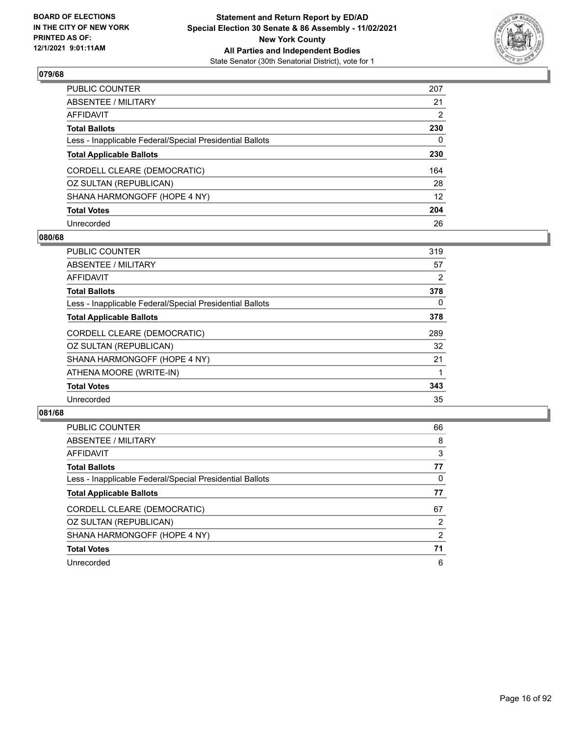### 079/68

| | |
|---|---|
| PUBLIC COUNTER | 207 |
| ABSENTEE / MILITARY | 21 |
| AFFIDAVIT | 2 |
| **Total Ballots** | **230** |
| Less - Inapplicable Federal/Special Presidential Ballots | 0 |
| **Total Applicable Ballots** | **230** |
| CORDELL CLEARE (DEMOCRATIC) | 164 |
| OZ SULTAN (REPUBLICAN) | 28 |
| SHANA HARMONGOFF (HOPE 4 NY) | 12 |
| **Total Votes** | **204** |
| Unrecorded | 26 |

### 080/68

| | |
|---|---|
| PUBLIC COUNTER | 319 |
| ABSENTEE / MILITARY | 57 |
| AFFIDAVIT | 2 |
| **Total Ballots** | **378** |
| Less - Inapplicable Federal/Special Presidential Ballots | 0 |
| **Total Applicable Ballots** | **378** |
| CORDELL CLEARE (DEMOCRATIC) | 289 |
| OZ SULTAN (REPUBLICAN) | 32 |
| SHANA HARMONGOFF (HOPE 4 NY) | 21 |
| ATHENA MOORE (WRITE-IN) | 1 |
| **Total Votes** | **343** |
| Unrecorded | 35 |

### 081/68

| | |
|---|---|
| PUBLIC COUNTER | 66 |
| ABSENTEE / MILITARY | 8 |
| AFFIDAVIT | 3 |
| **Total Ballots** | **77** |
| Less - Inapplicable Federal/Special Presidential Ballots | 0 |
| **Total Applicable Ballots** | **77** |
| CORDELL CLEARE (DEMOCRATIC) | 67 |
| OZ SULTAN (REPUBLICAN) | 2 |
| SHANA HARMONGOFF (HOPE 4 NY) | 2 |
| **Total Votes** | **71** |
| Unrecorded | 6 |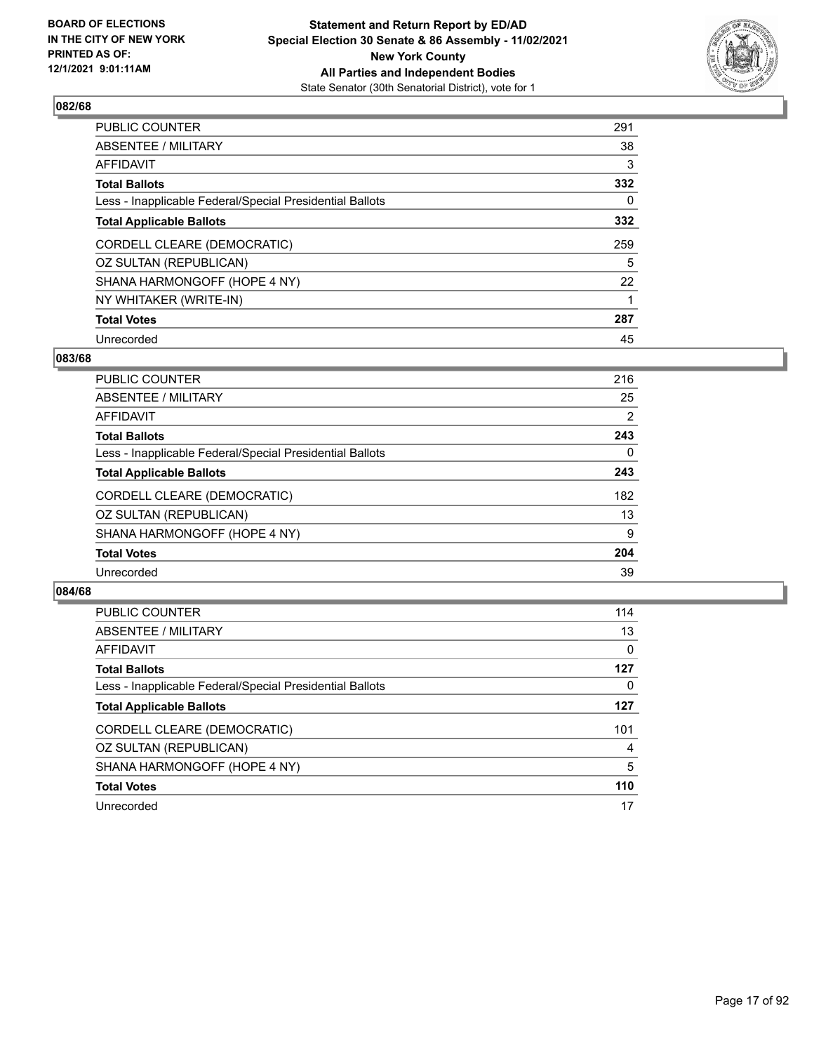## 082/68

| | |
|---|---|
| PUBLIC COUNTER | 291 |
| ABSENTEE / MILITARY | 38 |
| AFFIDAVIT | 3 |
| **Total Ballots** | **332** |
| Less - Inapplicable Federal/Special Presidential Ballots | 0 |
| **Total Applicable Ballots** | **332** |
| CORDELL CLEARE (DEMOCRATIC) | 259 |
| OZ SULTAN (REPUBLICAN) | 5 |
| SHANA HARMONGOFF (HOPE 4 NY) | 22 |
| NY WHITAKER (WRITE-IN) | 1 |
| **Total Votes** | **287** |
| Unrecorded | 45 |

## 083/68

| | |
|---|---|
| PUBLIC COUNTER | 216 |
| ABSENTEE / MILITARY | 25 |
| AFFIDAVIT | 2 |
| **Total Ballots** | **243** |
| Less - Inapplicable Federal/Special Presidential Ballots | 0 |
| **Total Applicable Ballots** | **243** |
| CORDELL CLEARE (DEMOCRATIC) | 182 |
| OZ SULTAN (REPUBLICAN) | 13 |
| SHANA HARMONGOFF (HOPE 4 NY) | 9 |
| **Total Votes** | **204** |
| Unrecorded | 39 |

## 084/68

| | |
|---|---|
| PUBLIC COUNTER | 114 |
| ABSENTEE / MILITARY | 13 |
| AFFIDAVIT | 0 |
| **Total Ballots** | **127** |
| Less - Inapplicable Federal/Special Presidential Ballots | 0 |
| **Total Applicable Ballots** | **127** |
| CORDELL CLEARE (DEMOCRATIC) | 101 |
| OZ SULTAN (REPUBLICAN) | 4 |
| SHANA HARMONGOFF (HOPE 4 NY) | 5 |
| **Total Votes** | **110** |
| Unrecorded | 17 |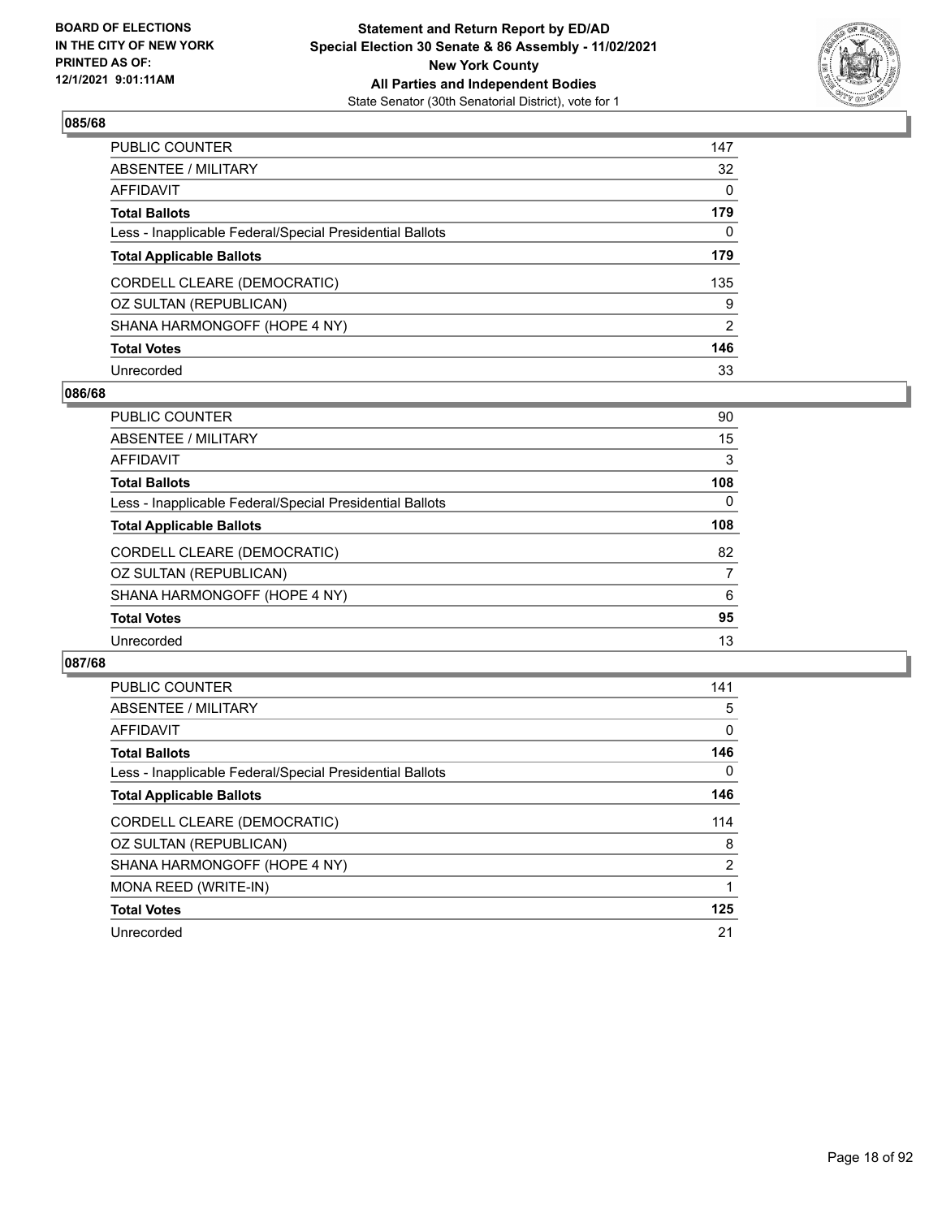## 085/68

| | |
|---|---|
| PUBLIC COUNTER | 147 |
| ABSENTEE / MILITARY | 32 |
| AFFIDAVIT | 0 |
| **Total Ballots** | **179** |
| Less - Inapplicable Federal/Special Presidential Ballots | 0 |
| **Total Applicable Ballots** | **179** |
| CORDELL CLEARE (DEMOCRATIC) | 135 |
| OZ SULTAN (REPUBLICAN) | 9 |
| SHANA HARMONGOFF (HOPE 4 NY) | 2 |
| **Total Votes** | **146** |
| Unrecorded | 33 |

## 086/68

| | |
|---|---|
| PUBLIC COUNTER | 90 |
| ABSENTEE / MILITARY | 15 |
| AFFIDAVIT | 3 |
| **Total Ballots** | **108** |
| Less - Inapplicable Federal/Special Presidential Ballots | 0 |
| **Total Applicable Ballots** | **108** |
| CORDELL CLEARE (DEMOCRATIC) | 82 |
| OZ SULTAN (REPUBLICAN) | 7 |
| SHANA HARMONGOFF (HOPE 4 NY) | 6 |
| **Total Votes** | **95** |
| Unrecorded | 13 |

## 087/68

| | |
|---|---|
| PUBLIC COUNTER | 141 |
| ABSENTEE / MILITARY | 5 |
| AFFIDAVIT | 0 |
| **Total Ballots** | **146** |
| Less - Inapplicable Federal/Special Presidential Ballots | 0 |
| **Total Applicable Ballots** | **146** |
| CORDELL CLEARE (DEMOCRATIC) | 114 |
| OZ SULTAN (REPUBLICAN) | 8 |
| SHANA HARMONGOFF (HOPE 4 NY) | 2 |
| MONA REED (WRITE-IN) | 1 |
| **Total Votes** | **125** |
| Unrecorded | 21 |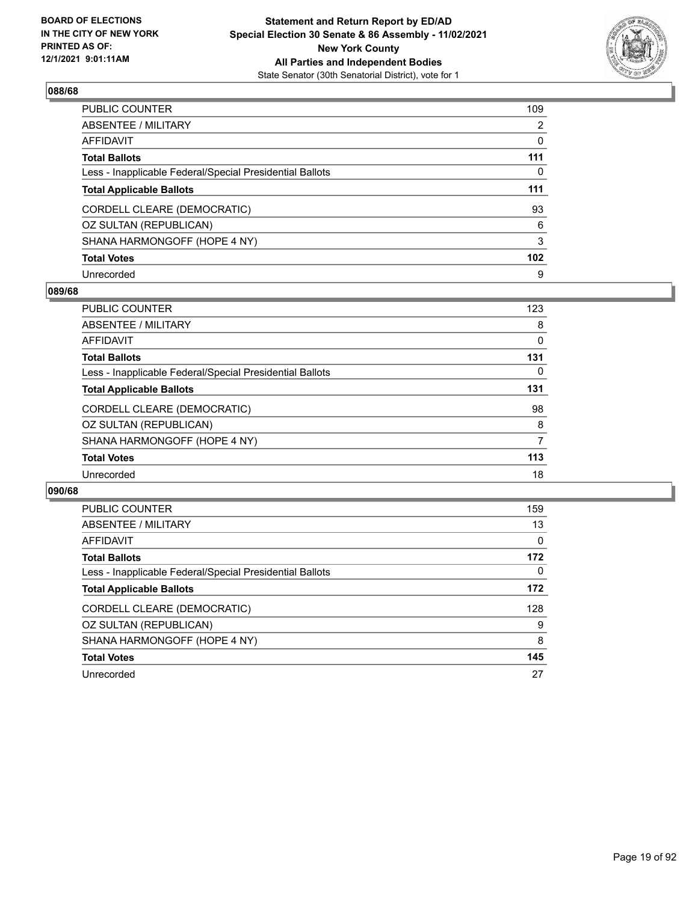## 088/68

| | |
|---|---|
| PUBLIC COUNTER | 109 |
| ABSENTEE / MILITARY | 2 |
| AFFIDAVIT | 0 |
| **Total Ballots** | **111** |
| Less - Inapplicable Federal/Special Presidential Ballots | 0 |
| **Total Applicable Ballots** | **111** |
| CORDELL CLEARE (DEMOCRATIC) | 93 |
| OZ SULTAN (REPUBLICAN) | 6 |
| SHANA HARMONGOFF (HOPE 4 NY) | 3 |
| **Total Votes** | **102** |
| Unrecorded | 9 |

## 089/68

| | |
|---|---|
| PUBLIC COUNTER | 123 |
| ABSENTEE / MILITARY | 8 |
| AFFIDAVIT | 0 |
| **Total Ballots** | **131** |
| Less - Inapplicable Federal/Special Presidential Ballots | 0 |
| **Total Applicable Ballots** | **131** |
| CORDELL CLEARE (DEMOCRATIC) | 98 |
| OZ SULTAN (REPUBLICAN) | 8 |
| SHANA HARMONGOFF (HOPE 4 NY) | 7 |
| **Total Votes** | **113** |
| Unrecorded | 18 |

## 090/68

| | |
|---|---|
| PUBLIC COUNTER | 159 |
| ABSENTEE / MILITARY | 13 |
| AFFIDAVIT | 0 |
| **Total Ballots** | **172** |
| Less - Inapplicable Federal/Special Presidential Ballots | 0 |
| **Total Applicable Ballots** | **172** |
| CORDELL CLEARE (DEMOCRATIC) | 128 |
| OZ SULTAN (REPUBLICAN) | 9 |
| SHANA HARMONGOFF (HOPE 4 NY) | 8 |
| **Total Votes** | **145** |
| Unrecorded | 27 |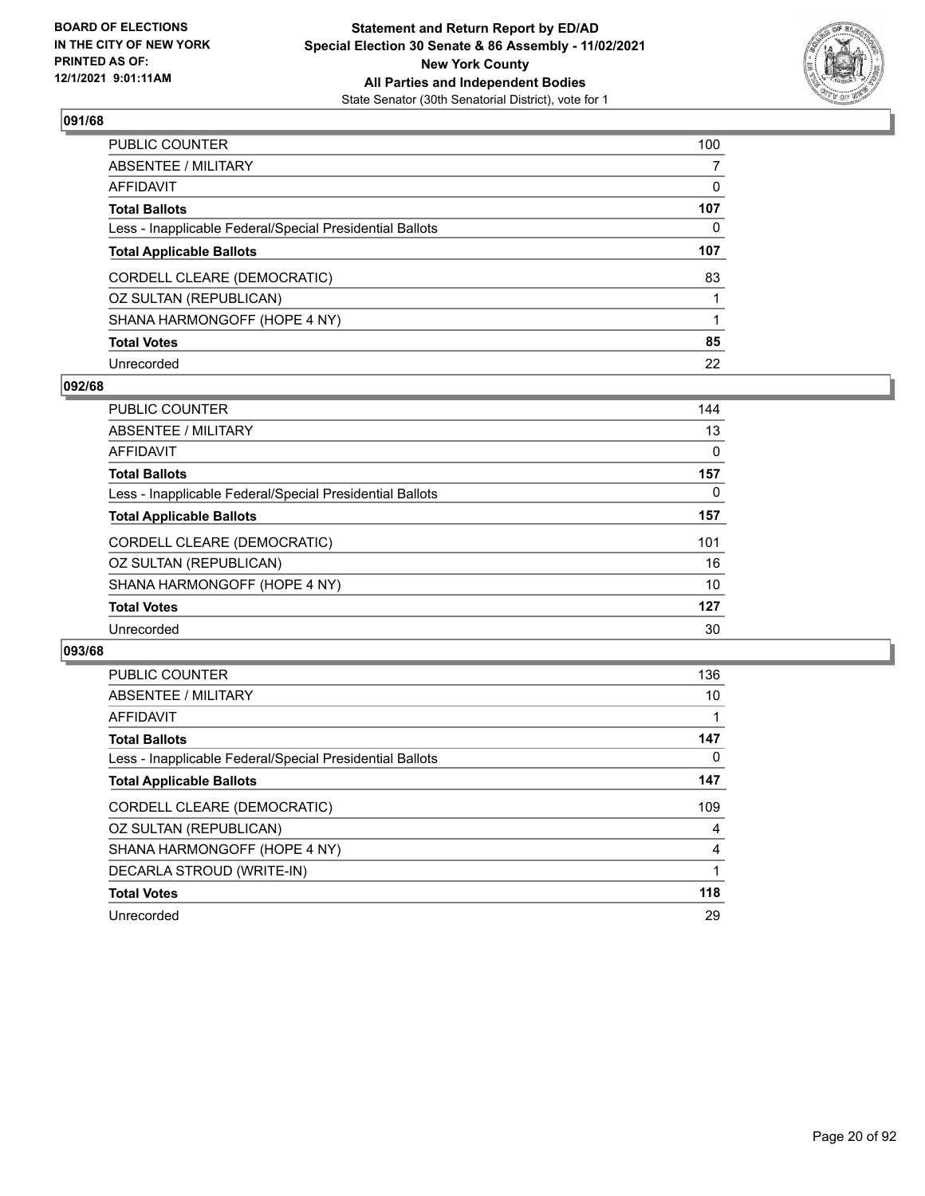**BOARD OF ELECTIONS IN THE CITY OF NEW YORK PRINTED AS OF: 12/1/2021 9:01:11AM**

**Statement and Return Report by ED/AD**
**Special Election 30 Senate & 86 Assembly - 11/02/2021**
**New York County**
**All Parties and Independent Bodies**
State Senator (30th Senatorial District), vote for 1

### 091/68

| | |
|---|---|
| PUBLIC COUNTER | 100 |
| ABSENTEE / MILITARY | 7 |
| AFFIDAVIT | 0 |
| **Total Ballots** | **107** |
| Less - Inapplicable Federal/Special Presidential Ballots | 0 |
| **Total Applicable Ballots** | **107** |
| CORDELL CLEARE (DEMOCRATIC) | 83 |
| OZ SULTAN (REPUBLICAN) | 1 |
| SHANA HARMONGOFF (HOPE 4 NY) | 1 |
| **Total Votes** | **85** |
| Unrecorded | 22 |

### 092/68

| | |
|---|---|
| PUBLIC COUNTER | 144 |
| ABSENTEE / MILITARY | 13 |
| AFFIDAVIT | 0 |
| **Total Ballots** | **157** |
| Less - Inapplicable Federal/Special Presidential Ballots | 0 |
| **Total Applicable Ballots** | **157** |
| CORDELL CLEARE (DEMOCRATIC) | 101 |
| OZ SULTAN (REPUBLICAN) | 16 |
| SHANA HARMONGOFF (HOPE 4 NY) | 10 |
| **Total Votes** | **127** |
| Unrecorded | 30 |

### 093/68

| | |
|---|---|
| PUBLIC COUNTER | 136 |
| ABSENTEE / MILITARY | 10 |
| AFFIDAVIT | 1 |
| **Total Ballots** | **147** |
| Less - Inapplicable Federal/Special Presidential Ballots | 0 |
| **Total Applicable Ballots** | **147** |
| CORDELL CLEARE (DEMOCRATIC) | 109 |
| OZ SULTAN (REPUBLICAN) | 4 |
| SHANA HARMONGOFF (HOPE 4 NY) | 4 |
| DECARLA STROUD (WRITE-IN) | 1 |
| **Total Votes** | **118** |
| Unrecorded | 29 |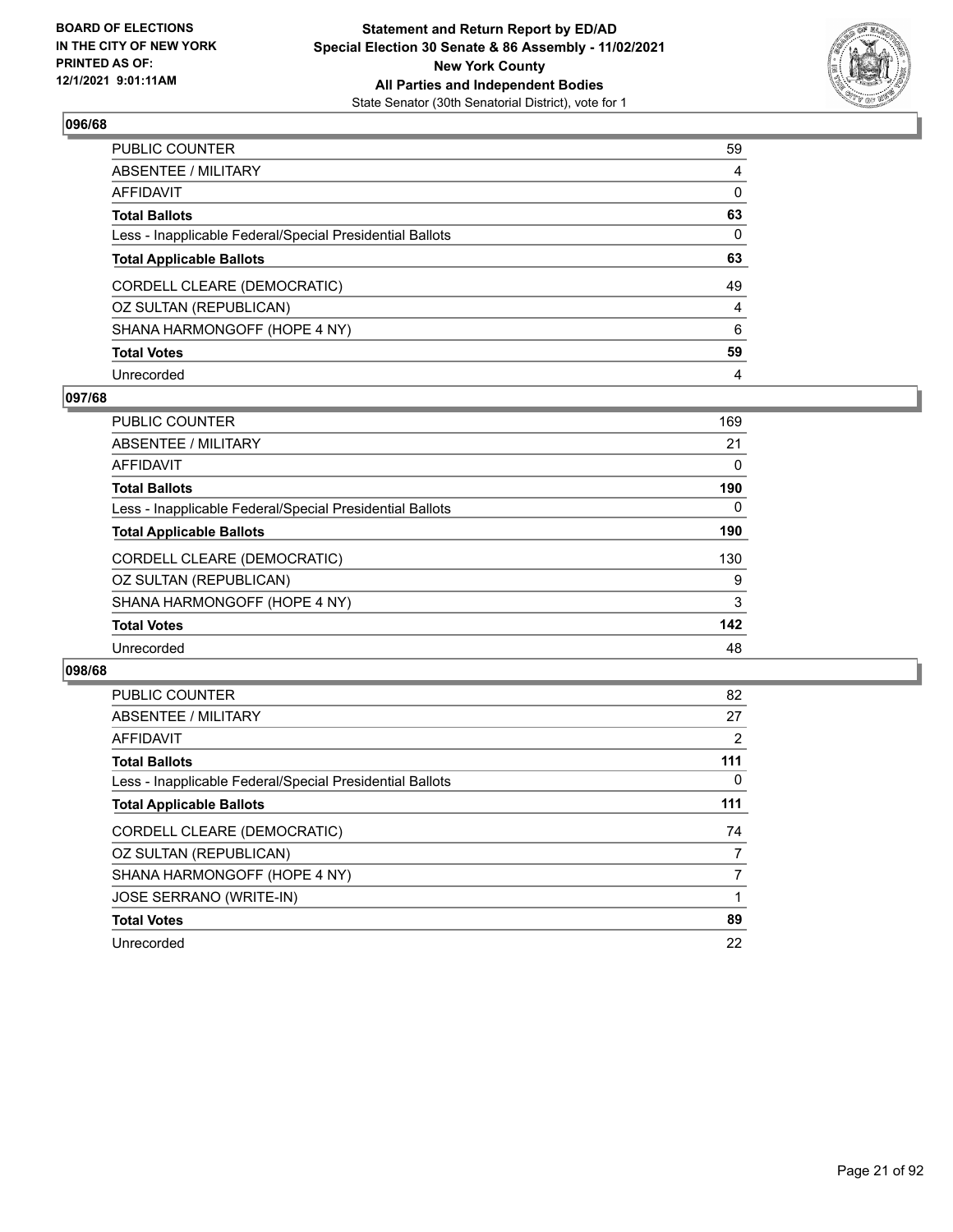## 096/68

| | |
|---|---|
| PUBLIC COUNTER | 59 |
| ABSENTEE / MILITARY | 4 |
| AFFIDAVIT | 0 |
| **Total Ballots** | **63** |
| Less - Inapplicable Federal/Special Presidential Ballots | 0 |
| **Total Applicable Ballots** | **63** |
| CORDELL CLEARE (DEMOCRATIC) | 49 |
| OZ SULTAN (REPUBLICAN) | 4 |
| SHANA HARMONGOFF (HOPE 4 NY) | 6 |
| **Total Votes** | **59** |
| Unrecorded | 4 |

## 097/68

| | |
|---|---|
| PUBLIC COUNTER | 169 |
| ABSENTEE / MILITARY | 21 |
| AFFIDAVIT | 0 |
| **Total Ballots** | **190** |
| Less - Inapplicable Federal/Special Presidential Ballots | 0 |
| **Total Applicable Ballots** | **190** |
| CORDELL CLEARE (DEMOCRATIC) | 130 |
| OZ SULTAN (REPUBLICAN) | 9 |
| SHANA HARMONGOFF (HOPE 4 NY) | 3 |
| **Total Votes** | **142** |
| Unrecorded | 48 |

## 098/68

| | |
|---|---|
| PUBLIC COUNTER | 82 |
| ABSENTEE / MILITARY | 27 |
| AFFIDAVIT | 2 |
| **Total Ballots** | **111** |
| Less - Inapplicable Federal/Special Presidential Ballots | 0 |
| **Total Applicable Ballots** | **111** |
| CORDELL CLEARE (DEMOCRATIC) | 74 |
| OZ SULTAN (REPUBLICAN) | 7 |
| SHANA HARMONGOFF (HOPE 4 NY) | 7 |
| JOSE SERRANO (WRITE-IN) | 1 |
| **Total Votes** | **89** |
| Unrecorded | 22 |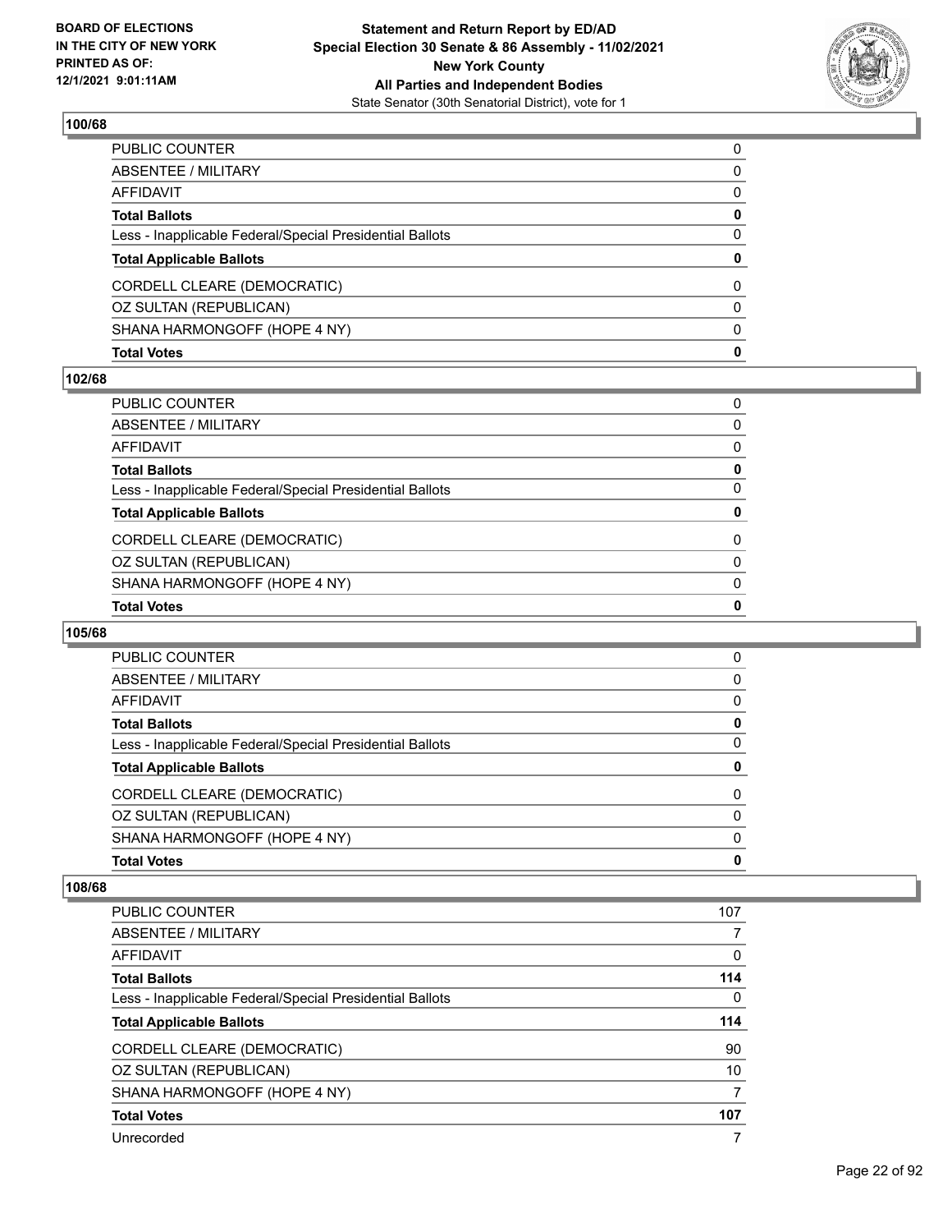## 100/68

| | |
|---|---|
| PUBLIC COUNTER | 0 |
| ABSENTEE / MILITARY | 0 |
| AFFIDAVIT | 0 |
| **Total Ballots** | **0** |
| Less - Inapplicable Federal/Special Presidential Ballots | 0 |
| **Total Applicable Ballots** | **0** |
| CORDELL CLEARE (DEMOCRATIC) | 0 |
| OZ SULTAN (REPUBLICAN) | 0 |
| SHANA HARMONGOFF (HOPE 4 NY) | 0 |
| **Total Votes** | **0** |

## 102/68

| | |
|---|---|
| PUBLIC COUNTER | 0 |
| ABSENTEE / MILITARY | 0 |
| AFFIDAVIT | 0 |
| **Total Ballots** | **0** |
| Less - Inapplicable Federal/Special Presidential Ballots | 0 |
| **Total Applicable Ballots** | **0** |
| CORDELL CLEARE (DEMOCRATIC) | 0 |
| OZ SULTAN (REPUBLICAN) | 0 |
| SHANA HARMONGOFF (HOPE 4 NY) | 0 |
| **Total Votes** | **0** |

## 105/68

| | |
|---|---|
| PUBLIC COUNTER | 0 |
| ABSENTEE / MILITARY | 0 |
| AFFIDAVIT | 0 |
| **Total Ballots** | **0** |
| Less - Inapplicable Federal/Special Presidential Ballots | 0 |
| **Total Applicable Ballots** | **0** |
| CORDELL CLEARE (DEMOCRATIC) | 0 |
| OZ SULTAN (REPUBLICAN) | 0 |
| SHANA HARMONGOFF (HOPE 4 NY) | 0 |
| **Total Votes** | **0** |

## 108/68

| | |
|---|---|
| PUBLIC COUNTER | 107 |
| ABSENTEE / MILITARY | 7 |
| AFFIDAVIT | 0 |
| **Total Ballots** | **114** |
| Less - Inapplicable Federal/Special Presidential Ballots | 0 |
| **Total Applicable Ballots** | **114** |
| CORDELL CLEARE (DEMOCRATIC) | 90 |
| OZ SULTAN (REPUBLICAN) | 10 |
| SHANA HARMONGOFF (HOPE 4 NY) | 7 |
| **Total Votes** | **107** |
| Unrecorded | 7 |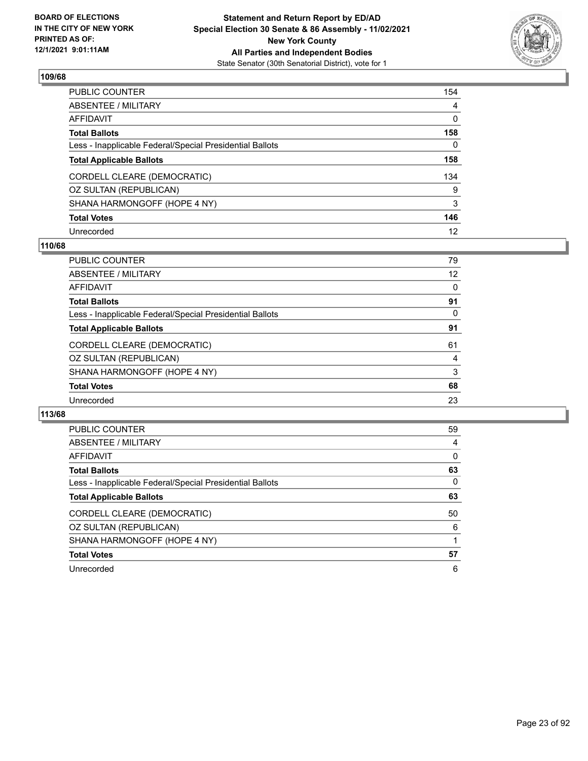### 109/68

| | |
|---|---|
| PUBLIC COUNTER | 154 |
| ABSENTEE / MILITARY | 4 |
| AFFIDAVIT | 0 |
| **Total Ballots** | **158** |
| Less - Inapplicable Federal/Special Presidential Ballots | 0 |
| **Total Applicable Ballots** | **158** |
| CORDELL CLEARE (DEMOCRATIC) | 134 |
| OZ SULTAN (REPUBLICAN) | 9 |
| SHANA HARMONGOFF (HOPE 4 NY) | 3 |
| **Total Votes** | **146** |
| Unrecorded | 12 |

### 110/68

| | |
|---|---|
| PUBLIC COUNTER | 79 |
| ABSENTEE / MILITARY | 12 |
| AFFIDAVIT | 0 |
| **Total Ballots** | **91** |
| Less - Inapplicable Federal/Special Presidential Ballots | 0 |
| **Total Applicable Ballots** | **91** |
| CORDELL CLEARE (DEMOCRATIC) | 61 |
| OZ SULTAN (REPUBLICAN) | 4 |
| SHANA HARMONGOFF (HOPE 4 NY) | 3 |
| **Total Votes** | **68** |
| Unrecorded | 23 |

### 113/68

| | |
|---|---|
| PUBLIC COUNTER | 59 |
| ABSENTEE / MILITARY | 4 |
| AFFIDAVIT | 0 |
| **Total Ballots** | **63** |
| Less - Inapplicable Federal/Special Presidential Ballots | 0 |
| **Total Applicable Ballots** | **63** |
| CORDELL CLEARE (DEMOCRATIC) | 50 |
| OZ SULTAN (REPUBLICAN) | 6 |
| SHANA HARMONGOFF (HOPE 4 NY) | 1 |
| **Total Votes** | **57** |
| Unrecorded | 6 |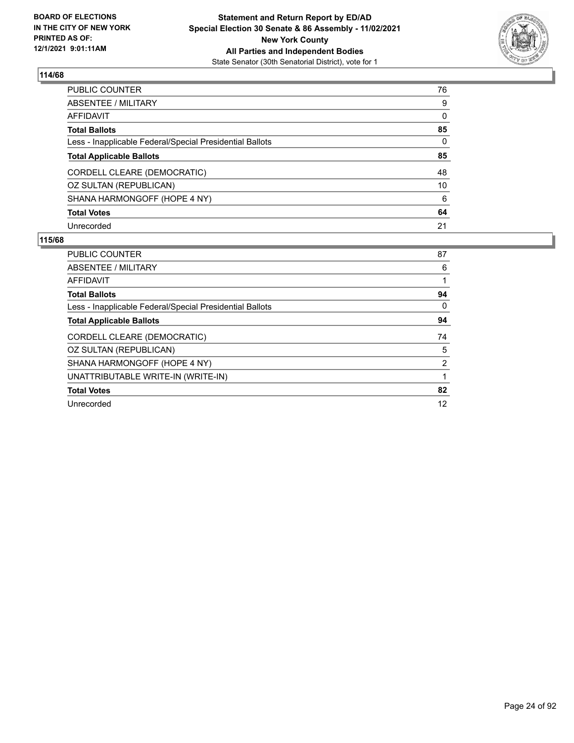**BOARD OF ELECTIONS IN THE CITY OF NEW YORK PRINTED AS OF: 12/1/2021 9:01:11AM**

**Statement and Return Report by ED/AD**
**Special Election 30 Senate & 86 Assembly - 11/02/2021**
**New York County**
**All Parties and Independent Bodies**
State Senator (30th Senatorial District), vote for 1

**114/68**

| | |
|---|---|
| PUBLIC COUNTER | 76 |
| ABSENTEE / MILITARY | 9 |
| AFFIDAVIT | 0 |
| **Total Ballots** | **85** |
| Less - Inapplicable Federal/Special Presidential Ballots | 0 |
| **Total Applicable Ballots** | **85** |
| CORDELL CLEARE (DEMOCRATIC) | 48 |
| OZ SULTAN (REPUBLICAN) | 10 |
| SHANA HARMONGOFF (HOPE 4 NY) | 6 |
| **Total Votes** | **64** |
| Unrecorded | 21 |

**115/68**

| | |
|---|---|
| PUBLIC COUNTER | 87 |
| ABSENTEE / MILITARY | 6 |
| AFFIDAVIT | 1 |
| **Total Ballots** | **94** |
| Less - Inapplicable Federal/Special Presidential Ballots | 0 |
| **Total Applicable Ballots** | **94** |
| CORDELL CLEARE (DEMOCRATIC) | 74 |
| OZ SULTAN (REPUBLICAN) | 5 |
| SHANA HARMONGOFF (HOPE 4 NY) | 2 |
| UNATTRIBUTABLE WRITE-IN (WRITE-IN) | 1 |
| **Total Votes** | **82** |
| Unrecorded | 12 |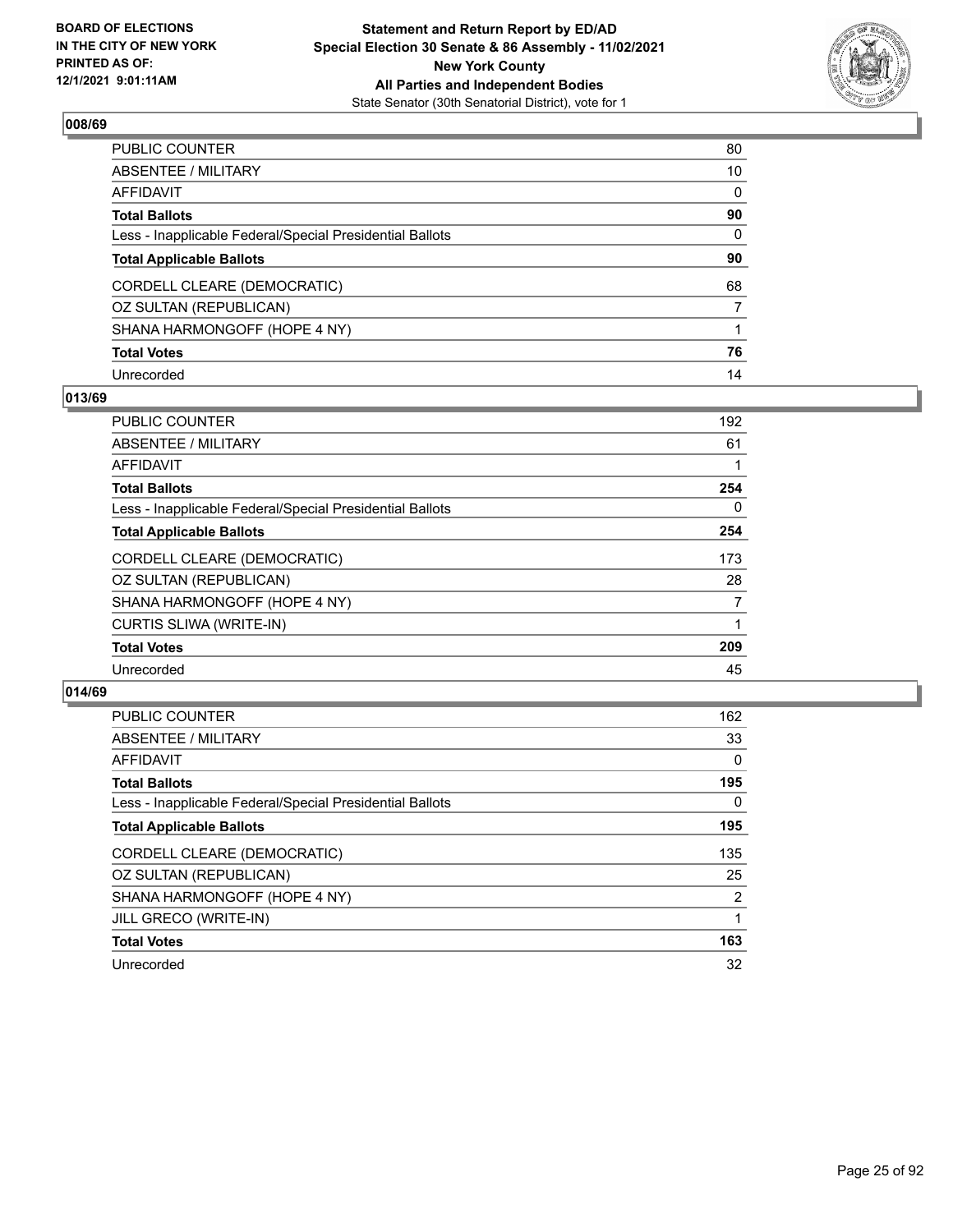## 008/69

| | |
|---|---|
| PUBLIC COUNTER | 80 |
| ABSENTEE / MILITARY | 10 |
| AFFIDAVIT | 0 |
| **Total Ballots** | **90** |
| Less - Inapplicable Federal/Special Presidential Ballots | 0 |
| **Total Applicable Ballots** | **90** |
| CORDELL CLEARE (DEMOCRATIC) | 68 |
| OZ SULTAN (REPUBLICAN) | 7 |
| SHANA HARMONGOFF (HOPE 4 NY) | 1 |
| **Total Votes** | **76** |
| Unrecorded | 14 |

## 013/69

| | |
|---|---|
| PUBLIC COUNTER | 192 |
| ABSENTEE / MILITARY | 61 |
| AFFIDAVIT | 1 |
| **Total Ballots** | **254** |
| Less - Inapplicable Federal/Special Presidential Ballots | 0 |
| **Total Applicable Ballots** | **254** |
| CORDELL CLEARE (DEMOCRATIC) | 173 |
| OZ SULTAN (REPUBLICAN) | 28 |
| SHANA HARMONGOFF (HOPE 4 NY) | 7 |
| CURTIS SLIWA (WRITE-IN) | 1 |
| **Total Votes** | **209** |
| Unrecorded | 45 |

## 014/69

| | |
|---|---|
| PUBLIC COUNTER | 162 |
| ABSENTEE / MILITARY | 33 |
| AFFIDAVIT | 0 |
| **Total Ballots** | **195** |
| Less - Inapplicable Federal/Special Presidential Ballots | 0 |
| **Total Applicable Ballots** | **195** |
| CORDELL CLEARE (DEMOCRATIC) | 135 |
| OZ SULTAN (REPUBLICAN) | 25 |
| SHANA HARMONGOFF (HOPE 4 NY) | 2 |
| JILL GRECO (WRITE-IN) | 1 |
| **Total Votes** | **163** |
| Unrecorded | 32 |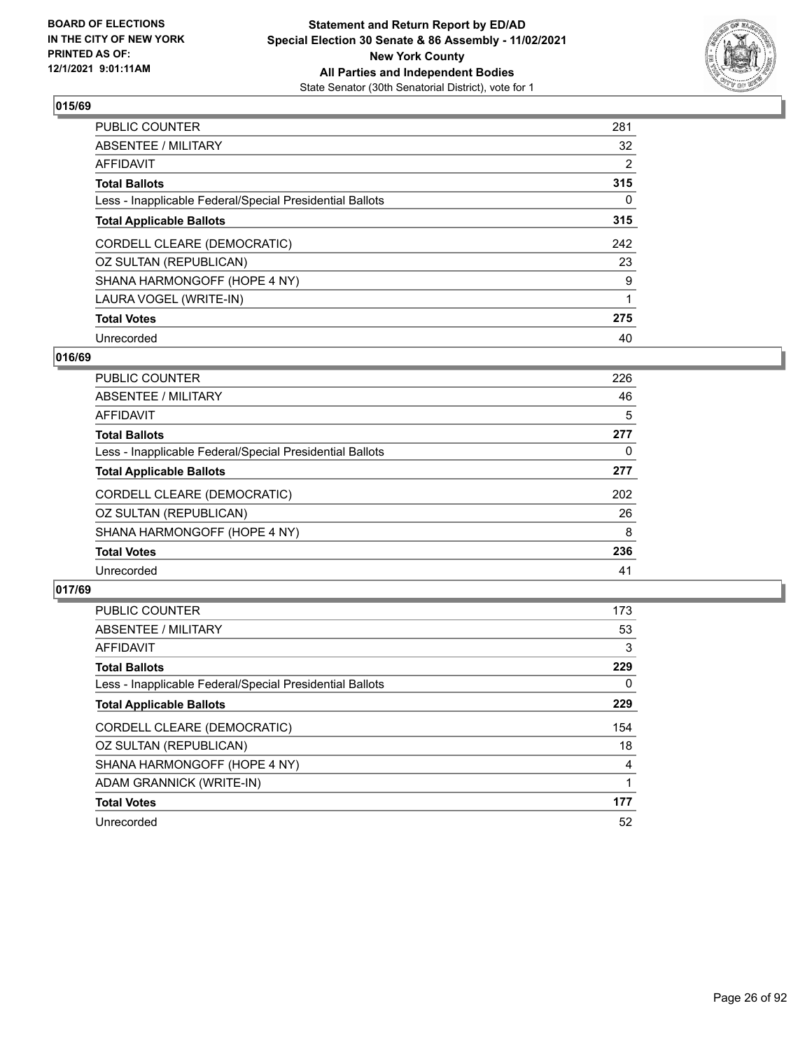**BOARD OF ELECTIONS IN THE CITY OF NEW YORK PRINTED AS OF: 12/1/2021 9:01:11AM**

**Statement and Return Report by ED/AD**
**Special Election 30 Senate & 86 Assembly - 11/02/2021**
**New York County**
**All Parties and Independent Bodies**
State Senator (30th Senatorial District), vote for 1

## 015/69

| | |
|---|---|
| PUBLIC COUNTER | 281 |
| ABSENTEE / MILITARY | 32 |
| AFFIDAVIT | 2 |
| **Total Ballots** | **315** |
| Less - Inapplicable Federal/Special Presidential Ballots | 0 |
| **Total Applicable Ballots** | **315** |
| CORDELL CLEARE (DEMOCRATIC) | 242 |
| OZ SULTAN (REPUBLICAN) | 23 |
| SHANA HARMONGOFF (HOPE 4 NY) | 9 |
| LAURA VOGEL (WRITE-IN) | 1 |
| **Total Votes** | **275** |
| Unrecorded | 40 |

## 016/69

| | |
|---|---|
| PUBLIC COUNTER | 226 |
| ABSENTEE / MILITARY | 46 |
| AFFIDAVIT | 5 |
| **Total Ballots** | **277** |
| Less - Inapplicable Federal/Special Presidential Ballots | 0 |
| **Total Applicable Ballots** | **277** |
| CORDELL CLEARE (DEMOCRATIC) | 202 |
| OZ SULTAN (REPUBLICAN) | 26 |
| SHANA HARMONGOFF (HOPE 4 NY) | 8 |
| **Total Votes** | **236** |
| Unrecorded | 41 |

## 017/69

| | |
|---|---|
| PUBLIC COUNTER | 173 |
| ABSENTEE / MILITARY | 53 |
| AFFIDAVIT | 3 |
| **Total Ballots** | **229** |
| Less - Inapplicable Federal/Special Presidential Ballots | 0 |
| **Total Applicable Ballots** | **229** |
| CORDELL CLEARE (DEMOCRATIC) | 154 |
| OZ SULTAN (REPUBLICAN) | 18 |
| SHANA HARMONGOFF (HOPE 4 NY) | 4 |
| ADAM GRANNICK (WRITE-IN) | 1 |
| **Total Votes** | **177** |
| Unrecorded | 52 |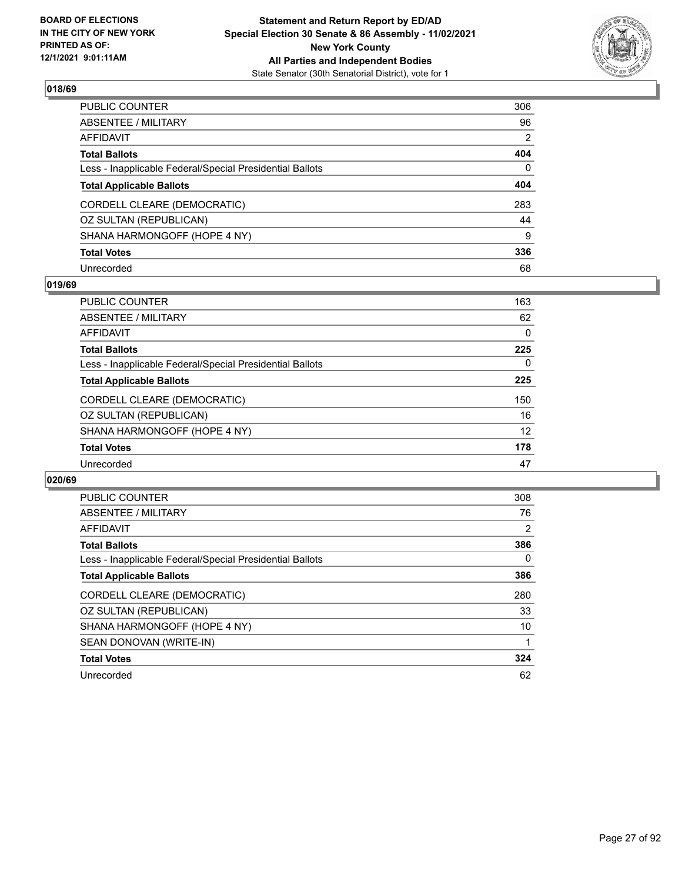**BOARD OF ELECTIONS IN THE CITY OF NEW YORK PRINTED AS OF: 12/1/2021 9:01:11AM**

**Statement and Return Report by ED/AD**
**Special Election 30 Senate & 86 Assembly - 11/02/2021**
**New York County**
**All Parties and Independent Bodies**
State Senator (30th Senatorial District), vote for 1

### 018/69

| | |
|---|---|
| PUBLIC COUNTER | 306 |
| ABSENTEE / MILITARY | 96 |
| AFFIDAVIT | 2 |
| **Total Ballots** | **404** |
| Less - Inapplicable Federal/Special Presidential Ballots | 0 |
| **Total Applicable Ballots** | **404** |
| CORDELL CLEARE (DEMOCRATIC) | 283 |
| OZ SULTAN (REPUBLICAN) | 44 |
| SHANA HARMONGOFF (HOPE 4 NY) | 9 |
| **Total Votes** | **336** |
| Unrecorded | 68 |

### 019/69

| | |
|---|---|
| PUBLIC COUNTER | 163 |
| ABSENTEE / MILITARY | 62 |
| AFFIDAVIT | 0 |
| **Total Ballots** | **225** |
| Less - Inapplicable Federal/Special Presidential Ballots | 0 |
| **Total Applicable Ballots** | **225** |
| CORDELL CLEARE (DEMOCRATIC) | 150 |
| OZ SULTAN (REPUBLICAN) | 16 |
| SHANA HARMONGOFF (HOPE 4 NY) | 12 |
| **Total Votes** | **178** |
| Unrecorded | 47 |

### 020/69

| | |
|---|---|
| PUBLIC COUNTER | 308 |
| ABSENTEE / MILITARY | 76 |
| AFFIDAVIT | 2 |
| **Total Ballots** | **386** |
| Less - Inapplicable Federal/Special Presidential Ballots | 0 |
| **Total Applicable Ballots** | **386** |
| CORDELL CLEARE (DEMOCRATIC) | 280 |
| OZ SULTAN (REPUBLICAN) | 33 |
| SHANA HARMONGOFF (HOPE 4 NY) | 10 |
| SEAN DONOVAN (WRITE-IN) | 1 |
| **Total Votes** | **324** |
| Unrecorded | 62 |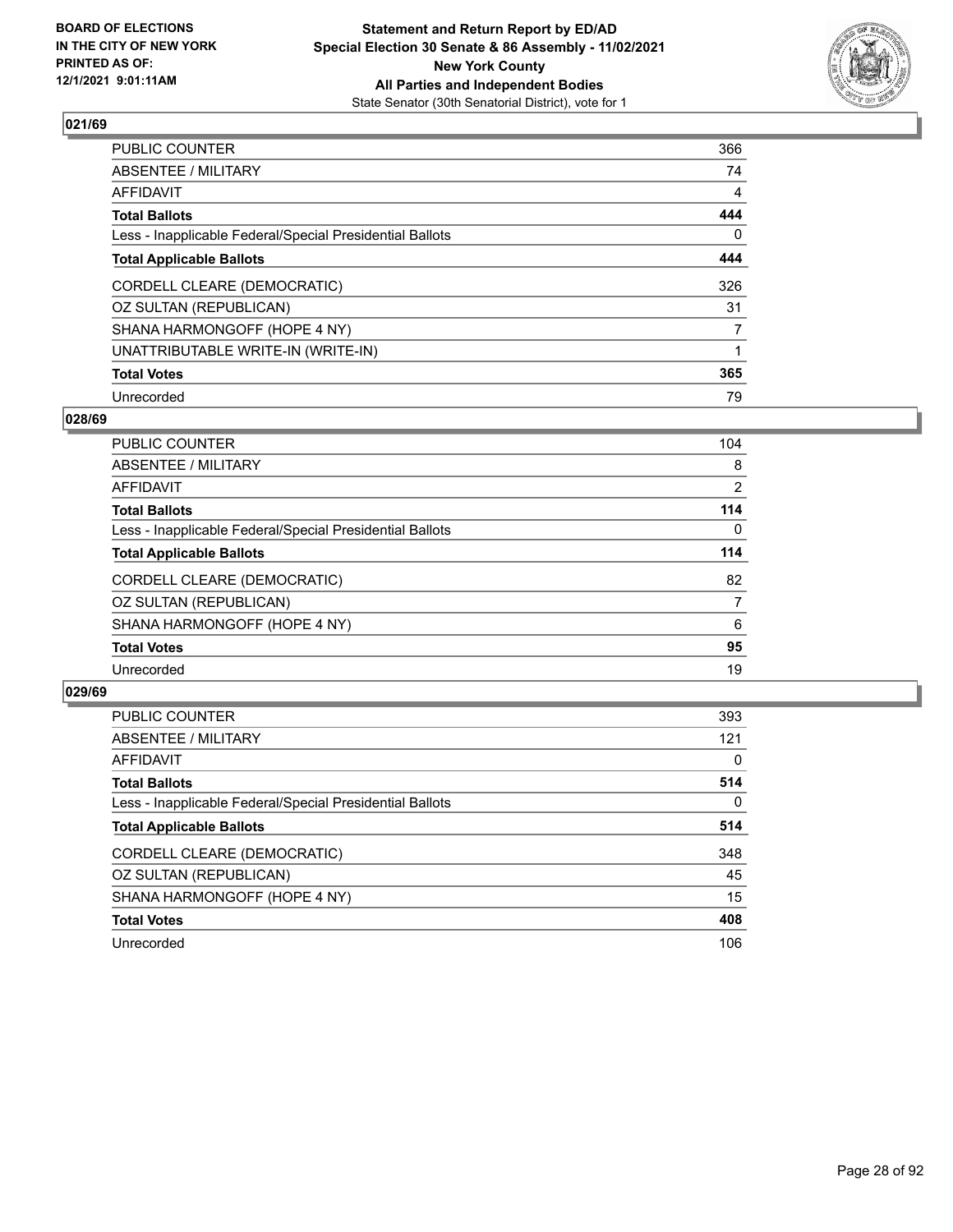**BOARD OF ELECTIONS IN THE CITY OF NEW YORK PRINTED AS OF: 12/1/2021 9:01:11AM**

**Statement and Return Report by ED/AD Special Election 30 Senate & 86 Assembly - 11/02/2021 New York County All Parties and Independent Bodies**

State Senator (30th Senatorial District), vote for 1

## 021/69

| | |
|---|---|
| PUBLIC COUNTER | 366 |
| ABSENTEE / MILITARY | 74 |
| AFFIDAVIT | 4 |
| **Total Ballots** | **444** |
| Less - Inapplicable Federal/Special Presidential Ballots | 0 |
| **Total Applicable Ballots** | **444** |
| CORDELL CLEARE (DEMOCRATIC) | 326 |
| OZ SULTAN (REPUBLICAN) | 31 |
| SHANA HARMONGOFF (HOPE 4 NY) | 7 |
| UNATTRIBUTABLE WRITE-IN (WRITE-IN) | 1 |
| **Total Votes** | **365** |
| Unrecorded | 79 |

## 028/69

| | |
|---|---|
| PUBLIC COUNTER | 104 |
| ABSENTEE / MILITARY | 8 |
| AFFIDAVIT | 2 |
| **Total Ballots** | **114** |
| Less - Inapplicable Federal/Special Presidential Ballots | 0 |
| **Total Applicable Ballots** | **114** |
| CORDELL CLEARE (DEMOCRATIC) | 82 |
| OZ SULTAN (REPUBLICAN) | 7 |
| SHANA HARMONGOFF (HOPE 4 NY) | 6 |
| **Total Votes** | **95** |
| Unrecorded | 19 |

## 029/69

| | |
|---|---|
| PUBLIC COUNTER | 393 |
| ABSENTEE / MILITARY | 121 |
| AFFIDAVIT | 0 |
| **Total Ballots** | **514** |
| Less - Inapplicable Federal/Special Presidential Ballots | 0 |
| **Total Applicable Ballots** | **514** |
| CORDELL CLEARE (DEMOCRATIC) | 348 |
| OZ SULTAN (REPUBLICAN) | 45 |
| SHANA HARMONGOFF (HOPE 4 NY) | 15 |
| **Total Votes** | **408** |
| Unrecorded | 106 |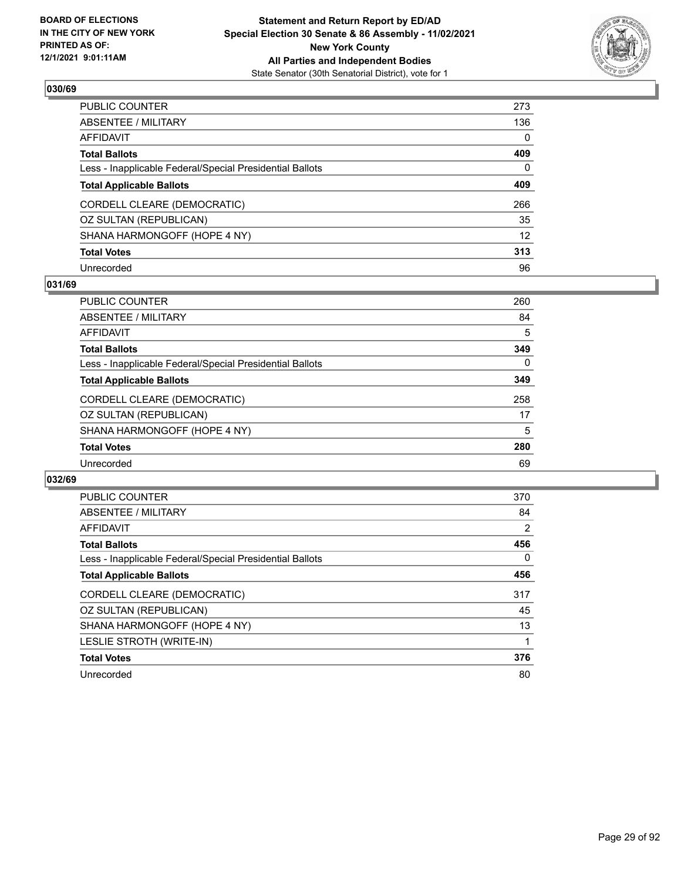**BOARD OF ELECTIONS IN THE CITY OF NEW YORK PRINTED AS OF: 12/1/2021 9:01:11AM**

**Statement and Return Report by ED/AD Special Election 30 Senate & 86 Assembly - 11/02/2021 New York County All Parties and Independent Bodies**

State Senator (30th Senatorial District), vote for 1

### 030/69

| | |
|---|---|
| PUBLIC COUNTER | 273 |
| ABSENTEE / MILITARY | 136 |
| AFFIDAVIT | 0 |
| **Total Ballots** | **409** |
| Less - Inapplicable Federal/Special Presidential Ballots | 0 |
| **Total Applicable Ballots** | **409** |
| CORDELL CLEARE (DEMOCRATIC) | 266 |
| OZ SULTAN (REPUBLICAN) | 35 |
| SHANA HARMONGOFF (HOPE 4 NY) | 12 |
| **Total Votes** | **313** |
| Unrecorded | 96 |

### 031/69

| | |
|---|---|
| PUBLIC COUNTER | 260 |
| ABSENTEE / MILITARY | 84 |
| AFFIDAVIT | 5 |
| **Total Ballots** | **349** |
| Less - Inapplicable Federal/Special Presidential Ballots | 0 |
| **Total Applicable Ballots** | **349** |
| CORDELL CLEARE (DEMOCRATIC) | 258 |
| OZ SULTAN (REPUBLICAN) | 17 |
| SHANA HARMONGOFF (HOPE 4 NY) | 5 |
| **Total Votes** | **280** |
| Unrecorded | 69 |

### 032/69

| | |
|---|---|
| PUBLIC COUNTER | 370 |
| ABSENTEE / MILITARY | 84 |
| AFFIDAVIT | 2 |
| **Total Ballots** | **456** |
| Less - Inapplicable Federal/Special Presidential Ballots | 0 |
| **Total Applicable Ballots** | **456** |
| CORDELL CLEARE (DEMOCRATIC) | 317 |
| OZ SULTAN (REPUBLICAN) | 45 |
| SHANA HARMONGOFF (HOPE 4 NY) | 13 |
| LESLIE STROTH (WRITE-IN) | 1 |
| **Total Votes** | **376** |
| Unrecorded | 80 |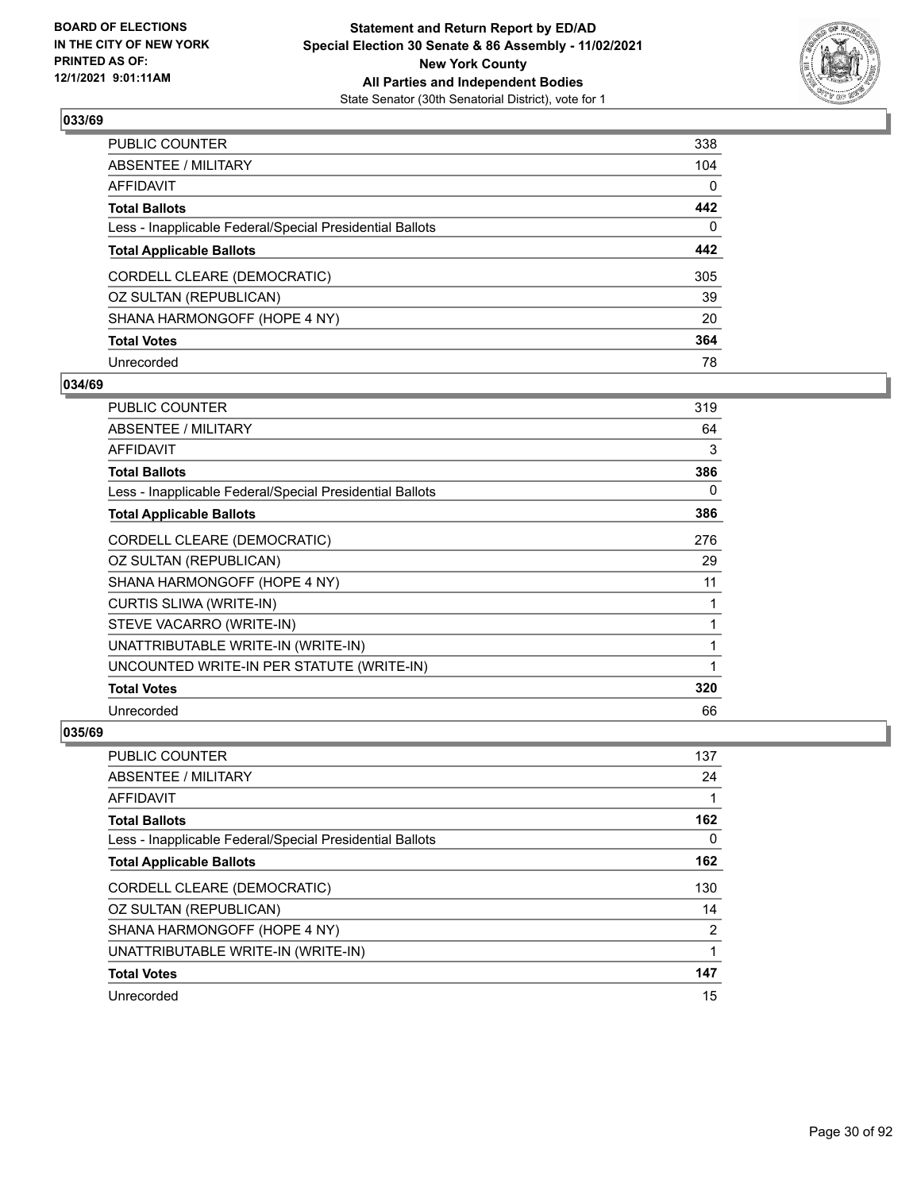### 033/69

| | |
|---|---|
| PUBLIC COUNTER | 338 |
| ABSENTEE / MILITARY | 104 |
| AFFIDAVIT | 0 |
| **Total Ballots** | **442** |
| Less - Inapplicable Federal/Special Presidential Ballots | 0 |
| **Total Applicable Ballots** | **442** |
| CORDELL CLEARE (DEMOCRATIC) | 305 |
| OZ SULTAN (REPUBLICAN) | 39 |
| SHANA HARMONGOFF (HOPE 4 NY) | 20 |
| **Total Votes** | **364** |
| Unrecorded | 78 |

### 034/69

| | |
|---|---|
| PUBLIC COUNTER | 319 |
| ABSENTEE / MILITARY | 64 |
| AFFIDAVIT | 3 |
| **Total Ballots** | **386** |
| Less - Inapplicable Federal/Special Presidential Ballots | 0 |
| **Total Applicable Ballots** | **386** |
| CORDELL CLEARE (DEMOCRATIC) | 276 |
| OZ SULTAN (REPUBLICAN) | 29 |
| SHANA HARMONGOFF (HOPE 4 NY) | 11 |
| CURTIS SLIWA (WRITE-IN) | 1 |
| STEVE VACARRO (WRITE-IN) | 1 |
| UNATTRIBUTABLE WRITE-IN (WRITE-IN) | 1 |
| UNCOUNTED WRITE-IN PER STATUTE (WRITE-IN) | 1 |
| **Total Votes** | **320** |
| Unrecorded | 66 |

### 035/69

| | |
|---|---|
| PUBLIC COUNTER | 137 |
| ABSENTEE / MILITARY | 24 |
| AFFIDAVIT | 1 |
| **Total Ballots** | **162** |
| Less - Inapplicable Federal/Special Presidential Ballots | 0 |
| **Total Applicable Ballots** | **162** |
| CORDELL CLEARE (DEMOCRATIC) | 130 |
| OZ SULTAN (REPUBLICAN) | 14 |
| SHANA HARMONGOFF (HOPE 4 NY) | 2 |
| UNATTRIBUTABLE WRITE-IN (WRITE-IN) | 1 |
| **Total Votes** | **147** |
| Unrecorded | 15 |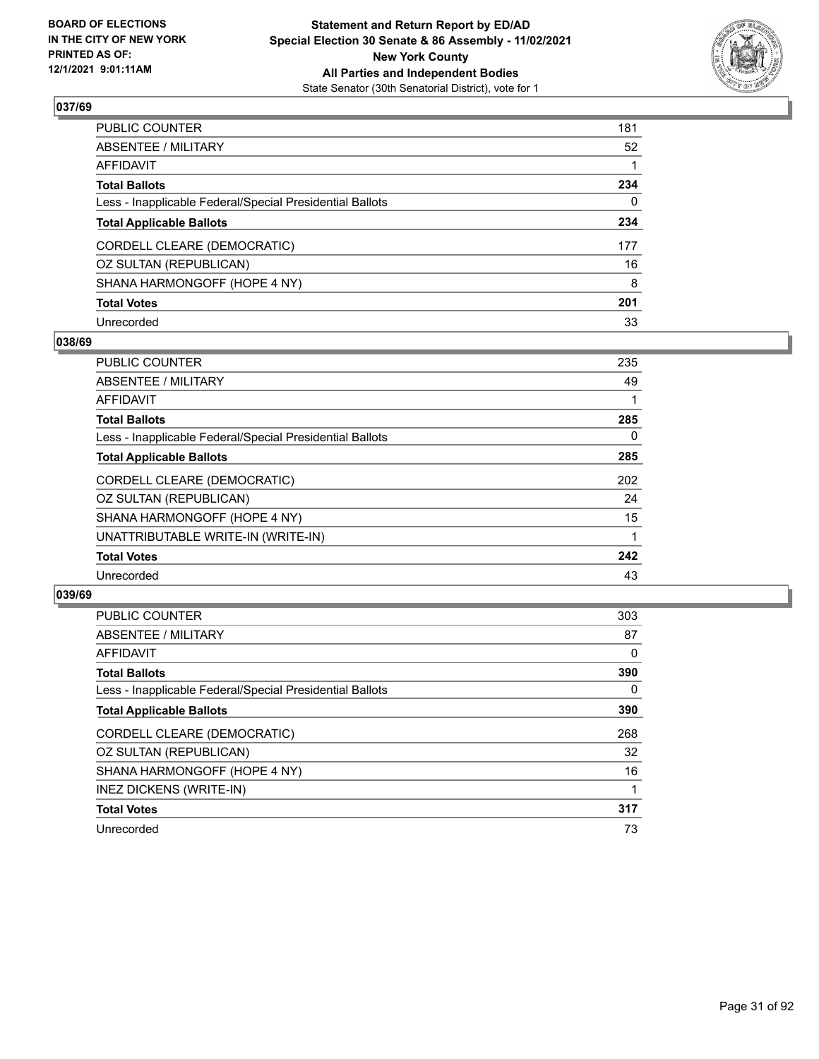## 037/69

| | |
|---|---|
| PUBLIC COUNTER | 181 |
| ABSENTEE / MILITARY | 52 |
| AFFIDAVIT | 1 |
| **Total Ballots** | **234** |
| Less - Inapplicable Federal/Special Presidential Ballots | 0 |
| **Total Applicable Ballots** | **234** |
| CORDELL CLEARE (DEMOCRATIC) | 177 |
| OZ SULTAN (REPUBLICAN) | 16 |
| SHANA HARMONGOFF (HOPE 4 NY) | 8 |
| **Total Votes** | **201** |
| Unrecorded | 33 |

## 038/69

| | |
|---|---|
| PUBLIC COUNTER | 235 |
| ABSENTEE / MILITARY | 49 |
| AFFIDAVIT | 1 |
| **Total Ballots** | **285** |
| Less - Inapplicable Federal/Special Presidential Ballots | 0 |
| **Total Applicable Ballots** | **285** |
| CORDELL CLEARE (DEMOCRATIC) | 202 |
| OZ SULTAN (REPUBLICAN) | 24 |
| SHANA HARMONGOFF (HOPE 4 NY) | 15 |
| UNATTRIBUTABLE WRITE-IN (WRITE-IN) | 1 |
| **Total Votes** | **242** |
| Unrecorded | 43 |

## 039/69

| | |
|---|---|
| PUBLIC COUNTER | 303 |
| ABSENTEE / MILITARY | 87 |
| AFFIDAVIT | 0 |
| **Total Ballots** | **390** |
| Less - Inapplicable Federal/Special Presidential Ballots | 0 |
| **Total Applicable Ballots** | **390** |
| CORDELL CLEARE (DEMOCRATIC) | 268 |
| OZ SULTAN (REPUBLICAN) | 32 |
| SHANA HARMONGOFF (HOPE 4 NY) | 16 |
| INEZ DICKENS (WRITE-IN) | 1 |
| **Total Votes** | **317** |
| Unrecorded | 73 |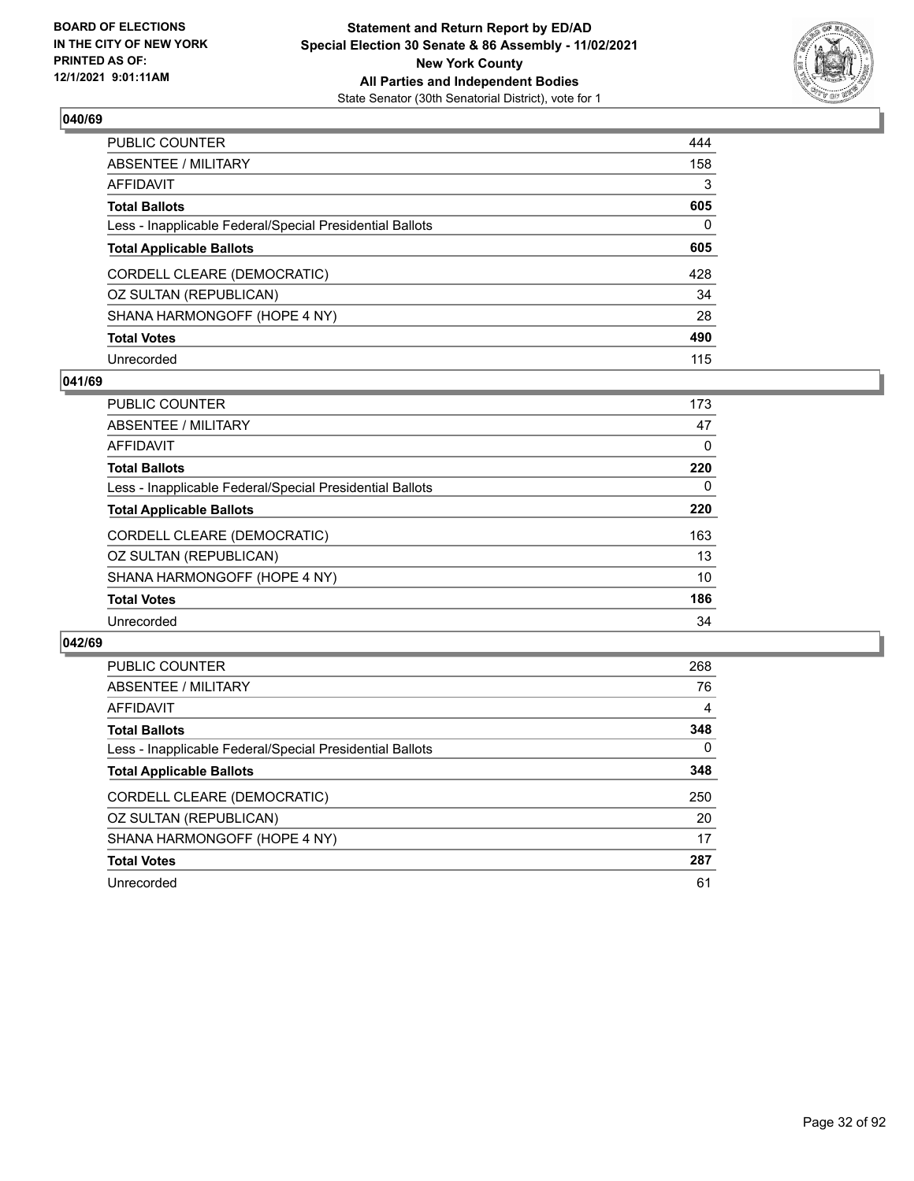**BOARD OF ELECTIONS IN THE CITY OF NEW YORK PRINTED AS OF: 12/1/2021 9:01:11AM**

**Statement and Return Report by ED/AD**
**Special Election 30 Senate & 86 Assembly - 11/02/2021**
**New York County**
**All Parties and Independent Bodies**
State Senator (30th Senatorial District), vote for 1

## 040/69

| | |
|---|---|
| PUBLIC COUNTER | 444 |
| ABSENTEE / MILITARY | 158 |
| AFFIDAVIT | 3 |
| **Total Ballots** | **605** |
| Less - Inapplicable Federal/Special Presidential Ballots | 0 |
| **Total Applicable Ballots** | **605** |
| CORDELL CLEARE (DEMOCRATIC) | 428 |
| OZ SULTAN (REPUBLICAN) | 34 |
| SHANA HARMONGOFF (HOPE 4 NY) | 28 |
| **Total Votes** | **490** |
| Unrecorded | 115 |

## 041/69

| | |
|---|---|
| PUBLIC COUNTER | 173 |
| ABSENTEE / MILITARY | 47 |
| AFFIDAVIT | 0 |
| **Total Ballots** | **220** |
| Less - Inapplicable Federal/Special Presidential Ballots | 0 |
| **Total Applicable Ballots** | **220** |
| CORDELL CLEARE (DEMOCRATIC) | 163 |
| OZ SULTAN (REPUBLICAN) | 13 |
| SHANA HARMONGOFF (HOPE 4 NY) | 10 |
| **Total Votes** | **186** |
| Unrecorded | 34 |

## 042/69

| | |
|---|---|
| PUBLIC COUNTER | 268 |
| ABSENTEE / MILITARY | 76 |
| AFFIDAVIT | 4 |
| **Total Ballots** | **348** |
| Less - Inapplicable Federal/Special Presidential Ballots | 0 |
| **Total Applicable Ballots** | **348** |
| CORDELL CLEARE (DEMOCRATIC) | 250 |
| OZ SULTAN (REPUBLICAN) | 20 |
| SHANA HARMONGOFF (HOPE 4 NY) | 17 |
| **Total Votes** | **287** |
| Unrecorded | 61 |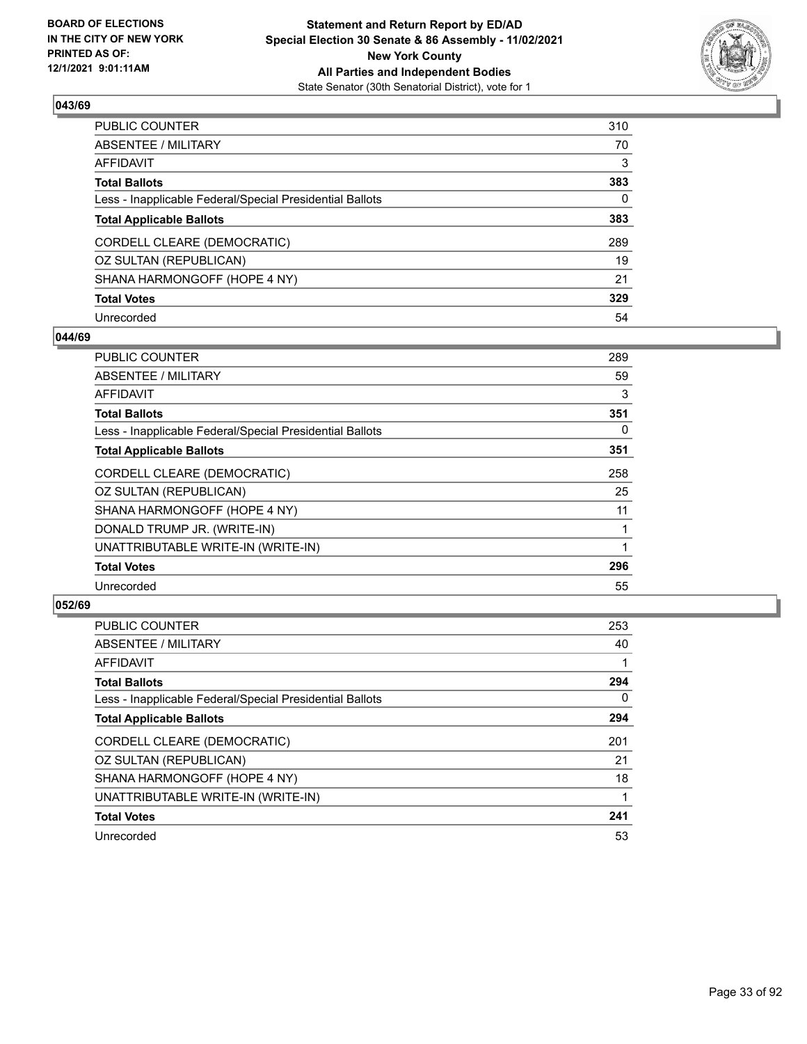**Statement and Return Report by ED/AD**
**Special Election 30 Senate & 86 Assembly - 11/02/2021**
**New York County**
**All Parties and Independent Bodies**
State Senator (30th Senatorial District), vote for 1

BOARD OF ELECTIONS IN THE CITY OF NEW YORK PRINTED AS OF: 12/1/2021 9:01:11AM

### 043/69

| | |
|---|---|
| PUBLIC COUNTER | 310 |
| ABSENTEE / MILITARY | 70 |
| AFFIDAVIT | 3 |
| **Total Ballots** | **383** |
| Less - Inapplicable Federal/Special Presidential Ballots | 0 |
| **Total Applicable Ballots** | **383** |
| CORDELL CLEARE (DEMOCRATIC) | 289 |
| OZ SULTAN (REPUBLICAN) | 19 |
| SHANA HARMONGOFF (HOPE 4 NY) | 21 |
| **Total Votes** | **329** |
| Unrecorded | 54 |

### 044/69

| | |
|---|---|
| PUBLIC COUNTER | 289 |
| ABSENTEE / MILITARY | 59 |
| AFFIDAVIT | 3 |
| **Total Ballots** | **351** |
| Less - Inapplicable Federal/Special Presidential Ballots | 0 |
| **Total Applicable Ballots** | **351** |
| CORDELL CLEARE (DEMOCRATIC) | 258 |
| OZ SULTAN (REPUBLICAN) | 25 |
| SHANA HARMONGOFF (HOPE 4 NY) | 11 |
| DONALD TRUMP JR. (WRITE-IN) | 1 |
| UNATTRIBUTABLE WRITE-IN (WRITE-IN) | 1 |
| **Total Votes** | **296** |
| Unrecorded | 55 |

### 052/69

| | |
|---|---|
| PUBLIC COUNTER | 253 |
| ABSENTEE / MILITARY | 40 |
| AFFIDAVIT | 1 |
| **Total Ballots** | **294** |
| Less - Inapplicable Federal/Special Presidential Ballots | 0 |
| **Total Applicable Ballots** | **294** |
| CORDELL CLEARE (DEMOCRATIC) | 201 |
| OZ SULTAN (REPUBLICAN) | 21 |
| SHANA HARMONGOFF (HOPE 4 NY) | 18 |
| UNATTRIBUTABLE WRITE-IN (WRITE-IN) | 1 |
| **Total Votes** | **241** |
| Unrecorded | 53 |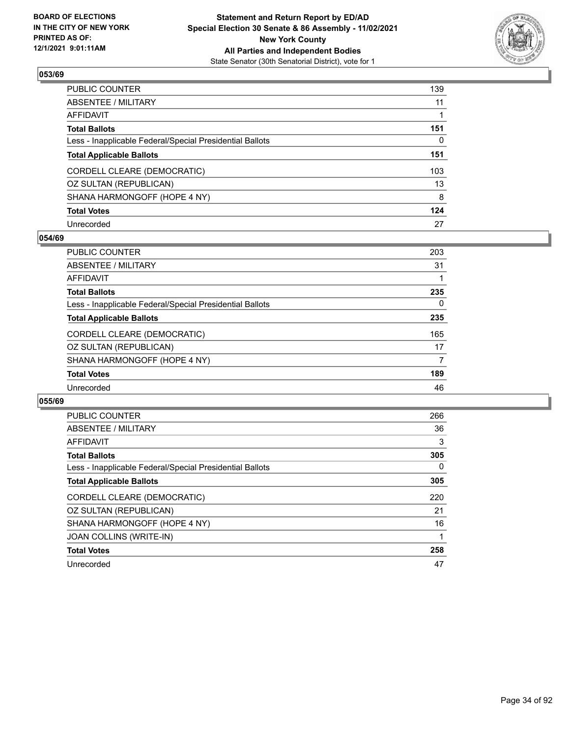## 053/69

| | |
|---|---|
| PUBLIC COUNTER | 139 |
| ABSENTEE / MILITARY | 11 |
| AFFIDAVIT | 1 |
| **Total Ballots** | **151** |
| Less - Inapplicable Federal/Special Presidential Ballots | 0 |
| **Total Applicable Ballots** | **151** |
| CORDELL CLEARE (DEMOCRATIC) | 103 |
| OZ SULTAN (REPUBLICAN) | 13 |
| SHANA HARMONGOFF (HOPE 4 NY) | 8 |
| **Total Votes** | **124** |
| Unrecorded | 27 |

## 054/69

| | |
|---|---|
| PUBLIC COUNTER | 203 |
| ABSENTEE / MILITARY | 31 |
| AFFIDAVIT | 1 |
| **Total Ballots** | **235** |
| Less - Inapplicable Federal/Special Presidential Ballots | 0 |
| **Total Applicable Ballots** | **235** |
| CORDELL CLEARE (DEMOCRATIC) | 165 |
| OZ SULTAN (REPUBLICAN) | 17 |
| SHANA HARMONGOFF (HOPE 4 NY) | 7 |
| **Total Votes** | **189** |
| Unrecorded | 46 |

## 055/69

| | |
|---|---|
| PUBLIC COUNTER | 266 |
| ABSENTEE / MILITARY | 36 |
| AFFIDAVIT | 3 |
| **Total Ballots** | **305** |
| Less - Inapplicable Federal/Special Presidential Ballots | 0 |
| **Total Applicable Ballots** | **305** |
| CORDELL CLEARE (DEMOCRATIC) | 220 |
| OZ SULTAN (REPUBLICAN) | 21 |
| SHANA HARMONGOFF (HOPE 4 NY) | 16 |
| JOAN COLLINS (WRITE-IN) | 1 |
| **Total Votes** | **258** |
| Unrecorded | 47 |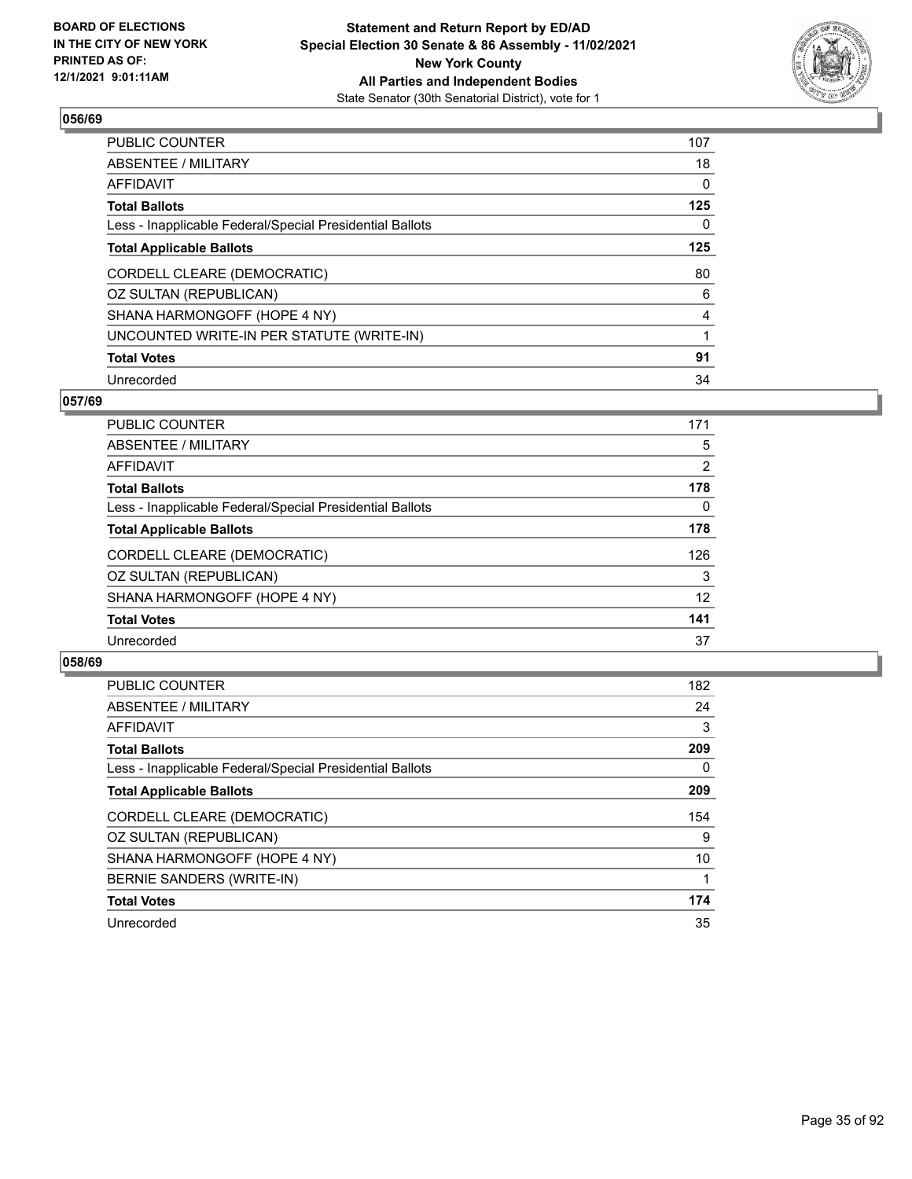**BOARD OF ELECTIONS IN THE CITY OF NEW YORK PRINTED AS OF: 12/1/2021 9:01:11AM**

**Statement and Return Report by ED/AD**
**Special Election 30 Senate & 86 Assembly - 11/02/2021**
**New York County**
**All Parties and Independent Bodies**
State Senator (30th Senatorial District), vote for 1

## 056/69

| | |
|---|---|
| PUBLIC COUNTER | 107 |
| ABSENTEE / MILITARY | 18 |
| AFFIDAVIT | 0 |
| **Total Ballots** | **125** |
| Less - Inapplicable Federal/Special Presidential Ballots | 0 |
| **Total Applicable Ballots** | **125** |
| CORDELL CLEARE (DEMOCRATIC) | 80 |
| OZ SULTAN (REPUBLICAN) | 6 |
| SHANA HARMONGOFF (HOPE 4 NY) | 4 |
| UNCOUNTED WRITE-IN PER STATUTE (WRITE-IN) | 1 |
| **Total Votes** | **91** |
| Unrecorded | 34 |

## 057/69

| | |
|---|---|
| PUBLIC COUNTER | 171 |
| ABSENTEE / MILITARY | 5 |
| AFFIDAVIT | 2 |
| **Total Ballots** | **178** |
| Less - Inapplicable Federal/Special Presidential Ballots | 0 |
| **Total Applicable Ballots** | **178** |
| CORDELL CLEARE (DEMOCRATIC) | 126 |
| OZ SULTAN (REPUBLICAN) | 3 |
| SHANA HARMONGOFF (HOPE 4 NY) | 12 |
| **Total Votes** | **141** |
| Unrecorded | 37 |

## 058/69

| | |
|---|---|
| PUBLIC COUNTER | 182 |
| ABSENTEE / MILITARY | 24 |
| AFFIDAVIT | 3 |
| **Total Ballots** | **209** |
| Less - Inapplicable Federal/Special Presidential Ballots | 0 |
| **Total Applicable Ballots** | **209** |
| CORDELL CLEARE (DEMOCRATIC) | 154 |
| OZ SULTAN (REPUBLICAN) | 9 |
| SHANA HARMONGOFF (HOPE 4 NY) | 10 |
| BERNIE SANDERS (WRITE-IN) | 1 |
| **Total Votes** | **174** |
| Unrecorded | 35 |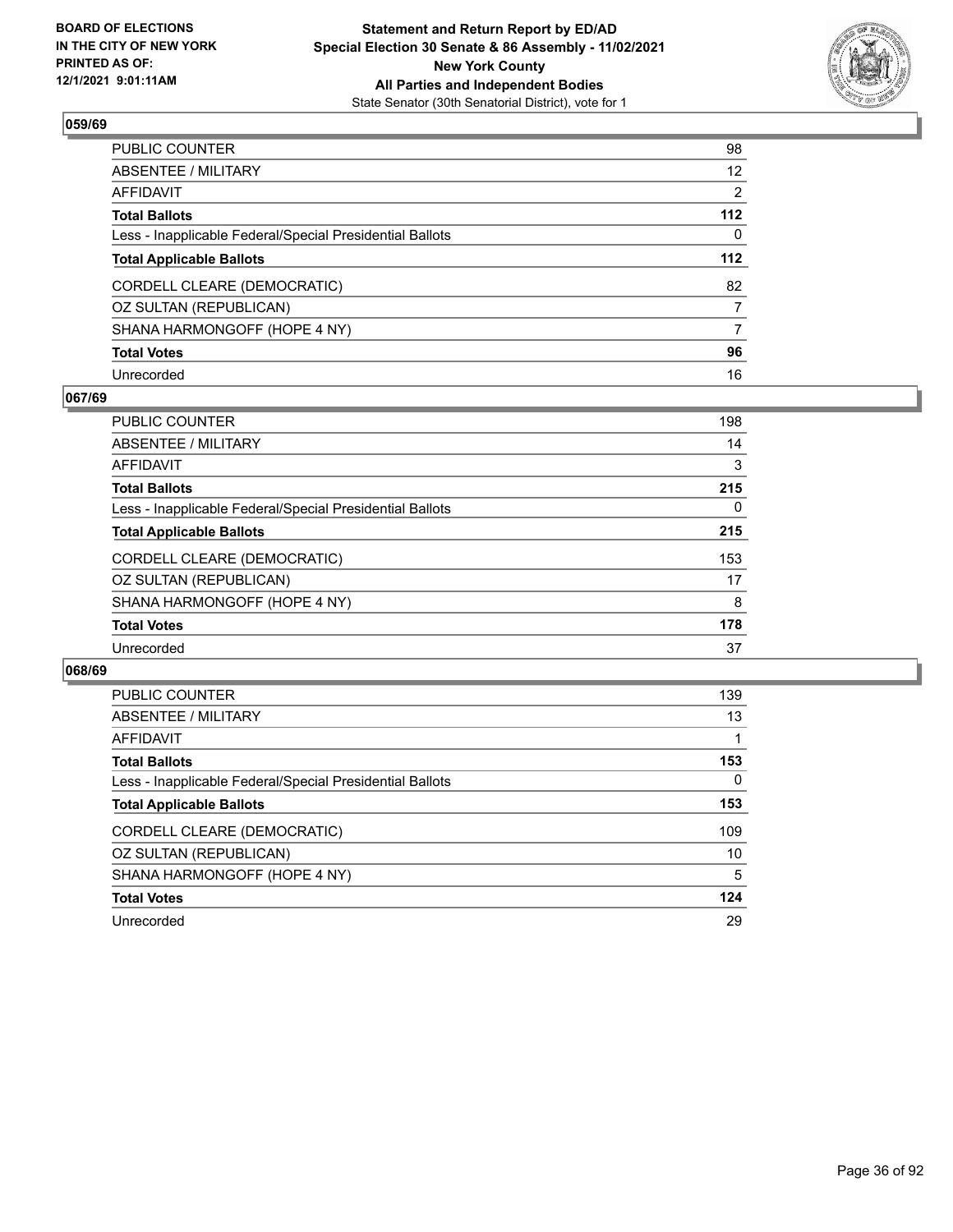**BOARD OF ELECTIONS IN THE CITY OF NEW YORK PRINTED AS OF: 12/1/2021 9:01:11AM**

**Statement and Return Report by ED/AD**
**Special Election 30 Senate & 86 Assembly - 11/02/2021**
**New York County**
**All Parties and Independent Bodies**
State Senator (30th Senatorial District), vote for 1

### 059/69

| | |
|---|---|
| PUBLIC COUNTER | 98 |
| ABSENTEE / MILITARY | 12 |
| AFFIDAVIT | 2 |
| **Total Ballots** | **112** |
| Less - Inapplicable Federal/Special Presidential Ballots | 0 |
| **Total Applicable Ballots** | **112** |
| CORDELL CLEARE (DEMOCRATIC) | 82 |
| OZ SULTAN (REPUBLICAN) | 7 |
| SHANA HARMONGOFF (HOPE 4 NY) | 7 |
| **Total Votes** | **96** |
| Unrecorded | 16 |

### 067/69

| | |
|---|---|
| PUBLIC COUNTER | 198 |
| ABSENTEE / MILITARY | 14 |
| AFFIDAVIT | 3 |
| **Total Ballots** | **215** |
| Less - Inapplicable Federal/Special Presidential Ballots | 0 |
| **Total Applicable Ballots** | **215** |
| CORDELL CLEARE (DEMOCRATIC) | 153 |
| OZ SULTAN (REPUBLICAN) | 17 |
| SHANA HARMONGOFF (HOPE 4 NY) | 8 |
| **Total Votes** | **178** |
| Unrecorded | 37 |

### 068/69

| | |
|---|---|
| PUBLIC COUNTER | 139 |
| ABSENTEE / MILITARY | 13 |
| AFFIDAVIT | 1 |
| **Total Ballots** | **153** |
| Less - Inapplicable Federal/Special Presidential Ballots | 0 |
| **Total Applicable Ballots** | **153** |
| CORDELL CLEARE (DEMOCRATIC) | 109 |
| OZ SULTAN (REPUBLICAN) | 10 |
| SHANA HARMONGOFF (HOPE 4 NY) | 5 |
| **Total Votes** | **124** |
| Unrecorded | 29 |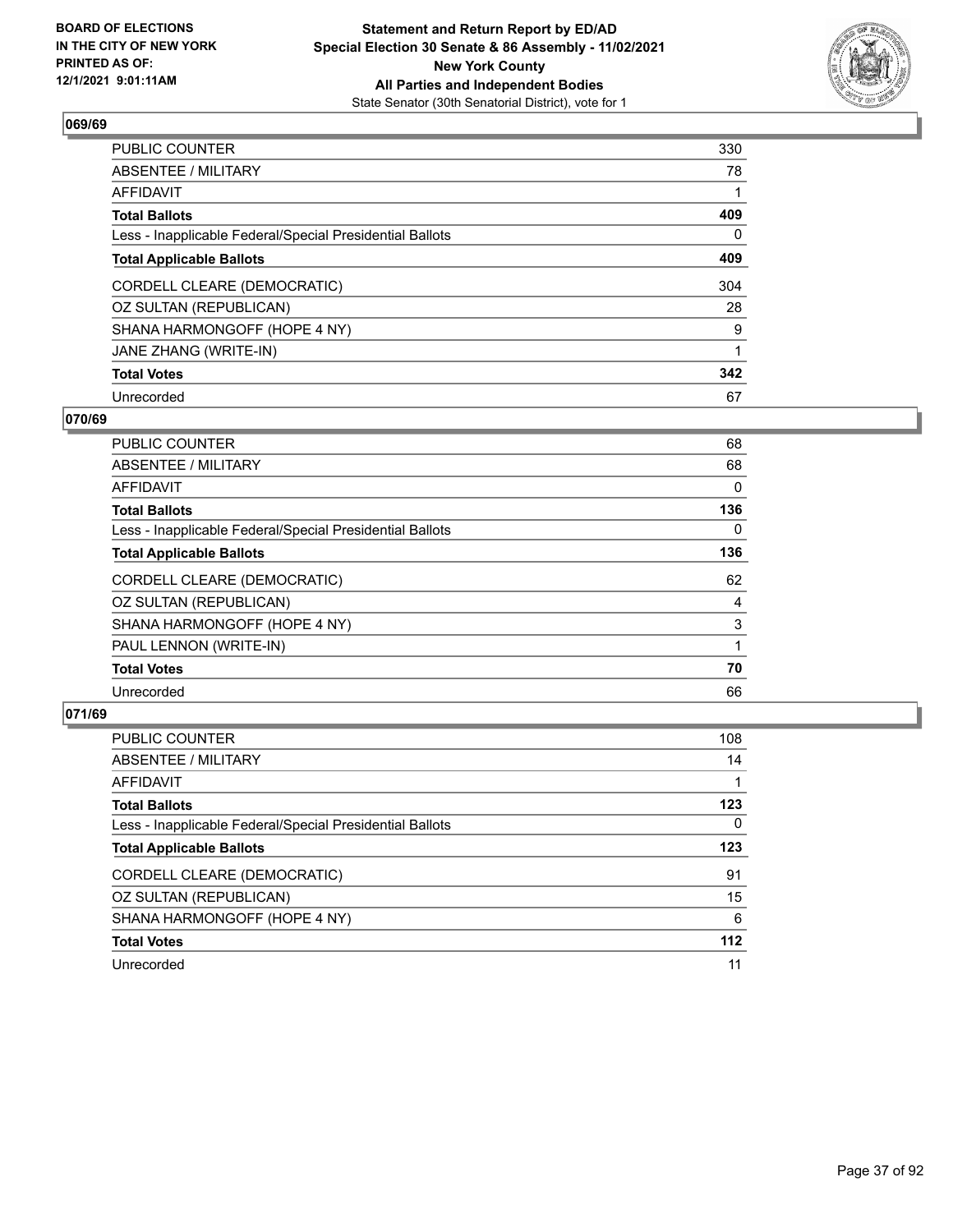**BOARD OF ELECTIONS IN THE CITY OF NEW YORK PRINTED AS OF: 12/1/2021 9:01:11AM**

**Statement and Return Report by ED/AD**
**Special Election 30 Senate & 86 Assembly - 11/02/2021**
**New York County**
**All Parties and Independent Bodies**
State Senator (30th Senatorial District), vote for 1

### 069/69

| | |
|---|---|
| PUBLIC COUNTER | 330 |
| ABSENTEE / MILITARY | 78 |
| AFFIDAVIT | 1 |
| **Total Ballots** | **409** |
| Less - Inapplicable Federal/Special Presidential Ballots | 0 |
| **Total Applicable Ballots** | **409** |
| CORDELL CLEARE (DEMOCRATIC) | 304 |
| OZ SULTAN (REPUBLICAN) | 28 |
| SHANA HARMONGOFF (HOPE 4 NY) | 9 |
| JANE ZHANG (WRITE-IN) | 1 |
| **Total Votes** | **342** |
| Unrecorded | 67 |

### 070/69

| | |
|---|---|
| PUBLIC COUNTER | 68 |
| ABSENTEE / MILITARY | 68 |
| AFFIDAVIT | 0 |
| **Total Ballots** | **136** |
| Less - Inapplicable Federal/Special Presidential Ballots | 0 |
| **Total Applicable Ballots** | **136** |
| CORDELL CLEARE (DEMOCRATIC) | 62 |
| OZ SULTAN (REPUBLICAN) | 4 |
| SHANA HARMONGOFF (HOPE 4 NY) | 3 |
| PAUL LENNON (WRITE-IN) | 1 |
| **Total Votes** | **70** |
| Unrecorded | 66 |

### 071/69

| | |
|---|---|
| PUBLIC COUNTER | 108 |
| ABSENTEE / MILITARY | 14 |
| AFFIDAVIT | 1 |
| **Total Ballots** | **123** |
| Less - Inapplicable Federal/Special Presidential Ballots | 0 |
| **Total Applicable Ballots** | **123** |
| CORDELL CLEARE (DEMOCRATIC) | 91 |
| OZ SULTAN (REPUBLICAN) | 15 |
| SHANA HARMONGOFF (HOPE 4 NY) | 6 |
| **Total Votes** | **112** |
| Unrecorded | 11 |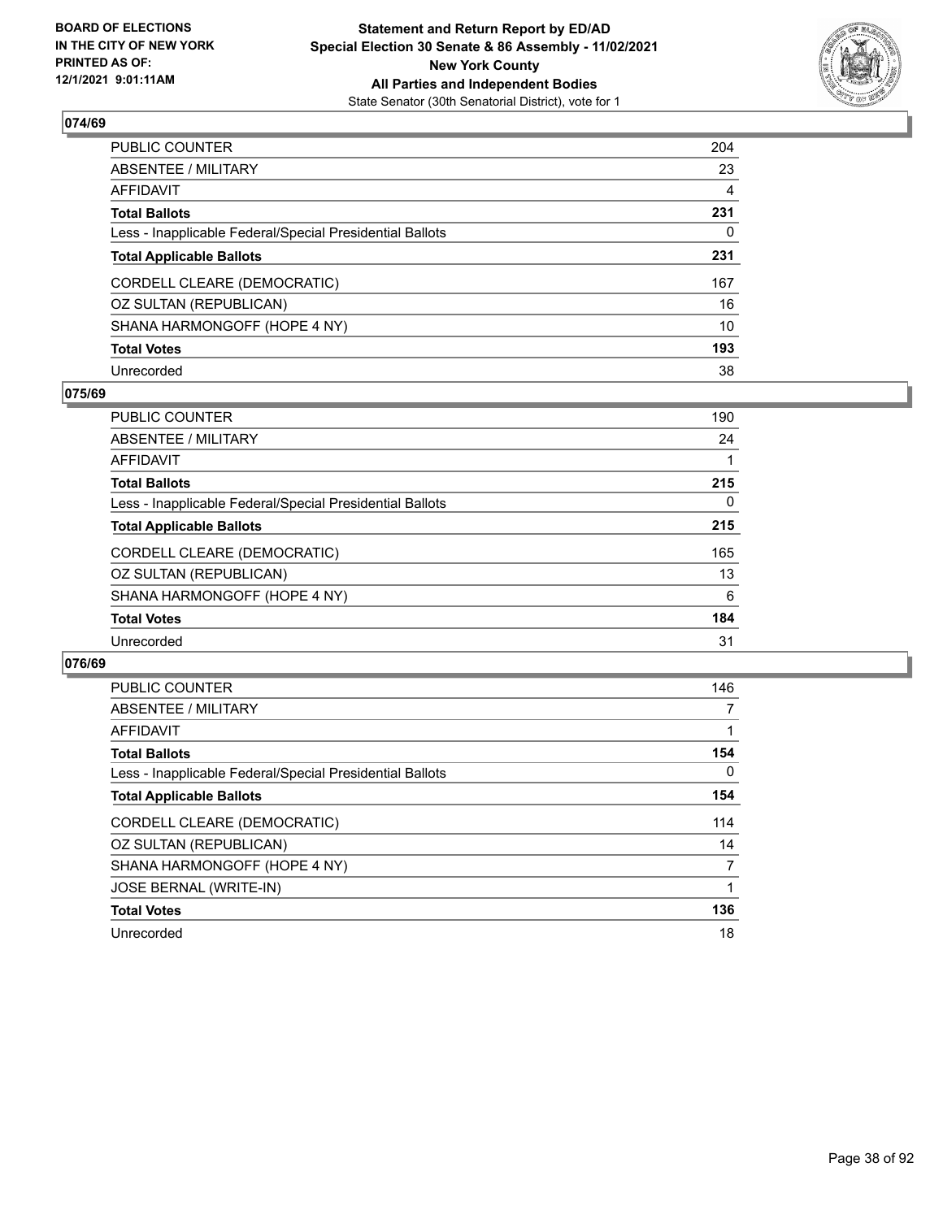**Statement and Return Report by ED/AD**
**Special Election 30 Senate & 86 Assembly - 11/02/2021**
**New York County**
**All Parties and Independent Bodies**
State Senator (30th Senatorial District), vote for 1

BOARD OF ELECTIONS
IN THE CITY OF NEW YORK
PRINTED AS OF:
12/1/2021 9:01:11AM

## 074/69

| | |
|---|---|
| PUBLIC COUNTER | 204 |
| ABSENTEE / MILITARY | 23 |
| AFFIDAVIT | 4 |
| **Total Ballots** | **231** |
| Less - Inapplicable Federal/Special Presidential Ballots | 0 |
| **Total Applicable Ballots** | **231** |
| CORDELL CLEARE (DEMOCRATIC) | 167 |
| OZ SULTAN (REPUBLICAN) | 16 |
| SHANA HARMONGOFF (HOPE 4 NY) | 10 |
| **Total Votes** | **193** |
| Unrecorded | 38 |

## 075/69

| | |
|---|---|
| PUBLIC COUNTER | 190 |
| ABSENTEE / MILITARY | 24 |
| AFFIDAVIT | 1 |
| **Total Ballots** | **215** |
| Less - Inapplicable Federal/Special Presidential Ballots | 0 |
| **Total Applicable Ballots** | **215** |
| CORDELL CLEARE (DEMOCRATIC) | 165 |
| OZ SULTAN (REPUBLICAN) | 13 |
| SHANA HARMONGOFF (HOPE 4 NY) | 6 |
| **Total Votes** | **184** |
| Unrecorded | 31 |

## 076/69

| | |
|---|---|
| PUBLIC COUNTER | 146 |
| ABSENTEE / MILITARY | 7 |
| AFFIDAVIT | 1 |
| **Total Ballots** | **154** |
| Less - Inapplicable Federal/Special Presidential Ballots | 0 |
| **Total Applicable Ballots** | **154** |
| CORDELL CLEARE (DEMOCRATIC) | 114 |
| OZ SULTAN (REPUBLICAN) | 14 |
| SHANA HARMONGOFF (HOPE 4 NY) | 7 |
| JOSE BERNAL (WRITE-IN) | 1 |
| **Total Votes** | **136** |
| Unrecorded | 18 |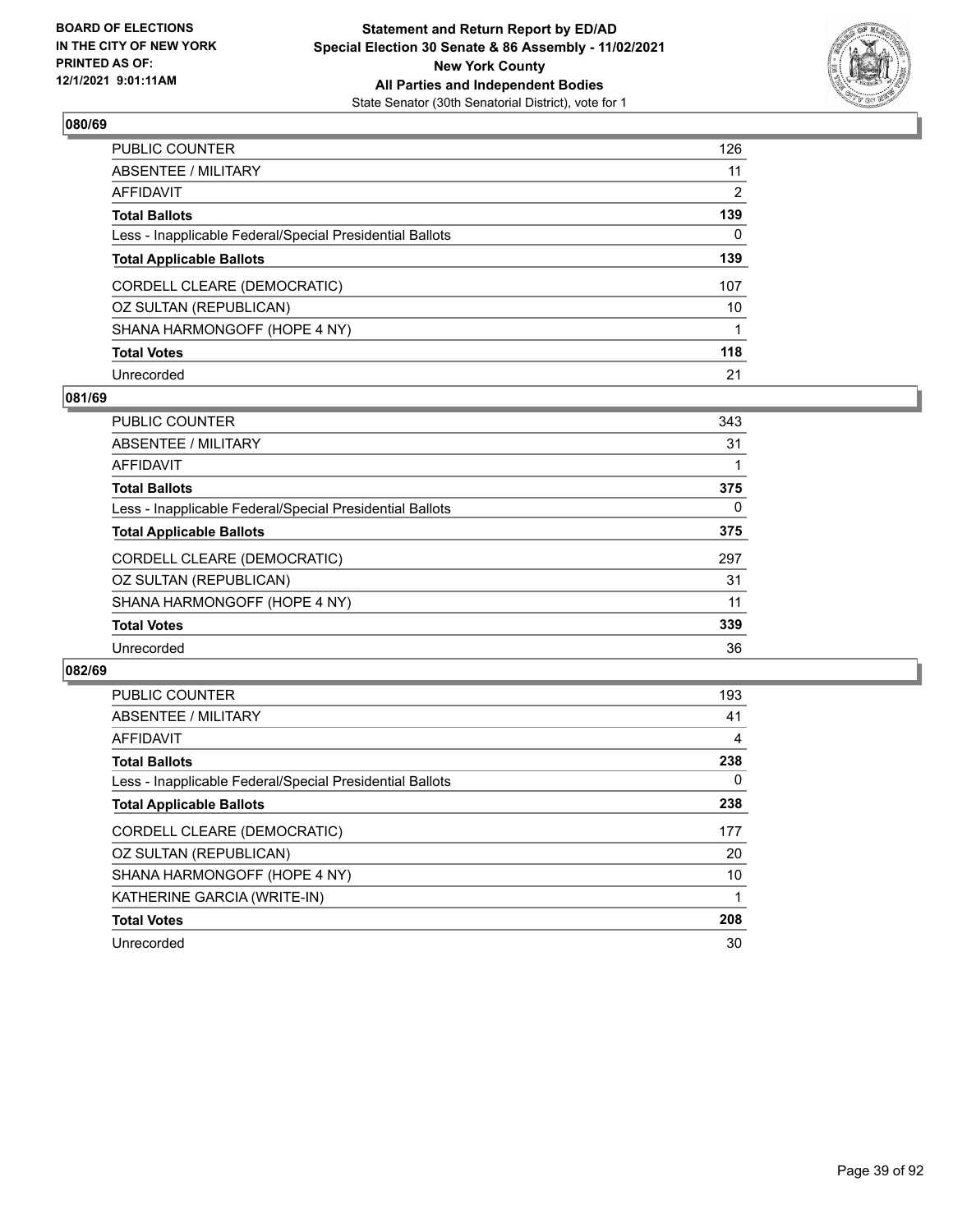**BOARD OF ELECTIONS IN THE CITY OF NEW YORK PRINTED AS OF: 12/1/2021 9:01:11AM**

**Statement and Return Report by ED/AD Special Election 30 Senate & 86 Assembly - 11/02/2021 New York County All Parties and Independent Bodies**

State Senator (30th Senatorial District), vote for 1

## 080/69

| | |
|---|---|
| PUBLIC COUNTER | 126 |
| ABSENTEE / MILITARY | 11 |
| AFFIDAVIT | 2 |
| **Total Ballots** | **139** |
| Less - Inapplicable Federal/Special Presidential Ballots | 0 |
| **Total Applicable Ballots** | **139** |
| CORDELL CLEARE (DEMOCRATIC) | 107 |
| OZ SULTAN (REPUBLICAN) | 10 |
| SHANA HARMONGOFF (HOPE 4 NY) | 1 |
| **Total Votes** | **118** |
| Unrecorded | 21 |

## 081/69

| | |
|---|---|
| PUBLIC COUNTER | 343 |
| ABSENTEE / MILITARY | 31 |
| AFFIDAVIT | 1 |
| **Total Ballots** | **375** |
| Less - Inapplicable Federal/Special Presidential Ballots | 0 |
| **Total Applicable Ballots** | **375** |
| CORDELL CLEARE (DEMOCRATIC) | 297 |
| OZ SULTAN (REPUBLICAN) | 31 |
| SHANA HARMONGOFF (HOPE 4 NY) | 11 |
| **Total Votes** | **339** |
| Unrecorded | 36 |

## 082/69

| | |
|---|---|
| PUBLIC COUNTER | 193 |
| ABSENTEE / MILITARY | 41 |
| AFFIDAVIT | 4 |
| **Total Ballots** | **238** |
| Less - Inapplicable Federal/Special Presidential Ballots | 0 |
| **Total Applicable Ballots** | **238** |
| CORDELL CLEARE (DEMOCRATIC) | 177 |
| OZ SULTAN (REPUBLICAN) | 20 |
| SHANA HARMONGOFF (HOPE 4 NY) | 10 |
| KATHERINE GARCIA (WRITE-IN) | 1 |
| **Total Votes** | **208** |
| Unrecorded | 30 |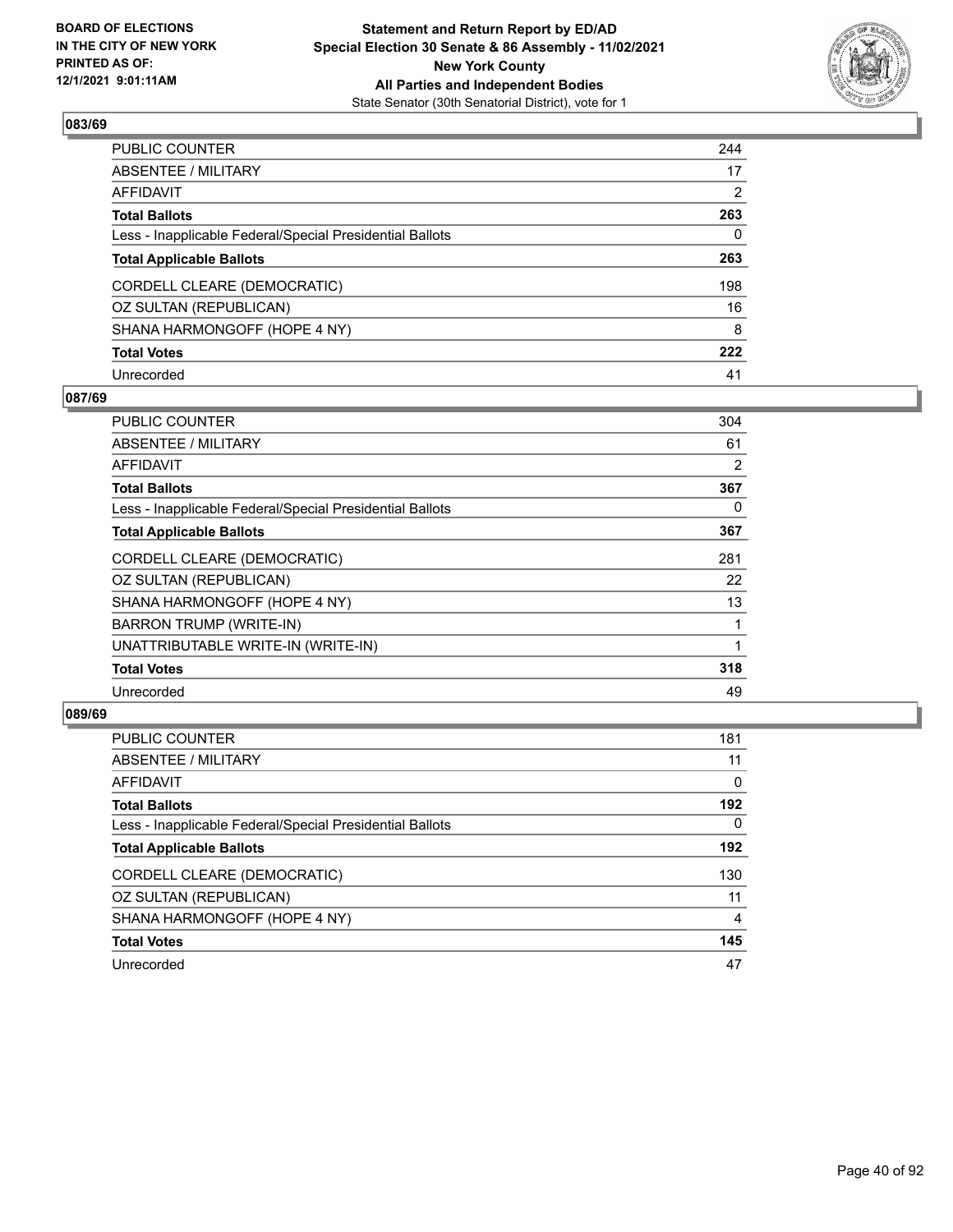**BOARD OF ELECTIONS IN THE CITY OF NEW YORK PRINTED AS OF: 12/1/2021 9:01:11AM**

**Statement and Return Report by ED/AD Special Election 30 Senate & 86 Assembly - 11/02/2021 New York County All Parties and Independent Bodies**
State Senator (30th Senatorial District), vote for 1

### 083/69

| | |
|---|---|
| PUBLIC COUNTER | 244 |
| ABSENTEE / MILITARY | 17 |
| AFFIDAVIT | 2 |
| **Total Ballots** | **263** |
| Less - Inapplicable Federal/Special Presidential Ballots | 0 |
| **Total Applicable Ballots** | **263** |
| CORDELL CLEARE (DEMOCRATIC) | 198 |
| OZ SULTAN (REPUBLICAN) | 16 |
| SHANA HARMONGOFF (HOPE 4 NY) | 8 |
| **Total Votes** | **222** |
| Unrecorded | 41 |

### 087/69

| | |
|---|---|
| PUBLIC COUNTER | 304 |
| ABSENTEE / MILITARY | 61 |
| AFFIDAVIT | 2 |
| **Total Ballots** | **367** |
| Less - Inapplicable Federal/Special Presidential Ballots | 0 |
| **Total Applicable Ballots** | **367** |
| CORDELL CLEARE (DEMOCRATIC) | 281 |
| OZ SULTAN (REPUBLICAN) | 22 |
| SHANA HARMONGOFF (HOPE 4 NY) | 13 |
| BARRON TRUMP (WRITE-IN) | 1 |
| UNATTRIBUTABLE WRITE-IN (WRITE-IN) | 1 |
| **Total Votes** | **318** |
| Unrecorded | 49 |

### 089/69

| | |
|---|---|
| PUBLIC COUNTER | 181 |
| ABSENTEE / MILITARY | 11 |
| AFFIDAVIT | 0 |
| **Total Ballots** | **192** |
| Less - Inapplicable Federal/Special Presidential Ballots | 0 |
| **Total Applicable Ballots** | **192** |
| CORDELL CLEARE (DEMOCRATIC) | 130 |
| OZ SULTAN (REPUBLICAN) | 11 |
| SHANA HARMONGOFF (HOPE 4 NY) | 4 |
| **Total Votes** | **145** |
| Unrecorded | 47 |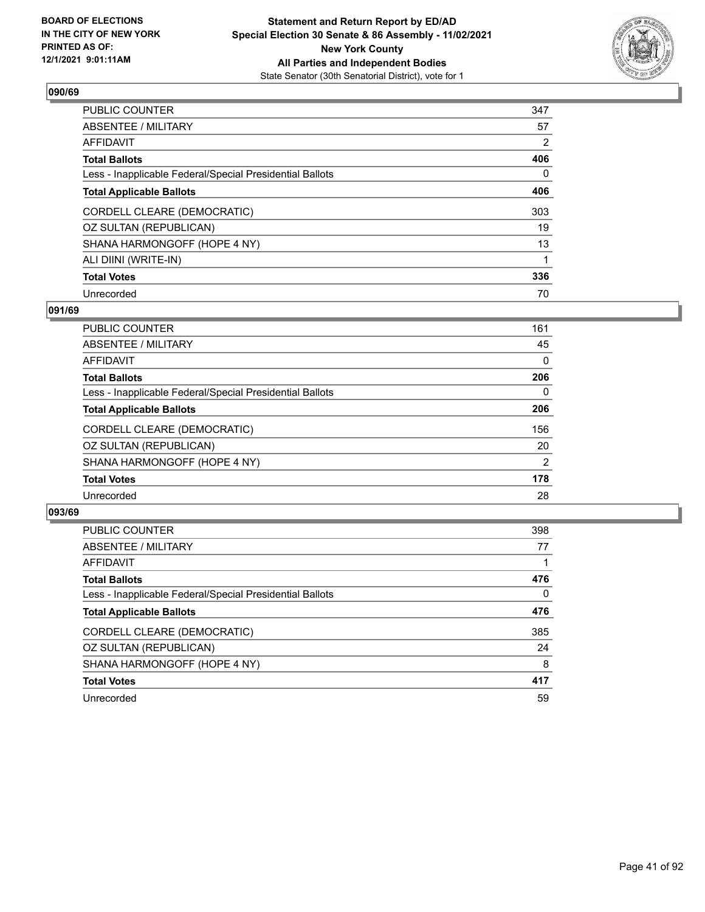**BOARD OF ELECTIONS IN THE CITY OF NEW YORK PRINTED AS OF: 12/1/2021 9:01:11AM**

**Statement and Return Report by ED/AD**
**Special Election 30 Senate & 86 Assembly - 11/02/2021**
**New York County**
**All Parties and Independent Bodies**
State Senator (30th Senatorial District), vote for 1

### 090/69

| | |
|---|---|
| PUBLIC COUNTER | 347 |
| ABSENTEE / MILITARY | 57 |
| AFFIDAVIT | 2 |
| **Total Ballots** | **406** |
| Less - Inapplicable Federal/Special Presidential Ballots | 0 |
| **Total Applicable Ballots** | **406** |
| CORDELL CLEARE (DEMOCRATIC) | 303 |
| OZ SULTAN (REPUBLICAN) | 19 |
| SHANA HARMONGOFF (HOPE 4 NY) | 13 |
| ALI DIINI (WRITE-IN) | 1 |
| **Total Votes** | **336** |
| Unrecorded | 70 |

### 091/69

| | |
|---|---|
| PUBLIC COUNTER | 161 |
| ABSENTEE / MILITARY | 45 |
| AFFIDAVIT | 0 |
| **Total Ballots** | **206** |
| Less - Inapplicable Federal/Special Presidential Ballots | 0 |
| **Total Applicable Ballots** | **206** |
| CORDELL CLEARE (DEMOCRATIC) | 156 |
| OZ SULTAN (REPUBLICAN) | 20 |
| SHANA HARMONGOFF (HOPE 4 NY) | 2 |
| **Total Votes** | **178** |
| Unrecorded | 28 |

### 093/69

| | |
|---|---|
| PUBLIC COUNTER | 398 |
| ABSENTEE / MILITARY | 77 |
| AFFIDAVIT | 1 |
| **Total Ballots** | **476** |
| Less - Inapplicable Federal/Special Presidential Ballots | 0 |
| **Total Applicable Ballots** | **476** |
| CORDELL CLEARE (DEMOCRATIC) | 385 |
| OZ SULTAN (REPUBLICAN) | 24 |
| SHANA HARMONGOFF (HOPE 4 NY) | 8 |
| **Total Votes** | **417** |
| Unrecorded | 59 |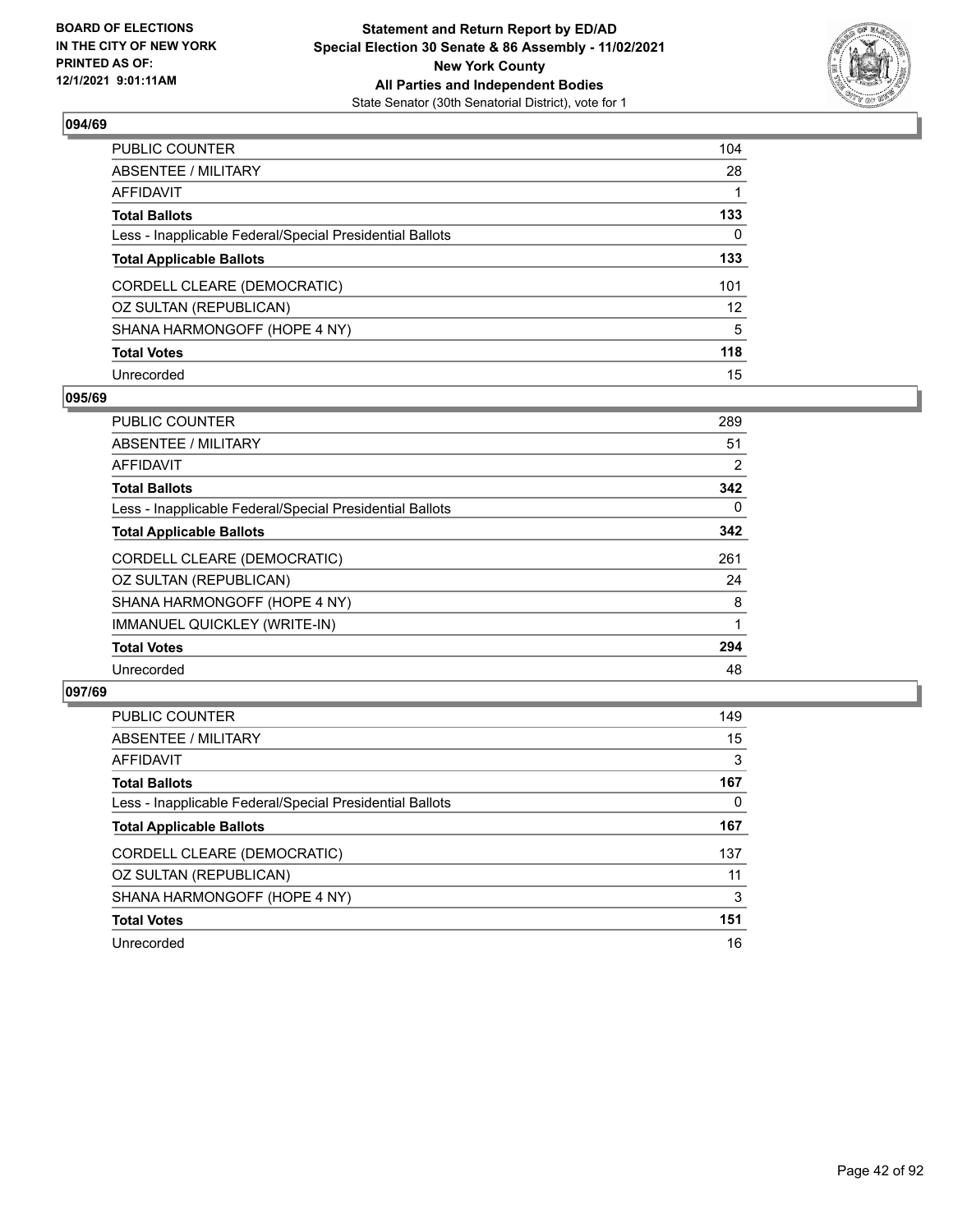## 094/69

| | |
|---|---|
| PUBLIC COUNTER | 104 |
| ABSENTEE / MILITARY | 28 |
| AFFIDAVIT | 1 |
| **Total Ballots** | **133** |
| Less - Inapplicable Federal/Special Presidential Ballots | 0 |
| **Total Applicable Ballots** | **133** |
| CORDELL CLEARE (DEMOCRATIC) | 101 |
| OZ SULTAN (REPUBLICAN) | 12 |
| SHANA HARMONGOFF (HOPE 4 NY) | 5 |
| **Total Votes** | **118** |
| Unrecorded | 15 |

## 095/69

| | |
|---|---|
| PUBLIC COUNTER | 289 |
| ABSENTEE / MILITARY | 51 |
| AFFIDAVIT | 2 |
| **Total Ballots** | **342** |
| Less - Inapplicable Federal/Special Presidential Ballots | 0 |
| **Total Applicable Ballots** | **342** |
| CORDELL CLEARE (DEMOCRATIC) | 261 |
| OZ SULTAN (REPUBLICAN) | 24 |
| SHANA HARMONGOFF (HOPE 4 NY) | 8 |
| IMMANUEL QUICKLEY (WRITE-IN) | 1 |
| **Total Votes** | **294** |
| Unrecorded | 48 |

## 097/69

| | |
|---|---|
| PUBLIC COUNTER | 149 |
| ABSENTEE / MILITARY | 15 |
| AFFIDAVIT | 3 |
| **Total Ballots** | **167** |
| Less - Inapplicable Federal/Special Presidential Ballots | 0 |
| **Total Applicable Ballots** | **167** |
| CORDELL CLEARE (DEMOCRATIC) | 137 |
| OZ SULTAN (REPUBLICAN) | 11 |
| SHANA HARMONGOFF (HOPE 4 NY) | 3 |
| **Total Votes** | **151** |
| Unrecorded | 16 |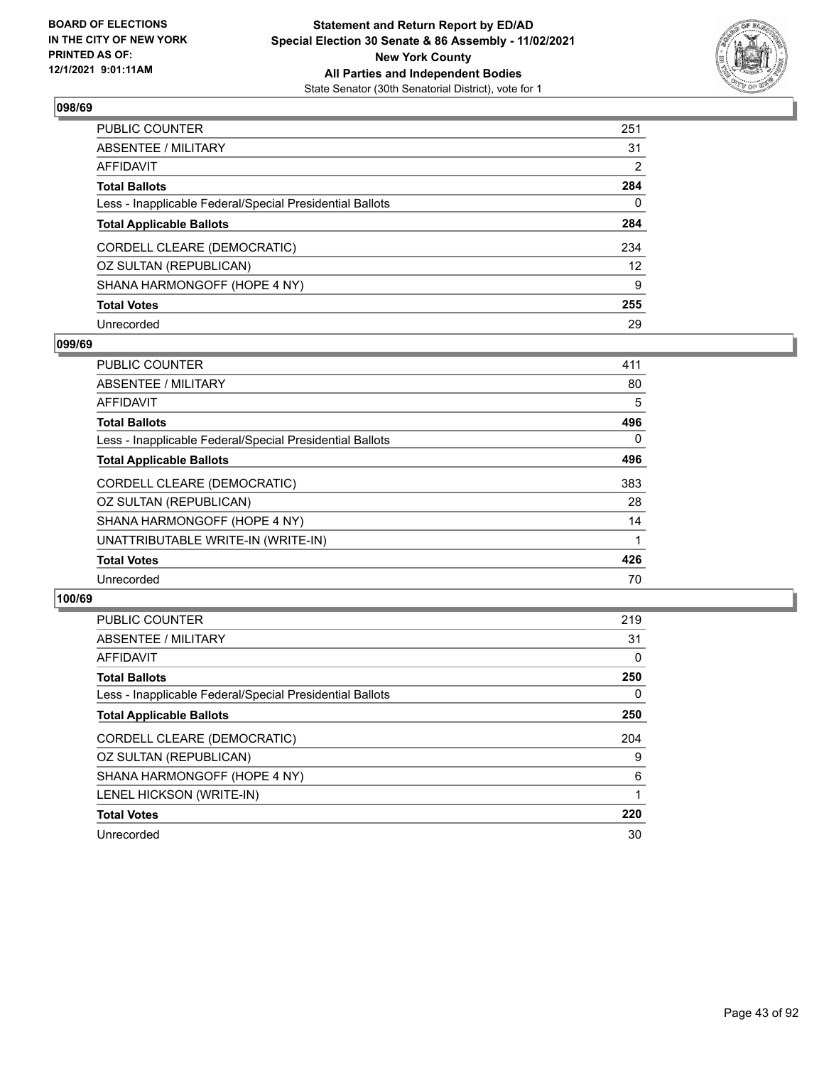**BOARD OF ELECTIONS IN THE CITY OF NEW YORK PRINTED AS OF: 12/1/2021 9:01:11AM**

**Statement and Return Report by ED/AD**
**Special Election 30 Senate & 86 Assembly - 11/02/2021**
**New York County**
**All Parties and Independent Bodies**
State Senator (30th Senatorial District), vote for 1

### 098/69

| | |
|---|---|
| PUBLIC COUNTER | 251 |
| ABSENTEE / MILITARY | 31 |
| AFFIDAVIT | 2 |
| **Total Ballots** | **284** |
| Less - Inapplicable Federal/Special Presidential Ballots | 0 |
| **Total Applicable Ballots** | **284** |
| CORDELL CLEARE (DEMOCRATIC) | 234 |
| OZ SULTAN (REPUBLICAN) | 12 |
| SHANA HARMONGOFF (HOPE 4 NY) | 9 |
| **Total Votes** | **255** |
| Unrecorded | 29 |

### 099/69

| | |
|---|---|
| PUBLIC COUNTER | 411 |
| ABSENTEE / MILITARY | 80 |
| AFFIDAVIT | 5 |
| **Total Ballots** | **496** |
| Less - Inapplicable Federal/Special Presidential Ballots | 0 |
| **Total Applicable Ballots** | **496** |
| CORDELL CLEARE (DEMOCRATIC) | 383 |
| OZ SULTAN (REPUBLICAN) | 28 |
| SHANA HARMONGOFF (HOPE 4 NY) | 14 |
| UNATTRIBUTABLE WRITE-IN (WRITE-IN) | 1 |
| **Total Votes** | **426** |
| Unrecorded | 70 |

### 100/69

| | |
|---|---|
| PUBLIC COUNTER | 219 |
| ABSENTEE / MILITARY | 31 |
| AFFIDAVIT | 0 |
| **Total Ballots** | **250** |
| Less - Inapplicable Federal/Special Presidential Ballots | 0 |
| **Total Applicable Ballots** | **250** |
| CORDELL CLEARE (DEMOCRATIC) | 204 |
| OZ SULTAN (REPUBLICAN) | 9 |
| SHANA HARMONGOFF (HOPE 4 NY) | 6 |
| LENEL HICKSON (WRITE-IN) | 1 |
| **Total Votes** | **220** |
| Unrecorded | 30 |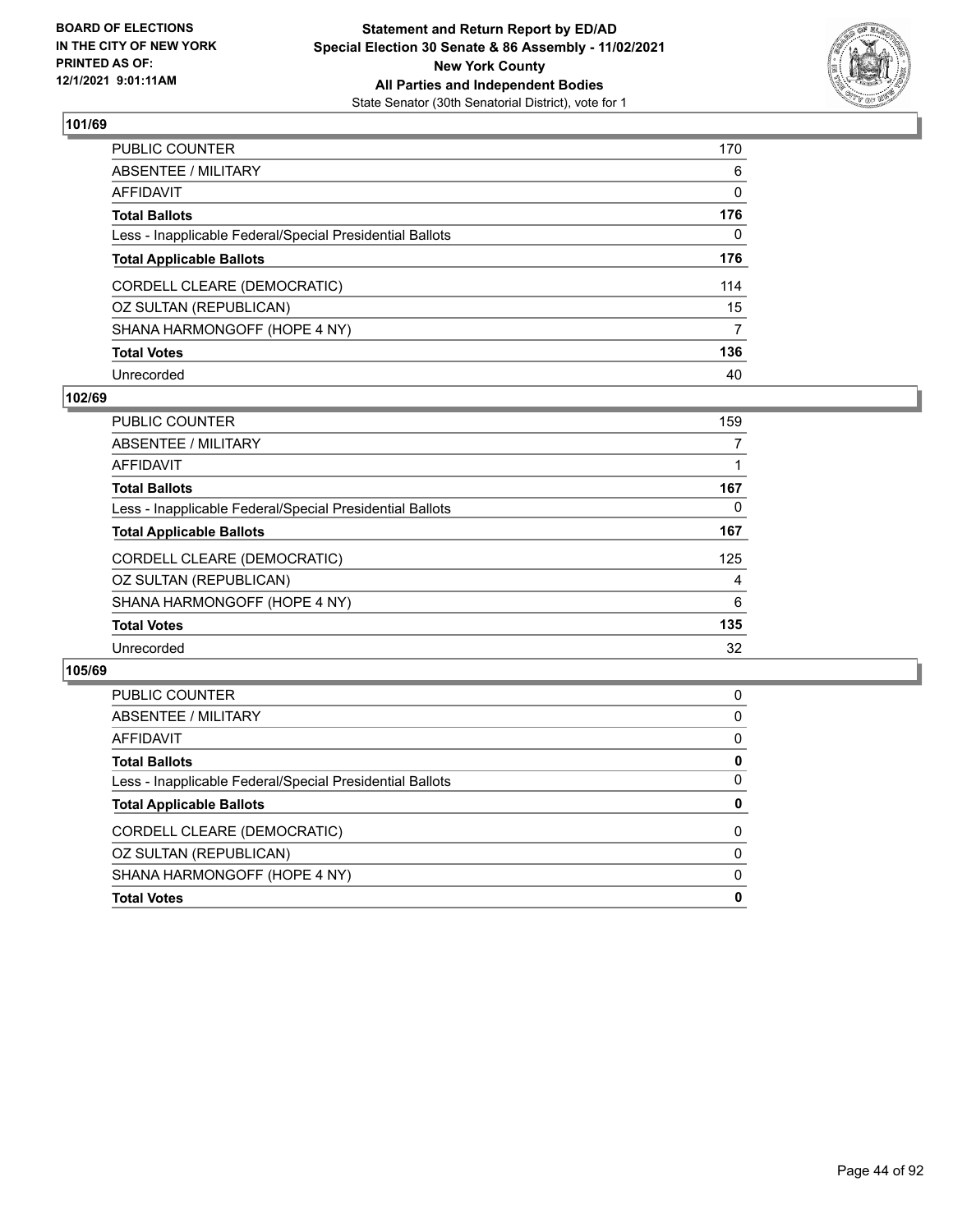## 101/69

| | |
|---|---|
| PUBLIC COUNTER | 170 |
| ABSENTEE / MILITARY | 6 |
| AFFIDAVIT | 0 |
| **Total Ballots** | **176** |
| Less - Inapplicable Federal/Special Presidential Ballots | 0 |
| **Total Applicable Ballots** | **176** |
| CORDELL CLEARE (DEMOCRATIC) | 114 |
| OZ SULTAN (REPUBLICAN) | 15 |
| SHANA HARMONGOFF (HOPE 4 NY) | 7 |
| **Total Votes** | **136** |
| Unrecorded | 40 |

## 102/69

| | |
|---|---|
| PUBLIC COUNTER | 159 |
| ABSENTEE / MILITARY | 7 |
| AFFIDAVIT | 1 |
| **Total Ballots** | **167** |
| Less - Inapplicable Federal/Special Presidential Ballots | 0 |
| **Total Applicable Ballots** | **167** |
| CORDELL CLEARE (DEMOCRATIC) | 125 |
| OZ SULTAN (REPUBLICAN) | 4 |
| SHANA HARMONGOFF (HOPE 4 NY) | 6 |
| **Total Votes** | **135** |
| Unrecorded | 32 |

## 105/69

| | |
|---|---|
| PUBLIC COUNTER | 0 |
| ABSENTEE / MILITARY | 0 |
| AFFIDAVIT | 0 |
| **Total Ballots** | **0** |
| Less - Inapplicable Federal/Special Presidential Ballots | 0 |
| **Total Applicable Ballots** | **0** |
| CORDELL CLEARE (DEMOCRATIC) | 0 |
| OZ SULTAN (REPUBLICAN) | 0 |
| SHANA HARMONGOFF (HOPE 4 NY) | 0 |
| **Total Votes** | **0** |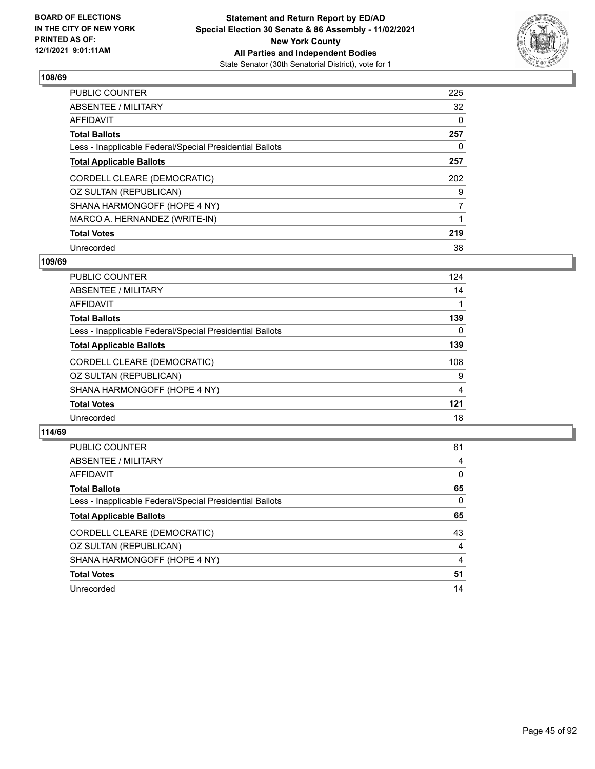## 108/69

| | |
|---|---|
| PUBLIC COUNTER | 225 |
| ABSENTEE / MILITARY | 32 |
| AFFIDAVIT | 0 |
| **Total Ballots** | **257** |
| Less - Inapplicable Federal/Special Presidential Ballots | 0 |
| **Total Applicable Ballots** | **257** |
| CORDELL CLEARE (DEMOCRATIC) | 202 |
| OZ SULTAN (REPUBLICAN) | 9 |
| SHANA HARMONGOFF (HOPE 4 NY) | 7 |
| MARCO A. HERNANDEZ (WRITE-IN) | 1 |
| **Total Votes** | **219** |
| Unrecorded | 38 |

## 109/69

| | |
|---|---|
| PUBLIC COUNTER | 124 |
| ABSENTEE / MILITARY | 14 |
| AFFIDAVIT | 1 |
| **Total Ballots** | **139** |
| Less - Inapplicable Federal/Special Presidential Ballots | 0 |
| **Total Applicable Ballots** | **139** |
| CORDELL CLEARE (DEMOCRATIC) | 108 |
| OZ SULTAN (REPUBLICAN) | 9 |
| SHANA HARMONGOFF (HOPE 4 NY) | 4 |
| **Total Votes** | **121** |
| Unrecorded | 18 |

## 114/69

| | |
|---|---|
| PUBLIC COUNTER | 61 |
| ABSENTEE / MILITARY | 4 |
| AFFIDAVIT | 0 |
| **Total Ballots** | **65** |
| Less - Inapplicable Federal/Special Presidential Ballots | 0 |
| **Total Applicable Ballots** | **65** |
| CORDELL CLEARE (DEMOCRATIC) | 43 |
| OZ SULTAN (REPUBLICAN) | 4 |
| SHANA HARMONGOFF (HOPE 4 NY) | 4 |
| **Total Votes** | **51** |
| Unrecorded | 14 |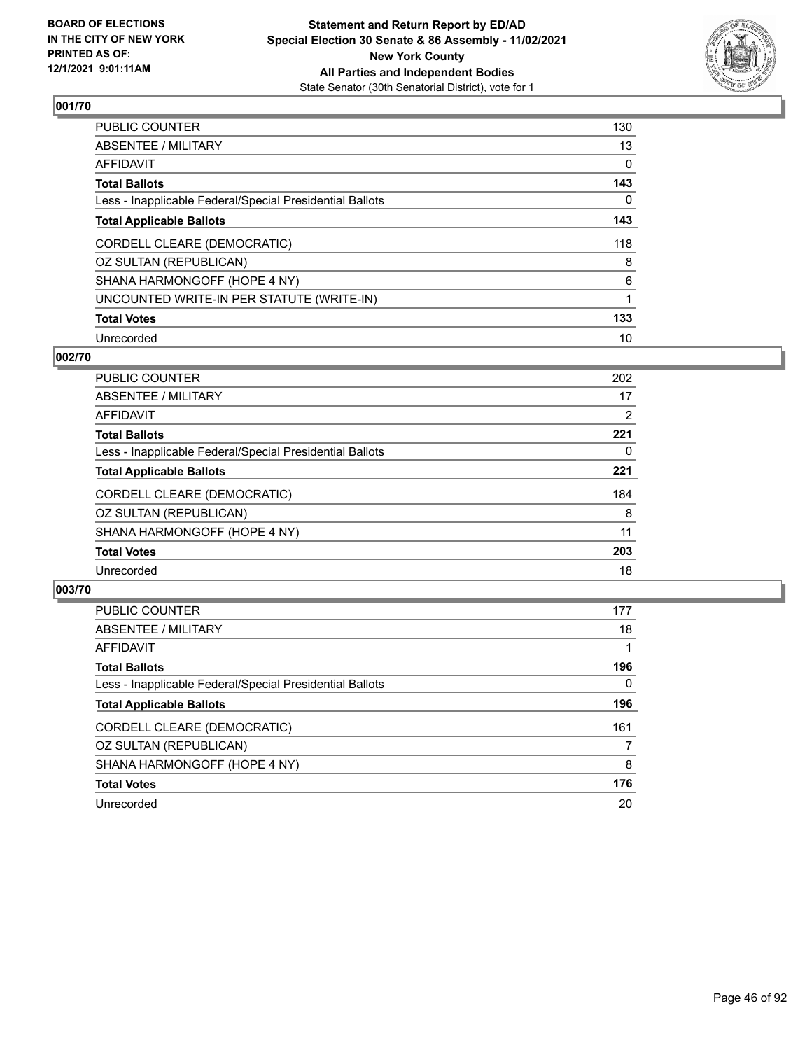**BOARD OF ELECTIONS IN THE CITY OF NEW YORK PRINTED AS OF: 12/1/2021 9:01:11AM**

**Statement and Return Report by ED/AD**
**Special Election 30 Senate & 86 Assembly - 11/02/2021**
**New York County**
**All Parties and Independent Bodies**
State Senator (30th Senatorial District), vote for 1

## 001/70

| | |
|---|---|
| PUBLIC COUNTER | 130 |
| ABSENTEE / MILITARY | 13 |
| AFFIDAVIT | 0 |
| **Total Ballots** | **143** |
| Less - Inapplicable Federal/Special Presidential Ballots | 0 |
| **Total Applicable Ballots** | **143** |
| CORDELL CLEARE (DEMOCRATIC) | 118 |
| OZ SULTAN (REPUBLICAN) | 8 |
| SHANA HARMONGOFF (HOPE 4 NY) | 6 |
| UNCOUNTED WRITE-IN PER STATUTE (WRITE-IN) | 1 |
| **Total Votes** | **133** |
| Unrecorded | 10 |

## 002/70

| | |
|---|---|
| PUBLIC COUNTER | 202 |
| ABSENTEE / MILITARY | 17 |
| AFFIDAVIT | 2 |
| **Total Ballots** | **221** |
| Less - Inapplicable Federal/Special Presidential Ballots | 0 |
| **Total Applicable Ballots** | **221** |
| CORDELL CLEARE (DEMOCRATIC) | 184 |
| OZ SULTAN (REPUBLICAN) | 8 |
| SHANA HARMONGOFF (HOPE 4 NY) | 11 |
| **Total Votes** | **203** |
| Unrecorded | 18 |

## 003/70

| | |
|---|---|
| PUBLIC COUNTER | 177 |
| ABSENTEE / MILITARY | 18 |
| AFFIDAVIT | 1 |
| **Total Ballots** | **196** |
| Less - Inapplicable Federal/Special Presidential Ballots | 0 |
| **Total Applicable Ballots** | **196** |
| CORDELL CLEARE (DEMOCRATIC) | 161 |
| OZ SULTAN (REPUBLICAN) | 7 |
| SHANA HARMONGOFF (HOPE 4 NY) | 8 |
| **Total Votes** | **176** |
| Unrecorded | 20 |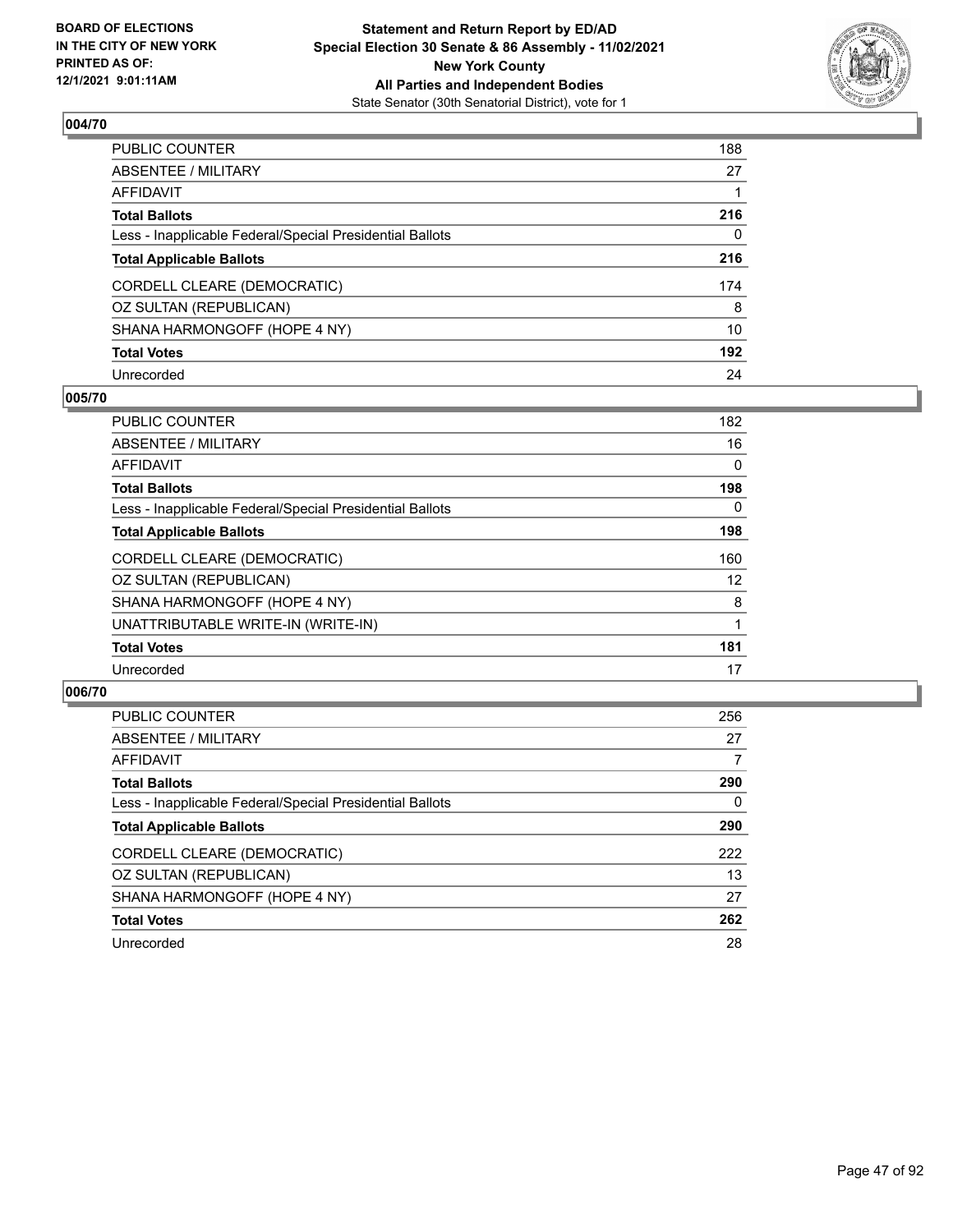**BOARD OF ELECTIONS IN THE CITY OF NEW YORK PRINTED AS OF: 12/1/2021 9:01:11AM**

**Statement and Return Report by ED/AD**
**Special Election 30 Senate & 86 Assembly - 11/02/2021**
**New York County**
**All Parties and Independent Bodies**
State Senator (30th Senatorial District), vote for 1

## 004/70

| | |
|---|---|
| PUBLIC COUNTER | 188 |
| ABSENTEE / MILITARY | 27 |
| AFFIDAVIT | 1 |
| **Total Ballots** | **216** |
| Less - Inapplicable Federal/Special Presidential Ballots | 0 |
| **Total Applicable Ballots** | **216** |
| CORDELL CLEARE (DEMOCRATIC) | 174 |
| OZ SULTAN (REPUBLICAN) | 8 |
| SHANA HARMONGOFF (HOPE 4 NY) | 10 |
| **Total Votes** | **192** |
| Unrecorded | 24 |

## 005/70

| | |
|---|---|
| PUBLIC COUNTER | 182 |
| ABSENTEE / MILITARY | 16 |
| AFFIDAVIT | 0 |
| **Total Ballots** | **198** |
| Less - Inapplicable Federal/Special Presidential Ballots | 0 |
| **Total Applicable Ballots** | **198** |
| CORDELL CLEARE (DEMOCRATIC) | 160 |
| OZ SULTAN (REPUBLICAN) | 12 |
| SHANA HARMONGOFF (HOPE 4 NY) | 8 |
| UNATTRIBUTABLE WRITE-IN (WRITE-IN) | 1 |
| **Total Votes** | **181** |
| Unrecorded | 17 |

## 006/70

| | |
|---|---|
| PUBLIC COUNTER | 256 |
| ABSENTEE / MILITARY | 27 |
| AFFIDAVIT | 7 |
| **Total Ballots** | **290** |
| Less - Inapplicable Federal/Special Presidential Ballots | 0 |
| **Total Applicable Ballots** | **290** |
| CORDELL CLEARE (DEMOCRATIC) | 222 |
| OZ SULTAN (REPUBLICAN) | 13 |
| SHANA HARMONGOFF (HOPE 4 NY) | 27 |
| **Total Votes** | **262** |
| Unrecorded | 28 |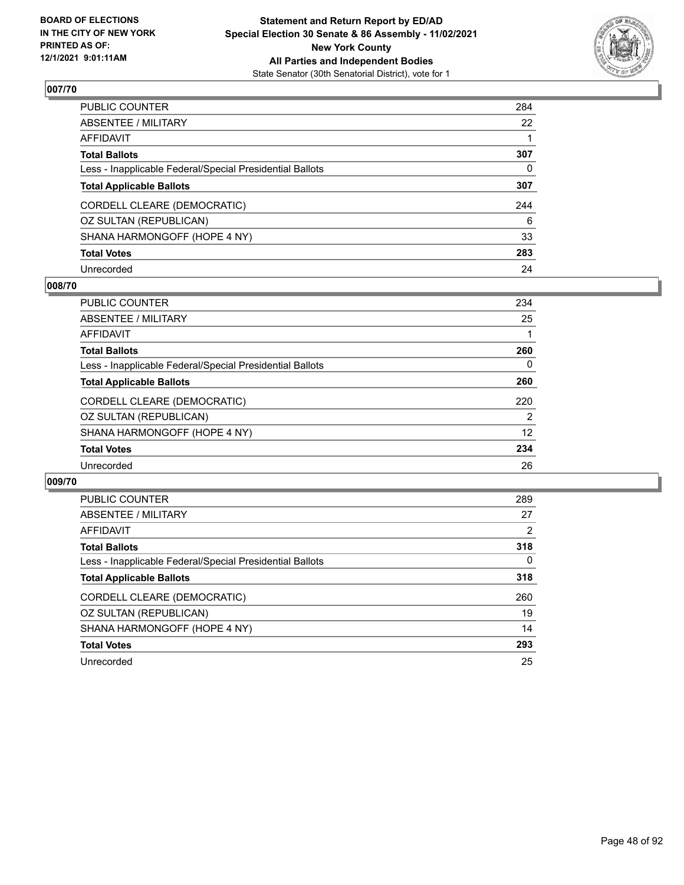BOARD OF ELECTIONS
IN THE CITY OF NEW YORK
PRINTED AS OF:
12/1/2021 9:01:11AM

**Statement and Return Report by ED/AD**
**Special Election 30 Senate & 86 Assembly - 11/02/2021**
**New York County**
**All Parties and Independent Bodies**
State Senator (30th Senatorial District), vote for 1

## 007/70

| | |
|---|---|
| PUBLIC COUNTER | 284 |
| ABSENTEE / MILITARY | 22 |
| AFFIDAVIT | 1 |
| **Total Ballots** | **307** |
| Less - Inapplicable Federal/Special Presidential Ballots | 0 |
| **Total Applicable Ballots** | **307** |
| CORDELL CLEARE (DEMOCRATIC) | 244 |
| OZ SULTAN (REPUBLICAN) | 6 |
| SHANA HARMONGOFF (HOPE 4 NY) | 33 |
| **Total Votes** | **283** |
| Unrecorded | 24 |

## 008/70

| | |
|---|---|
| PUBLIC COUNTER | 234 |
| ABSENTEE / MILITARY | 25 |
| AFFIDAVIT | 1 |
| **Total Ballots** | **260** |
| Less - Inapplicable Federal/Special Presidential Ballots | 0 |
| **Total Applicable Ballots** | **260** |
| CORDELL CLEARE (DEMOCRATIC) | 220 |
| OZ SULTAN (REPUBLICAN) | 2 |
| SHANA HARMONGOFF (HOPE 4 NY) | 12 |
| **Total Votes** | **234** |
| Unrecorded | 26 |

## 009/70

| | |
|---|---|
| PUBLIC COUNTER | 289 |
| ABSENTEE / MILITARY | 27 |
| AFFIDAVIT | 2 |
| **Total Ballots** | **318** |
| Less - Inapplicable Federal/Special Presidential Ballots | 0 |
| **Total Applicable Ballots** | **318** |
| CORDELL CLEARE (DEMOCRATIC) | 260 |
| OZ SULTAN (REPUBLICAN) | 19 |
| SHANA HARMONGOFF (HOPE 4 NY) | 14 |
| **Total Votes** | **293** |
| Unrecorded | 25 |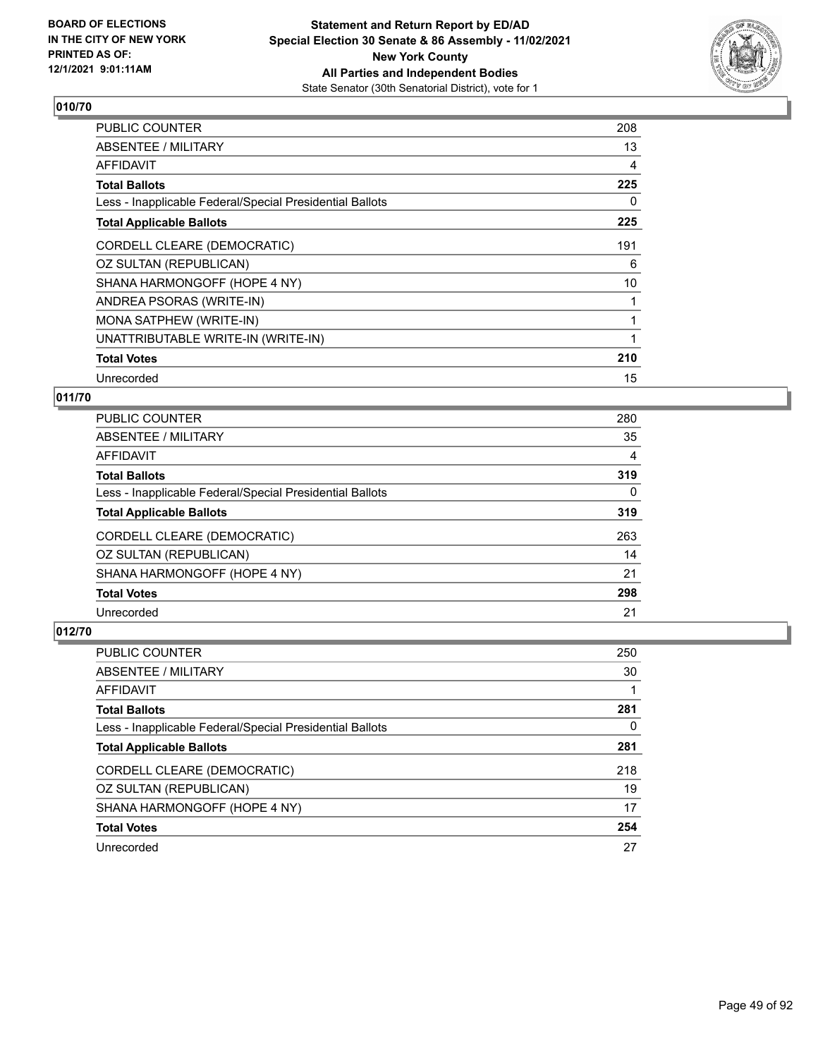## 010/70

| | |
|---|---|
| PUBLIC COUNTER | 208 |
| ABSENTEE / MILITARY | 13 |
| AFFIDAVIT | 4 |
| **Total Ballots** | **225** |
| Less - Inapplicable Federal/Special Presidential Ballots | 0 |
| **Total Applicable Ballots** | **225** |
| CORDELL CLEARE (DEMOCRATIC) | 191 |
| OZ SULTAN (REPUBLICAN) | 6 |
| SHANA HARMONGOFF (HOPE 4 NY) | 10 |
| ANDREA PSORAS (WRITE-IN) | 1 |
| MONA SATPHEW (WRITE-IN) | 1 |
| UNATTRIBUTABLE WRITE-IN (WRITE-IN) | 1 |
| **Total Votes** | **210** |
| Unrecorded | 15 |

## 011/70

| | |
|---|---|
| PUBLIC COUNTER | 280 |
| ABSENTEE / MILITARY | 35 |
| AFFIDAVIT | 4 |
| **Total Ballots** | **319** |
| Less - Inapplicable Federal/Special Presidential Ballots | 0 |
| **Total Applicable Ballots** | **319** |
| CORDELL CLEARE (DEMOCRATIC) | 263 |
| OZ SULTAN (REPUBLICAN) | 14 |
| SHANA HARMONGOFF (HOPE 4 NY) | 21 |
| **Total Votes** | **298** |
| Unrecorded | 21 |

## 012/70

| | |
|---|---|
| PUBLIC COUNTER | 250 |
| ABSENTEE / MILITARY | 30 |
| AFFIDAVIT | 1 |
| **Total Ballots** | **281** |
| Less - Inapplicable Federal/Special Presidential Ballots | 0 |
| **Total Applicable Ballots** | **281** |
| CORDELL CLEARE (DEMOCRATIC) | 218 |
| OZ SULTAN (REPUBLICAN) | 19 |
| SHANA HARMONGOFF (HOPE 4 NY) | 17 |
| **Total Votes** | **254** |
| Unrecorded | 27 |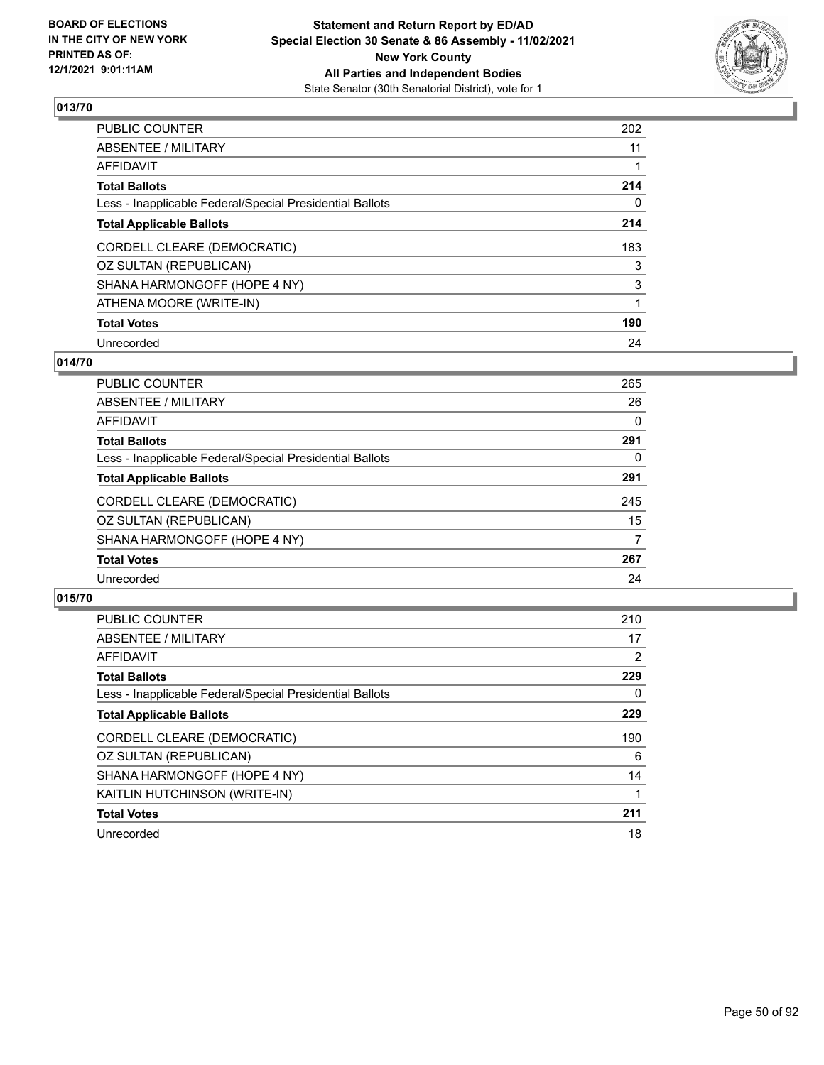## 013/70

| | |
|---|---|
| PUBLIC COUNTER | 202 |
| ABSENTEE / MILITARY | 11 |
| AFFIDAVIT | 1 |
| **Total Ballots** | **214** |
| Less - Inapplicable Federal/Special Presidential Ballots | 0 |
| **Total Applicable Ballots** | **214** |
| CORDELL CLEARE (DEMOCRATIC) | 183 |
| OZ SULTAN (REPUBLICAN) | 3 |
| SHANA HARMONGOFF (HOPE 4 NY) | 3 |
| ATHENA MOORE (WRITE-IN) | 1 |
| **Total Votes** | **190** |
| Unrecorded | 24 |

## 014/70

| | |
|---|---|
| PUBLIC COUNTER | 265 |
| ABSENTEE / MILITARY | 26 |
| AFFIDAVIT | 0 |
| **Total Ballots** | **291** |
| Less - Inapplicable Federal/Special Presidential Ballots | 0 |
| **Total Applicable Ballots** | **291** |
| CORDELL CLEARE (DEMOCRATIC) | 245 |
| OZ SULTAN (REPUBLICAN) | 15 |
| SHANA HARMONGOFF (HOPE 4 NY) | 7 |
| **Total Votes** | **267** |
| Unrecorded | 24 |

## 015/70

| | |
|---|---|
| PUBLIC COUNTER | 210 |
| ABSENTEE / MILITARY | 17 |
| AFFIDAVIT | 2 |
| **Total Ballots** | **229** |
| Less - Inapplicable Federal/Special Presidential Ballots | 0 |
| **Total Applicable Ballots** | **229** |
| CORDELL CLEARE (DEMOCRATIC) | 190 |
| OZ SULTAN (REPUBLICAN) | 6 |
| SHANA HARMONGOFF (HOPE 4 NY) | 14 |
| KAITLIN HUTCHINSON (WRITE-IN) | 1 |
| **Total Votes** | **211** |
| Unrecorded | 18 |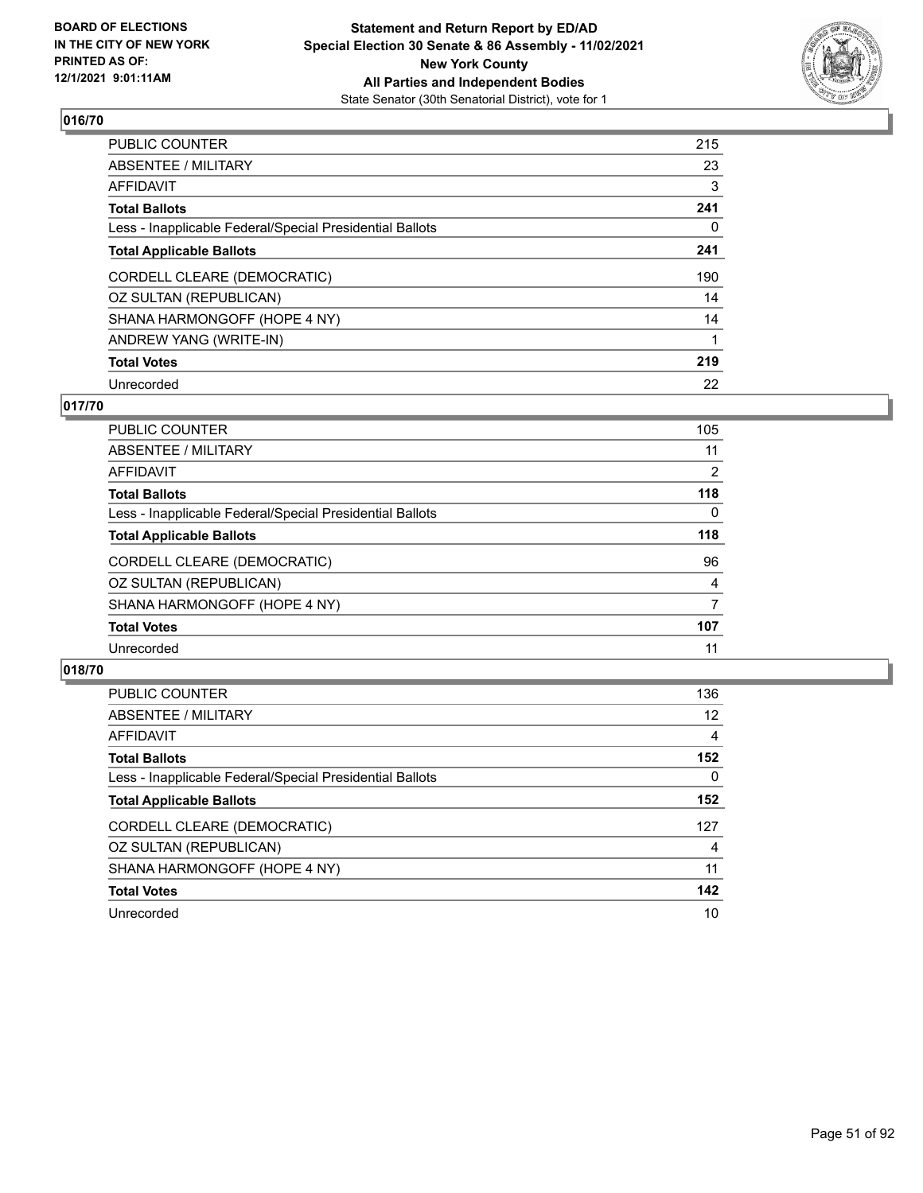**BOARD OF ELECTIONS IN THE CITY OF NEW YORK PRINTED AS OF: 12/1/2021 9:01:11AM**

**Statement and Return Report by ED/AD Special Election 30 Senate & 86 Assembly - 11/02/2021 New York County All Parties and Independent Bodies**

State Senator (30th Senatorial District), vote for 1

## 016/70

| | |
|---|---|
| PUBLIC COUNTER | 215 |
| ABSENTEE / MILITARY | 23 |
| AFFIDAVIT | 3 |
| **Total Ballots** | **241** |
| Less - Inapplicable Federal/Special Presidential Ballots | 0 |
| **Total Applicable Ballots** | **241** |
| CORDELL CLEARE (DEMOCRATIC) | 190 |
| OZ SULTAN (REPUBLICAN) | 14 |
| SHANA HARMONGOFF (HOPE 4 NY) | 14 |
| ANDREW YANG (WRITE-IN) | 1 |
| **Total Votes** | **219** |
| Unrecorded | 22 |

## 017/70

| | |
|---|---|
| PUBLIC COUNTER | 105 |
| ABSENTEE / MILITARY | 11 |
| AFFIDAVIT | 2 |
| **Total Ballots** | **118** |
| Less - Inapplicable Federal/Special Presidential Ballots | 0 |
| **Total Applicable Ballots** | **118** |
| CORDELL CLEARE (DEMOCRATIC) | 96 |
| OZ SULTAN (REPUBLICAN) | 4 |
| SHANA HARMONGOFF (HOPE 4 NY) | 7 |
| **Total Votes** | **107** |
| Unrecorded | 11 |

## 018/70

| | |
|---|---|
| PUBLIC COUNTER | 136 |
| ABSENTEE / MILITARY | 12 |
| AFFIDAVIT | 4 |
| **Total Ballots** | **152** |
| Less - Inapplicable Federal/Special Presidential Ballots | 0 |
| **Total Applicable Ballots** | **152** |
| CORDELL CLEARE (DEMOCRATIC) | 127 |
| OZ SULTAN (REPUBLICAN) | 4 |
| SHANA HARMONGOFF (HOPE 4 NY) | 11 |
| **Total Votes** | **142** |
| Unrecorded | 10 |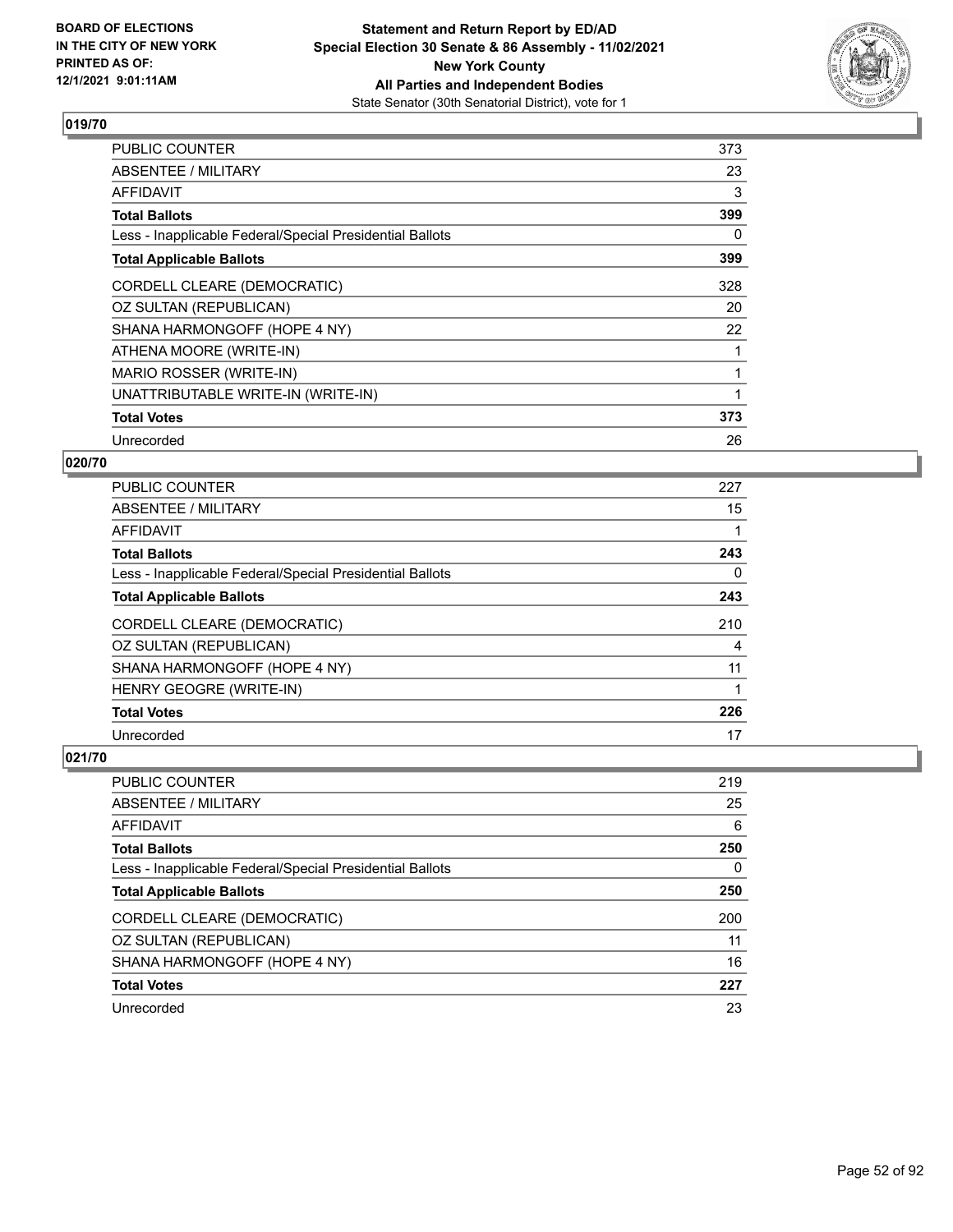**BOARD OF ELECTIONS IN THE CITY OF NEW YORK PRINTED AS OF: 12/1/2021 9:01:11AM**

**Statement and Return Report by ED/AD Special Election 30 Senate & 86 Assembly - 11/02/2021 New York County All Parties and Independent Bodies**
State Senator (30th Senatorial District), vote for 1

### 019/70

| | |
|---|---|
| PUBLIC COUNTER | 373 |
| ABSENTEE / MILITARY | 23 |
| AFFIDAVIT | 3 |
| **Total Ballots** | **399** |
| Less - Inapplicable Federal/Special Presidential Ballots | 0 |
| **Total Applicable Ballots** | **399** |
| CORDELL CLEARE (DEMOCRATIC) | 328 |
| OZ SULTAN (REPUBLICAN) | 20 |
| SHANA HARMONGOFF (HOPE 4 NY) | 22 |
| ATHENA MOORE (WRITE-IN) | 1 |
| MARIO ROSSER (WRITE-IN) | 1 |
| UNATTRIBUTABLE WRITE-IN (WRITE-IN) | 1 |
| **Total Votes** | **373** |
| Unrecorded | 26 |

### 020/70

| | |
|---|---|
| PUBLIC COUNTER | 227 |
| ABSENTEE / MILITARY | 15 |
| AFFIDAVIT | 1 |
| **Total Ballots** | **243** |
| Less - Inapplicable Federal/Special Presidential Ballots | 0 |
| **Total Applicable Ballots** | **243** |
| CORDELL CLEARE (DEMOCRATIC) | 210 |
| OZ SULTAN (REPUBLICAN) | 4 |
| SHANA HARMONGOFF (HOPE 4 NY) | 11 |
| HENRY GEOGRE (WRITE-IN) | 1 |
| **Total Votes** | **226** |
| Unrecorded | 17 |

### 021/70

| | |
|---|---|
| PUBLIC COUNTER | 219 |
| ABSENTEE / MILITARY | 25 |
| AFFIDAVIT | 6 |
| **Total Ballots** | **250** |
| Less - Inapplicable Federal/Special Presidential Ballots | 0 |
| **Total Applicable Ballots** | **250** |
| CORDELL CLEARE (DEMOCRATIC) | 200 |
| OZ SULTAN (REPUBLICAN) | 11 |
| SHANA HARMONGOFF (HOPE 4 NY) | 16 |
| **Total Votes** | **227** |
| Unrecorded | 23 |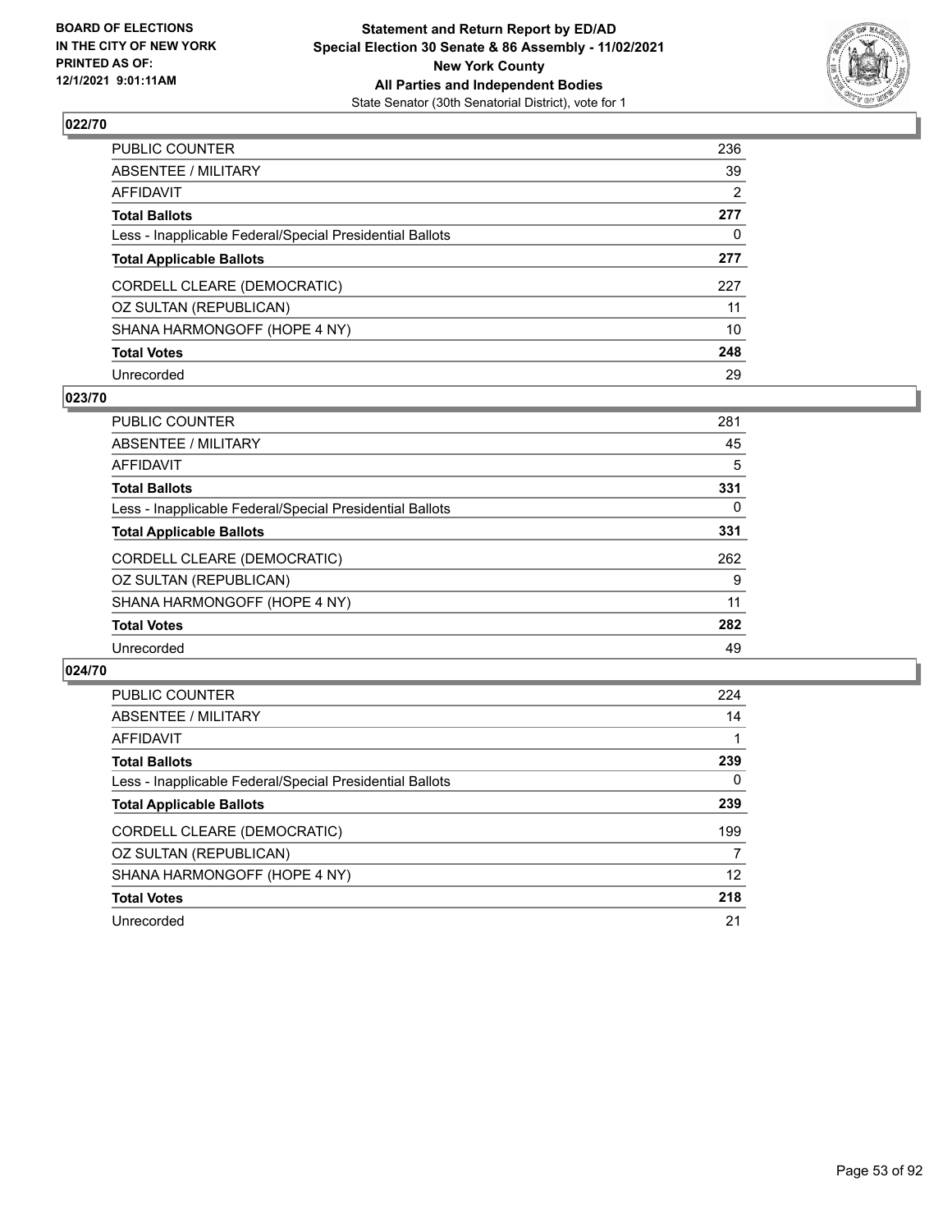**BOARD OF ELECTIONS IN THE CITY OF NEW YORK PRINTED AS OF: 12/1/2021 9:01:11AM**

**Statement and Return Report by ED/AD**
**Special Election 30 Senate & 86 Assembly - 11/02/2021**
**New York County**
**All Parties and Independent Bodies**
State Senator (30th Senatorial District), vote for 1

### 022/70

| | |
|---|---|
| PUBLIC COUNTER | 236 |
| ABSENTEE / MILITARY | 39 |
| AFFIDAVIT | 2 |
| **Total Ballots** | **277** |
| Less - Inapplicable Federal/Special Presidential Ballots | 0 |
| **Total Applicable Ballots** | **277** |
| CORDELL CLEARE (DEMOCRATIC) | 227 |
| OZ SULTAN (REPUBLICAN) | 11 |
| SHANA HARMONGOFF (HOPE 4 NY) | 10 |
| **Total Votes** | **248** |
| Unrecorded | 29 |

### 023/70

| | |
|---|---|
| PUBLIC COUNTER | 281 |
| ABSENTEE / MILITARY | 45 |
| AFFIDAVIT | 5 |
| **Total Ballots** | **331** |
| Less - Inapplicable Federal/Special Presidential Ballots | 0 |
| **Total Applicable Ballots** | **331** |
| CORDELL CLEARE (DEMOCRATIC) | 262 |
| OZ SULTAN (REPUBLICAN) | 9 |
| SHANA HARMONGOFF (HOPE 4 NY) | 11 |
| **Total Votes** | **282** |
| Unrecorded | 49 |

### 024/70

| | |
|---|---|
| PUBLIC COUNTER | 224 |
| ABSENTEE / MILITARY | 14 |
| AFFIDAVIT | 1 |
| **Total Ballots** | **239** |
| Less - Inapplicable Federal/Special Presidential Ballots | 0 |
| **Total Applicable Ballots** | **239** |
| CORDELL CLEARE (DEMOCRATIC) | 199 |
| OZ SULTAN (REPUBLICAN) | 7 |
| SHANA HARMONGOFF (HOPE 4 NY) | 12 |
| **Total Votes** | **218** |
| Unrecorded | 21 |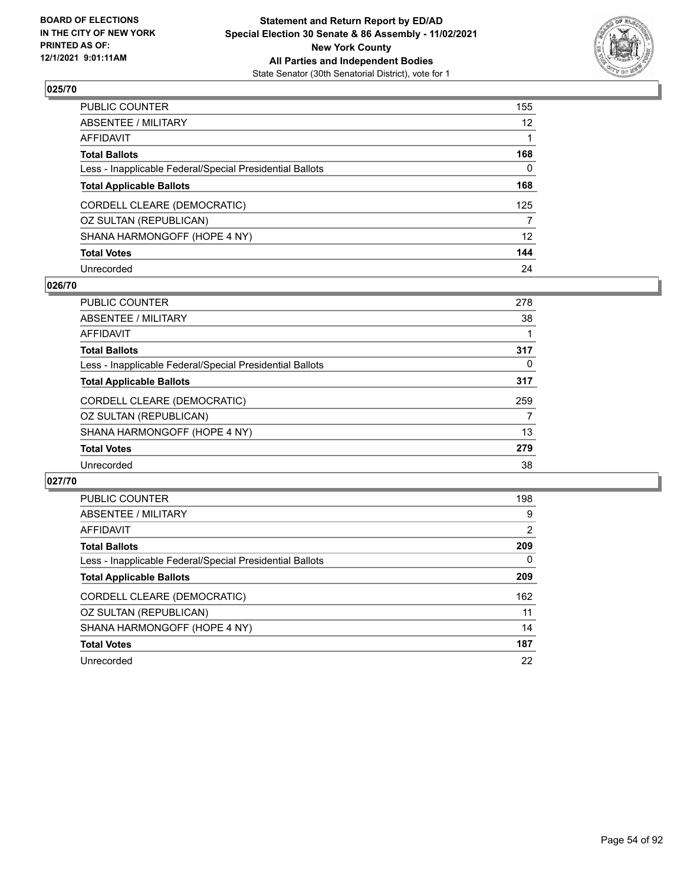**BOARD OF ELECTIONS IN THE CITY OF NEW YORK PRINTED AS OF: 12/1/2021 9:01:11AM**

**Statement and Return Report by ED/AD**
**Special Election 30 Senate & 86 Assembly - 11/02/2021**
**New York County**
**All Parties and Independent Bodies**
State Senator (30th Senatorial District), vote for 1

## 025/70

| | |
|---|---|
| PUBLIC COUNTER | 155 |
| ABSENTEE / MILITARY | 12 |
| AFFIDAVIT | 1 |
| **Total Ballots** | **168** |
| Less - Inapplicable Federal/Special Presidential Ballots | 0 |
| **Total Applicable Ballots** | **168** |
| CORDELL CLEARE (DEMOCRATIC) | 125 |
| OZ SULTAN (REPUBLICAN) | 7 |
| SHANA HARMONGOFF (HOPE 4 NY) | 12 |
| **Total Votes** | **144** |
| Unrecorded | 24 |

## 026/70

| | |
|---|---|
| PUBLIC COUNTER | 278 |
| ABSENTEE / MILITARY | 38 |
| AFFIDAVIT | 1 |
| **Total Ballots** | **317** |
| Less - Inapplicable Federal/Special Presidential Ballots | 0 |
| **Total Applicable Ballots** | **317** |
| CORDELL CLEARE (DEMOCRATIC) | 259 |
| OZ SULTAN (REPUBLICAN) | 7 |
| SHANA HARMONGOFF (HOPE 4 NY) | 13 |
| **Total Votes** | **279** |
| Unrecorded | 38 |

## 027/70

| | |
|---|---|
| PUBLIC COUNTER | 198 |
| ABSENTEE / MILITARY | 9 |
| AFFIDAVIT | 2 |
| **Total Ballots** | **209** |
| Less - Inapplicable Federal/Special Presidential Ballots | 0 |
| **Total Applicable Ballots** | **209** |
| CORDELL CLEARE (DEMOCRATIC) | 162 |
| OZ SULTAN (REPUBLICAN) | 11 |
| SHANA HARMONGOFF (HOPE 4 NY) | 14 |
| **Total Votes** | **187** |
| Unrecorded | 22 |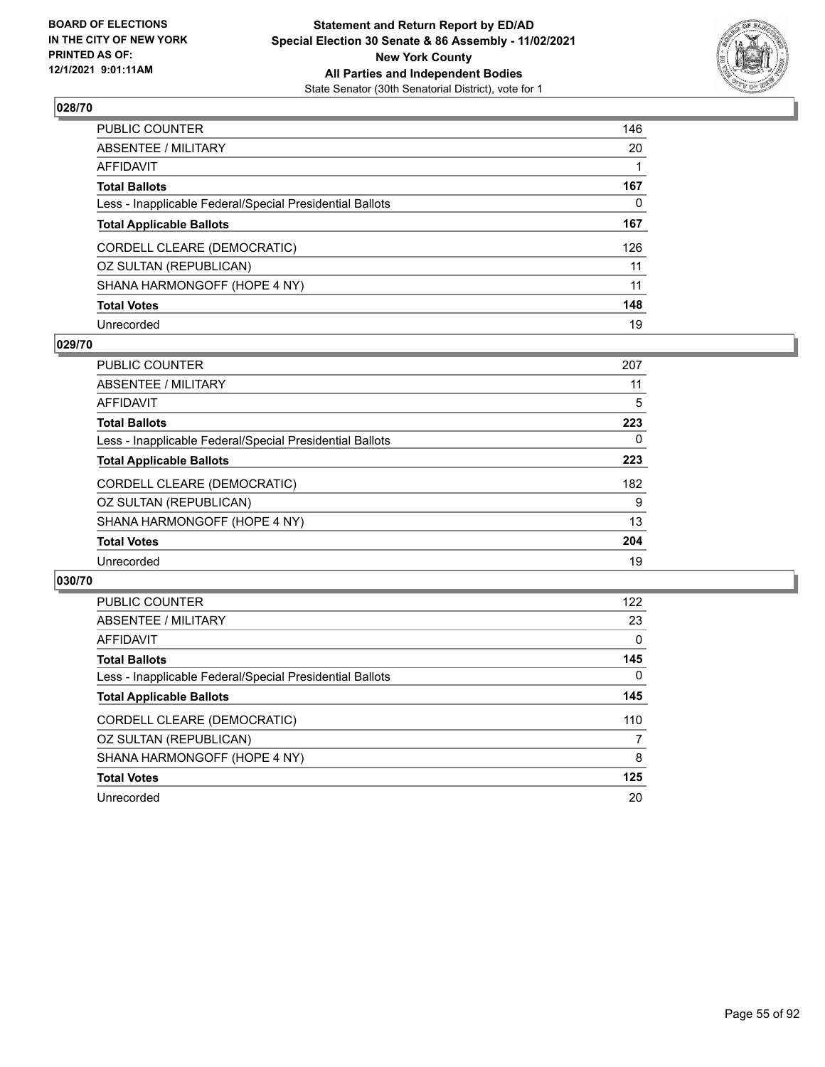## 028/70

| | |
|---|---|
| PUBLIC COUNTER | 146 |
| ABSENTEE / MILITARY | 20 |
| AFFIDAVIT | 1 |
| **Total Ballots** | **167** |
| Less - Inapplicable Federal/Special Presidential Ballots | 0 |
| **Total Applicable Ballots** | **167** |
| CORDELL CLEARE (DEMOCRATIC) | 126 |
| OZ SULTAN (REPUBLICAN) | 11 |
| SHANA HARMONGOFF (HOPE 4 NY) | 11 |
| **Total Votes** | **148** |
| Unrecorded | 19 |

## 029/70

| | |
|---|---|
| PUBLIC COUNTER | 207 |
| ABSENTEE / MILITARY | 11 |
| AFFIDAVIT | 5 |
| **Total Ballots** | **223** |
| Less - Inapplicable Federal/Special Presidential Ballots | 0 |
| **Total Applicable Ballots** | **223** |
| CORDELL CLEARE (DEMOCRATIC) | 182 |
| OZ SULTAN (REPUBLICAN) | 9 |
| SHANA HARMONGOFF (HOPE 4 NY) | 13 |
| **Total Votes** | **204** |
| Unrecorded | 19 |

## 030/70

| | |
|---|---|
| PUBLIC COUNTER | 122 |
| ABSENTEE / MILITARY | 23 |
| AFFIDAVIT | 0 |
| **Total Ballots** | **145** |
| Less - Inapplicable Federal/Special Presidential Ballots | 0 |
| **Total Applicable Ballots** | **145** |
| CORDELL CLEARE (DEMOCRATIC) | 110 |
| OZ SULTAN (REPUBLICAN) | 7 |
| SHANA HARMONGOFF (HOPE 4 NY) | 8 |
| **Total Votes** | **125** |
| Unrecorded | 20 |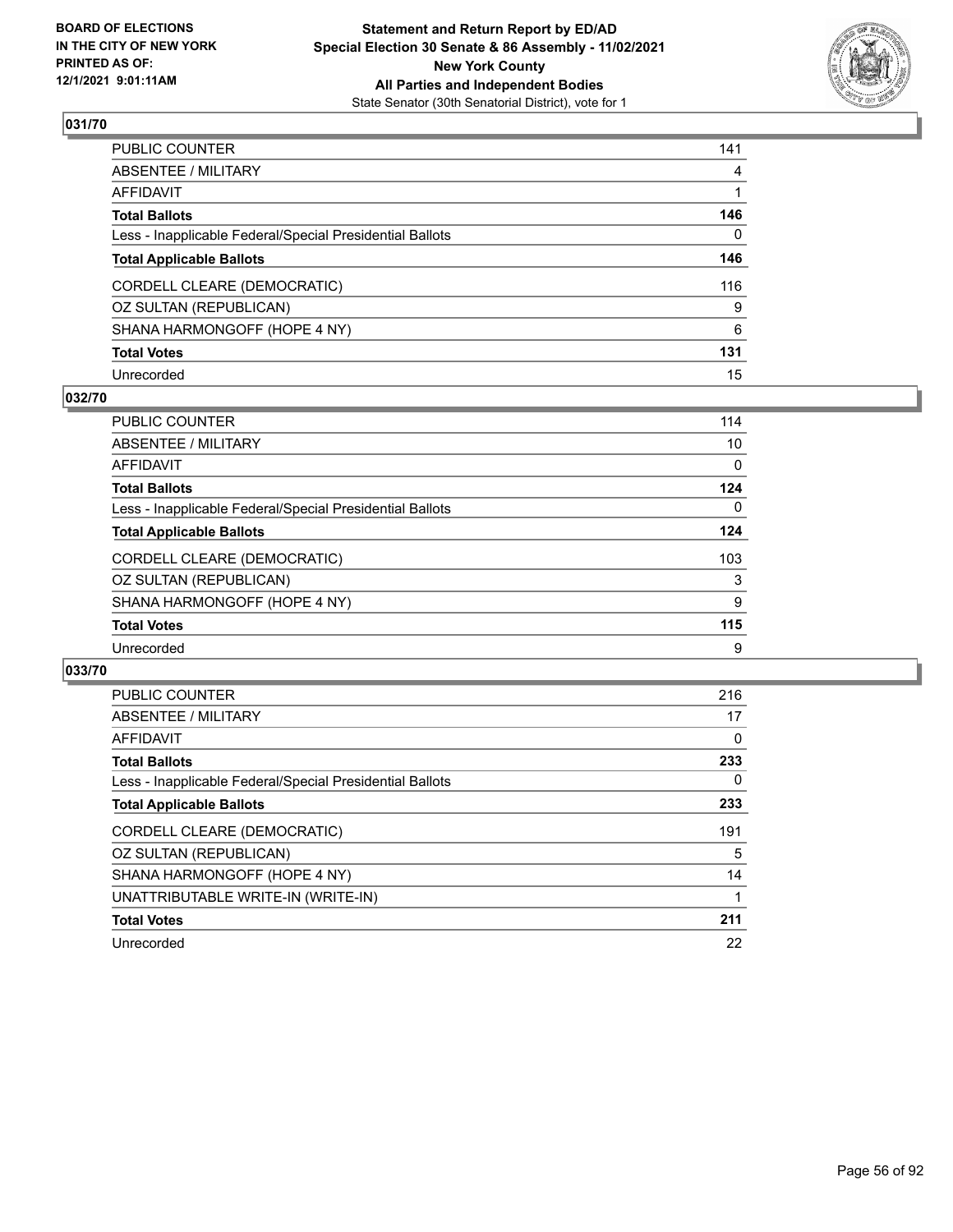**BOARD OF ELECTIONS IN THE CITY OF NEW YORK**
**PRINTED AS OF: 12/1/2021 9:01:11AM**

**Statement and Return Report by ED/AD**
**Special Election 30 Senate & 86 Assembly - 11/02/2021**
**New York County**
**All Parties and Independent Bodies**
State Senator (30th Senatorial District), vote for 1

## 031/70

| | |
|---|---|
| PUBLIC COUNTER | 141 |
| ABSENTEE / MILITARY | 4 |
| AFFIDAVIT | 1 |
| **Total Ballots** | **146** |
| Less - Inapplicable Federal/Special Presidential Ballots | 0 |
| **Total Applicable Ballots** | **146** |
| CORDELL CLEARE (DEMOCRATIC) | 116 |
| OZ SULTAN (REPUBLICAN) | 9 |
| SHANA HARMONGOFF (HOPE 4 NY) | 6 |
| **Total Votes** | **131** |
| Unrecorded | 15 |

## 032/70

| | |
|---|---|
| PUBLIC COUNTER | 114 |
| ABSENTEE / MILITARY | 10 |
| AFFIDAVIT | 0 |
| **Total Ballots** | **124** |
| Less - Inapplicable Federal/Special Presidential Ballots | 0 |
| **Total Applicable Ballots** | **124** |
| CORDELL CLEARE (DEMOCRATIC) | 103 |
| OZ SULTAN (REPUBLICAN) | 3 |
| SHANA HARMONGOFF (HOPE 4 NY) | 9 |
| **Total Votes** | **115** |
| Unrecorded | 9 |

## 033/70

| | |
|---|---|
| PUBLIC COUNTER | 216 |
| ABSENTEE / MILITARY | 17 |
| AFFIDAVIT | 0 |
| **Total Ballots** | **233** |
| Less - Inapplicable Federal/Special Presidential Ballots | 0 |
| **Total Applicable Ballots** | **233** |
| CORDELL CLEARE (DEMOCRATIC) | 191 |
| OZ SULTAN (REPUBLICAN) | 5 |
| SHANA HARMONGOFF (HOPE 4 NY) | 14 |
| UNATTRIBUTABLE WRITE-IN (WRITE-IN) | 1 |
| **Total Votes** | **211** |
| Unrecorded | 22 |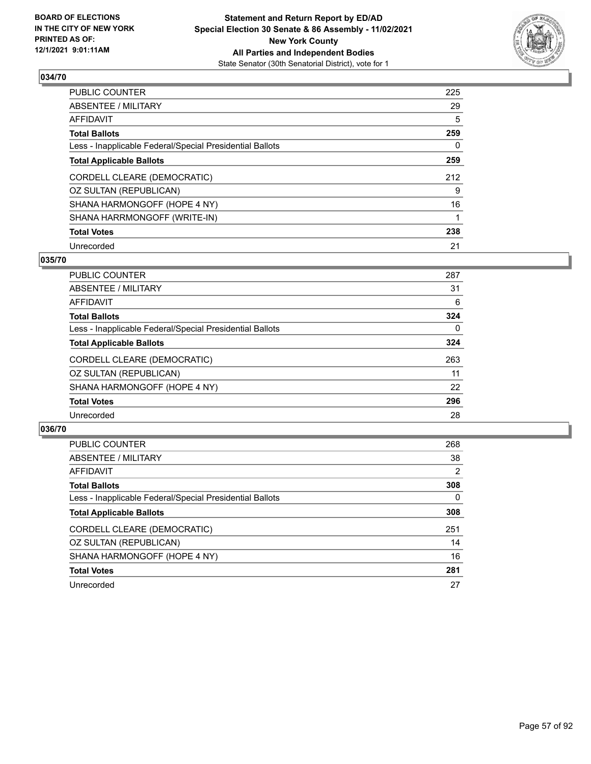**BOARD OF ELECTIONS IN THE CITY OF NEW YORK PRINTED AS OF: 12/1/2021 9:01:11AM**

**Statement and Return Report by ED/AD Special Election 30 Senate & 86 Assembly - 11/02/2021 New York County All Parties and Independent Bodies**

State Senator (30th Senatorial District), vote for 1

## 034/70

| | |
|---|---|
| PUBLIC COUNTER | 225 |
| ABSENTEE / MILITARY | 29 |
| AFFIDAVIT | 5 |
| **Total Ballots** | **259** |
| Less - Inapplicable Federal/Special Presidential Ballots | 0 |
| **Total Applicable Ballots** | **259** |
| CORDELL CLEARE (DEMOCRATIC) | 212 |
| OZ SULTAN (REPUBLICAN) | 9 |
| SHANA HARMONGOFF (HOPE 4 NY) | 16 |
| SHANA HARRMONGOFF (WRITE-IN) | 1 |
| **Total Votes** | **238** |
| Unrecorded | 21 |

## 035/70

| | |
|---|---|
| PUBLIC COUNTER | 287 |
| ABSENTEE / MILITARY | 31 |
| AFFIDAVIT | 6 |
| **Total Ballots** | **324** |
| Less - Inapplicable Federal/Special Presidential Ballots | 0 |
| **Total Applicable Ballots** | **324** |
| CORDELL CLEARE (DEMOCRATIC) | 263 |
| OZ SULTAN (REPUBLICAN) | 11 |
| SHANA HARMONGOFF (HOPE 4 NY) | 22 |
| **Total Votes** | **296** |
| Unrecorded | 28 |

## 036/70

| | |
|---|---|
| PUBLIC COUNTER | 268 |
| ABSENTEE / MILITARY | 38 |
| AFFIDAVIT | 2 |
| **Total Ballots** | **308** |
| Less - Inapplicable Federal/Special Presidential Ballots | 0 |
| **Total Applicable Ballots** | **308** |
| CORDELL CLEARE (DEMOCRATIC) | 251 |
| OZ SULTAN (REPUBLICAN) | 14 |
| SHANA HARMONGOFF (HOPE 4 NY) | 16 |
| **Total Votes** | **281** |
| Unrecorded | 27 |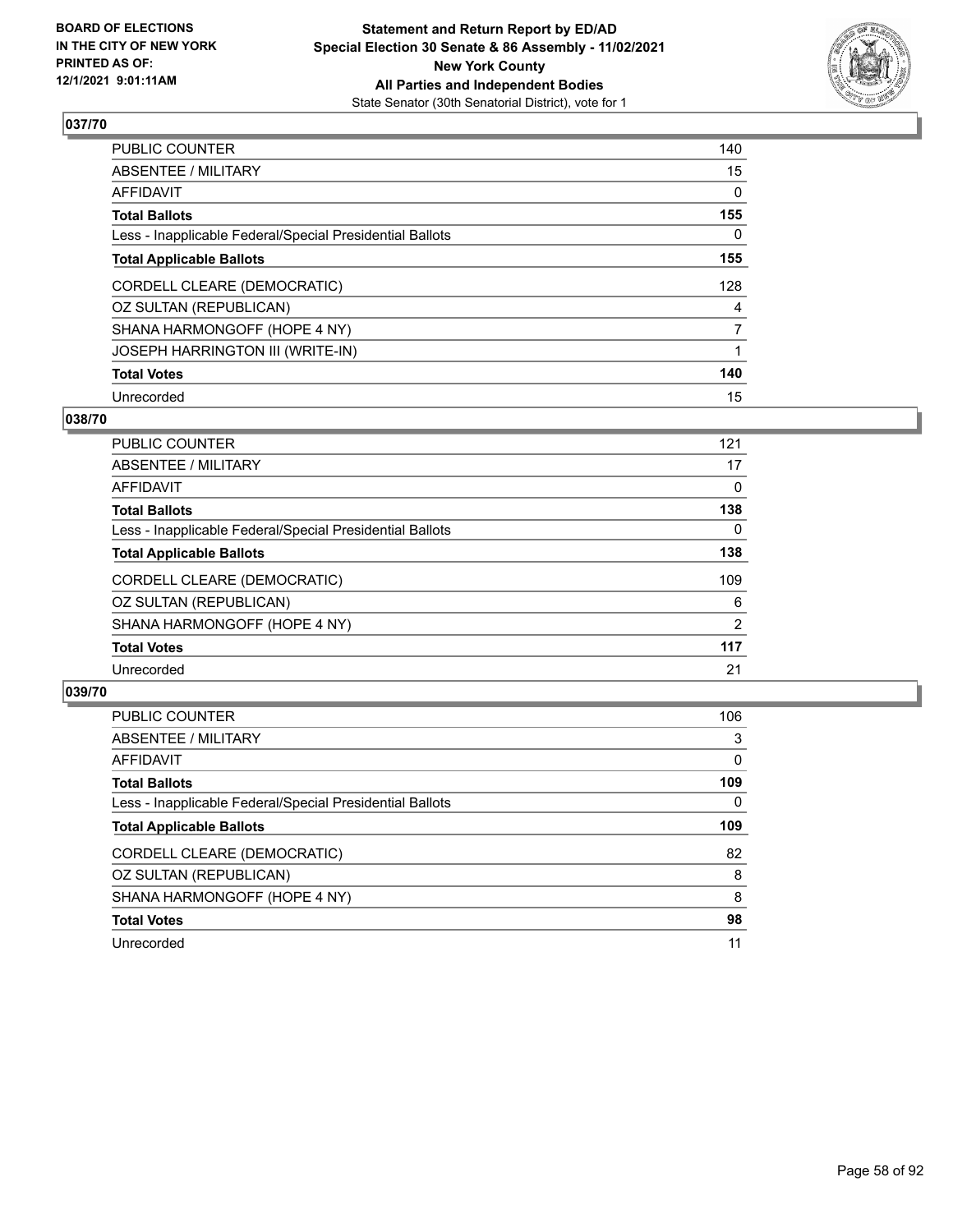**BOARD OF ELECTIONS IN THE CITY OF NEW YORK PRINTED AS OF: 12/1/2021 9:01:11AM**

**Statement and Return Report by ED/AD Special Election 30 Senate & 86 Assembly - 11/02/2021 New York County All Parties and Independent Bodies**

State Senator (30th Senatorial District), vote for 1

### 037/70

| | |
|---|---|
| PUBLIC COUNTER | 140 |
| ABSENTEE / MILITARY | 15 |
| AFFIDAVIT | 0 |
| **Total Ballots** | **155** |
| Less - Inapplicable Federal/Special Presidential Ballots | 0 |
| **Total Applicable Ballots** | **155** |
| CORDELL CLEARE (DEMOCRATIC) | 128 |
| OZ SULTAN (REPUBLICAN) | 4 |
| SHANA HARMONGOFF (HOPE 4 NY) | 7 |
| JOSEPH HARRINGTON III (WRITE-IN) | 1 |
| **Total Votes** | **140** |
| Unrecorded | 15 |

### 038/70

| | |
|---|---|
| PUBLIC COUNTER | 121 |
| ABSENTEE / MILITARY | 17 |
| AFFIDAVIT | 0 |
| **Total Ballots** | **138** |
| Less - Inapplicable Federal/Special Presidential Ballots | 0 |
| **Total Applicable Ballots** | **138** |
| CORDELL CLEARE (DEMOCRATIC) | 109 |
| OZ SULTAN (REPUBLICAN) | 6 |
| SHANA HARMONGOFF (HOPE 4 NY) | 2 |
| **Total Votes** | **117** |
| Unrecorded | 21 |

### 039/70

| | |
|---|---|
| PUBLIC COUNTER | 106 |
| ABSENTEE / MILITARY | 3 |
| AFFIDAVIT | 0 |
| **Total Ballots** | **109** |
| Less - Inapplicable Federal/Special Presidential Ballots | 0 |
| **Total Applicable Ballots** | **109** |
| CORDELL CLEARE (DEMOCRATIC) | 82 |
| OZ SULTAN (REPUBLICAN) | 8 |
| SHANA HARMONGOFF (HOPE 4 NY) | 8 |
| **Total Votes** | **98** |
| Unrecorded | 11 |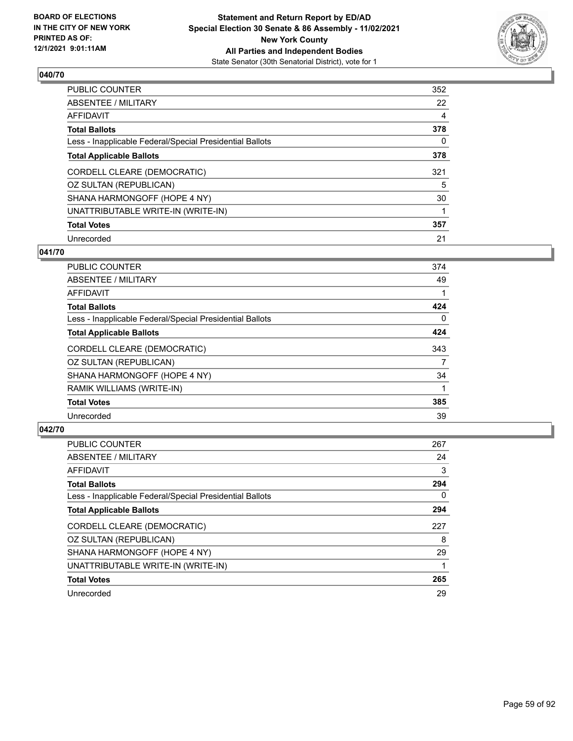### 040/70

| | |
|---|---|
| PUBLIC COUNTER | 352 |
| ABSENTEE / MILITARY | 22 |
| AFFIDAVIT | 4 |
| **Total Ballots** | **378** |
| Less - Inapplicable Federal/Special Presidential Ballots | 0 |
| **Total Applicable Ballots** | **378** |
| CORDELL CLEARE (DEMOCRATIC) | 321 |
| OZ SULTAN (REPUBLICAN) | 5 |
| SHANA HARMONGOFF (HOPE 4 NY) | 30 |
| UNATTRIBUTABLE WRITE-IN (WRITE-IN) | 1 |
| **Total Votes** | **357** |
| Unrecorded | 21 |

### 041/70

| | |
|---|---|
| PUBLIC COUNTER | 374 |
| ABSENTEE / MILITARY | 49 |
| AFFIDAVIT | 1 |
| **Total Ballots** | **424** |
| Less - Inapplicable Federal/Special Presidential Ballots | 0 |
| **Total Applicable Ballots** | **424** |
| CORDELL CLEARE (DEMOCRATIC) | 343 |
| OZ SULTAN (REPUBLICAN) | 7 |
| SHANA HARMONGOFF (HOPE 4 NY) | 34 |
| RAMIK WILLIAMS (WRITE-IN) | 1 |
| **Total Votes** | **385** |
| Unrecorded | 39 |

### 042/70

| | |
|---|---|
| PUBLIC COUNTER | 267 |
| ABSENTEE / MILITARY | 24 |
| AFFIDAVIT | 3 |
| **Total Ballots** | **294** |
| Less - Inapplicable Federal/Special Presidential Ballots | 0 |
| **Total Applicable Ballots** | **294** |
| CORDELL CLEARE (DEMOCRATIC) | 227 |
| OZ SULTAN (REPUBLICAN) | 8 |
| SHANA HARMONGOFF (HOPE 4 NY) | 29 |
| UNATTRIBUTABLE WRITE-IN (WRITE-IN) | 1 |
| **Total Votes** | **265** |
| Unrecorded | 29 |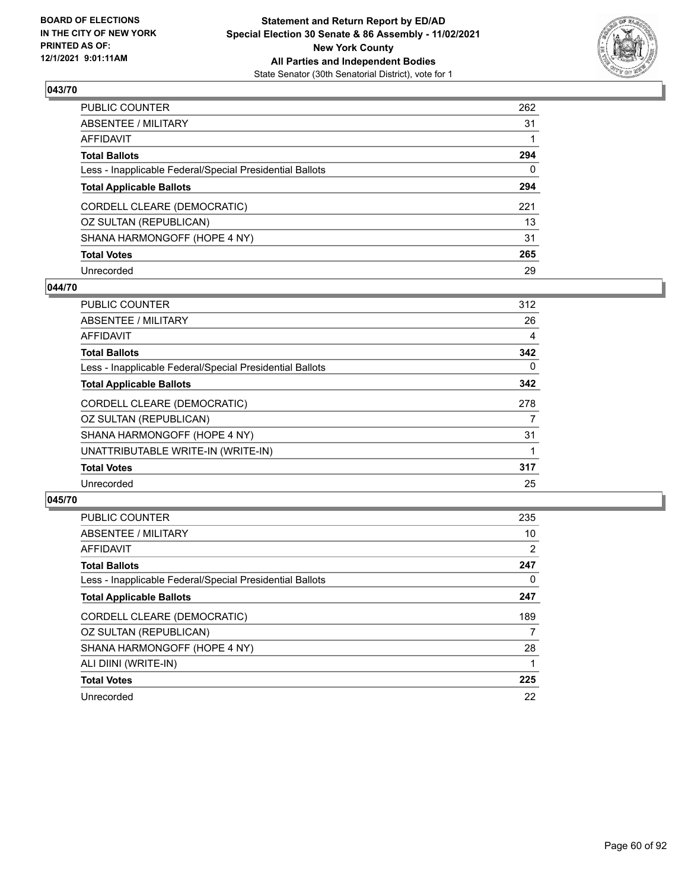**BOARD OF ELECTIONS IN THE CITY OF NEW YORK PRINTED AS OF: 12/1/2021 9:01:11AM**

**Statement and Return Report by ED/AD Special Election 30 Senate & 86 Assembly - 11/02/2021 New York County All Parties and Independent Bodies**

State Senator (30th Senatorial District), vote for 1

## 043/70

| | |
|---|---|
| PUBLIC COUNTER | 262 |
| ABSENTEE / MILITARY | 31 |
| AFFIDAVIT | 1 |
| **Total Ballots** | **294** |
| Less - Inapplicable Federal/Special Presidential Ballots | 0 |
| **Total Applicable Ballots** | **294** |
| CORDELL CLEARE (DEMOCRATIC) | 221 |
| OZ SULTAN (REPUBLICAN) | 13 |
| SHANA HARMONGOFF (HOPE 4 NY) | 31 |
| **Total Votes** | **265** |
| Unrecorded | 29 |

## 044/70

| | |
|---|---|
| PUBLIC COUNTER | 312 |
| ABSENTEE / MILITARY | 26 |
| AFFIDAVIT | 4 |
| **Total Ballots** | **342** |
| Less - Inapplicable Federal/Special Presidential Ballots | 0 |
| **Total Applicable Ballots** | **342** |
| CORDELL CLEARE (DEMOCRATIC) | 278 |
| OZ SULTAN (REPUBLICAN) | 7 |
| SHANA HARMONGOFF (HOPE 4 NY) | 31 |
| UNATTRIBUTABLE WRITE-IN (WRITE-IN) | 1 |
| **Total Votes** | **317** |
| Unrecorded | 25 |

## 045/70

| | |
|---|---|
| PUBLIC COUNTER | 235 |
| ABSENTEE / MILITARY | 10 |
| AFFIDAVIT | 2 |
| **Total Ballots** | **247** |
| Less - Inapplicable Federal/Special Presidential Ballots | 0 |
| **Total Applicable Ballots** | **247** |
| CORDELL CLEARE (DEMOCRATIC) | 189 |
| OZ SULTAN (REPUBLICAN) | 7 |
| SHANA HARMONGOFF (HOPE 4 NY) | 28 |
| ALI DIINI (WRITE-IN) | 1 |
| **Total Votes** | **225** |
| Unrecorded | 22 |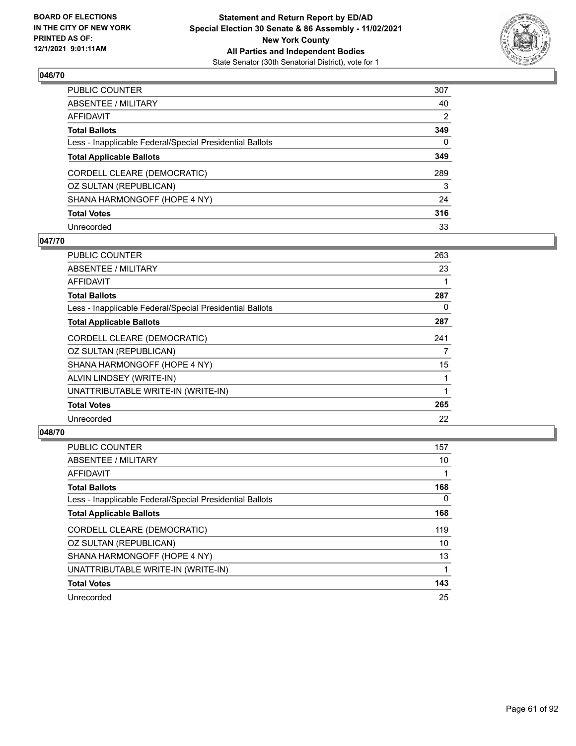**BOARD OF ELECTIONS IN THE CITY OF NEW YORK PRINTED AS OF: 12/1/2021 9:01:11AM**

**Statement and Return Report by ED/AD Special Election 30 Senate & 86 Assembly - 11/02/2021 New York County All Parties and Independent Bodies**
State Senator (30th Senatorial District), vote for 1

### 046/70

| | |
|---|---|
| PUBLIC COUNTER | 307 |
| ABSENTEE / MILITARY | 40 |
| AFFIDAVIT | 2 |
| **Total Ballots** | **349** |
| Less - Inapplicable Federal/Special Presidential Ballots | 0 |
| **Total Applicable Ballots** | **349** |
| CORDELL CLEARE (DEMOCRATIC) | 289 |
| OZ SULTAN (REPUBLICAN) | 3 |
| SHANA HARMONGOFF (HOPE 4 NY) | 24 |
| **Total Votes** | **316** |
| Unrecorded | 33 |

### 047/70

| | |
|---|---|
| PUBLIC COUNTER | 263 |
| ABSENTEE / MILITARY | 23 |
| AFFIDAVIT | 1 |
| **Total Ballots** | **287** |
| Less - Inapplicable Federal/Special Presidential Ballots | 0 |
| **Total Applicable Ballots** | **287** |
| CORDELL CLEARE (DEMOCRATIC) | 241 |
| OZ SULTAN (REPUBLICAN) | 7 |
| SHANA HARMONGOFF (HOPE 4 NY) | 15 |
| ALVIN LINDSEY (WRITE-IN) | 1 |
| UNATTRIBUTABLE WRITE-IN (WRITE-IN) | 1 |
| **Total Votes** | **265** |
| Unrecorded | 22 |

### 048/70

| | |
|---|---|
| PUBLIC COUNTER | 157 |
| ABSENTEE / MILITARY | 10 |
| AFFIDAVIT | 1 |
| **Total Ballots** | **168** |
| Less - Inapplicable Federal/Special Presidential Ballots | 0 |
| **Total Applicable Ballots** | **168** |
| CORDELL CLEARE (DEMOCRATIC) | 119 |
| OZ SULTAN (REPUBLICAN) | 10 |
| SHANA HARMONGOFF (HOPE 4 NY) | 13 |
| UNATTRIBUTABLE WRITE-IN (WRITE-IN) | 1 |
| **Total Votes** | **143** |
| Unrecorded | 25 |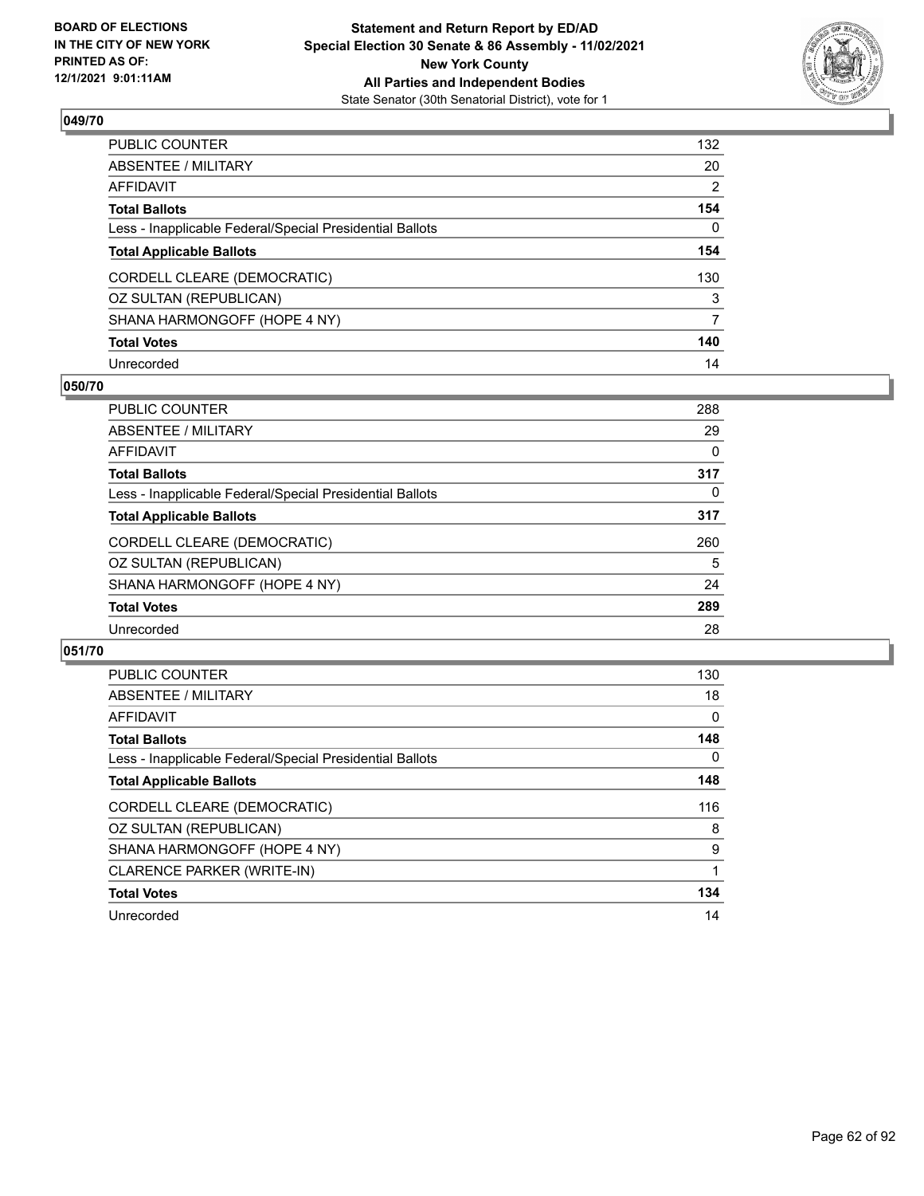## 049/70

| | |
|---|---|
| PUBLIC COUNTER | 132 |
| ABSENTEE / MILITARY | 20 |
| AFFIDAVIT | 2 |
| **Total Ballots** | **154** |
| Less - Inapplicable Federal/Special Presidential Ballots | 0 |
| **Total Applicable Ballots** | **154** |
| CORDELL CLEARE (DEMOCRATIC) | 130 |
| OZ SULTAN (REPUBLICAN) | 3 |
| SHANA HARMONGOFF (HOPE 4 NY) | 7 |
| **Total Votes** | **140** |
| Unrecorded | 14 |

## 050/70

| | |
|---|---|
| PUBLIC COUNTER | 288 |
| ABSENTEE / MILITARY | 29 |
| AFFIDAVIT | 0 |
| **Total Ballots** | **317** |
| Less - Inapplicable Federal/Special Presidential Ballots | 0 |
| **Total Applicable Ballots** | **317** |
| CORDELL CLEARE (DEMOCRATIC) | 260 |
| OZ SULTAN (REPUBLICAN) | 5 |
| SHANA HARMONGOFF (HOPE 4 NY) | 24 |
| **Total Votes** | **289** |
| Unrecorded | 28 |

## 051/70

| | |
|---|---|
| PUBLIC COUNTER | 130 |
| ABSENTEE / MILITARY | 18 |
| AFFIDAVIT | 0 |
| **Total Ballots** | **148** |
| Less - Inapplicable Federal/Special Presidential Ballots | 0 |
| **Total Applicable Ballots** | **148** |
| CORDELL CLEARE (DEMOCRATIC) | 116 |
| OZ SULTAN (REPUBLICAN) | 8 |
| SHANA HARMONGOFF (HOPE 4 NY) | 9 |
| CLARENCE PARKER (WRITE-IN) | 1 |
| **Total Votes** | **134** |
| Unrecorded | 14 |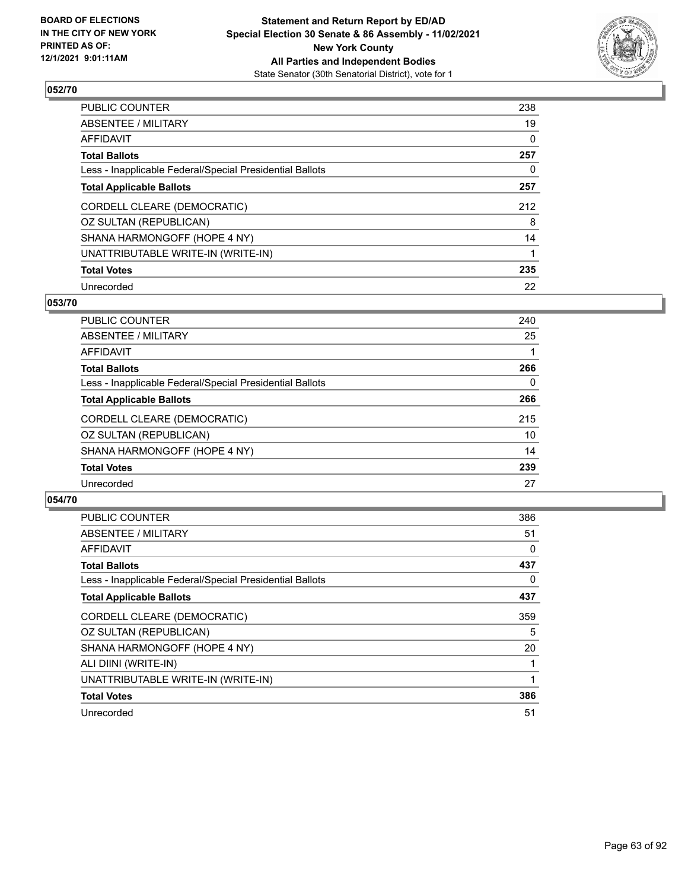BOARD OF ELECTIONS
IN THE CITY OF NEW YORK
PRINTED AS OF:
12/1/2021 9:01:11AM

**Statement and Return Report by ED/AD**
**Special Election 30 Senate & 86 Assembly - 11/02/2021**
**New York County**
**All Parties and Independent Bodies**
State Senator (30th Senatorial District), vote for 1

## 052/70

| | |
|---|---|
| PUBLIC COUNTER | 238 |
| ABSENTEE / MILITARY | 19 |
| AFFIDAVIT | 0 |
| **Total Ballots** | **257** |
| Less - Inapplicable Federal/Special Presidential Ballots | 0 |
| **Total Applicable Ballots** | **257** |
| CORDELL CLEARE (DEMOCRATIC) | 212 |
| OZ SULTAN (REPUBLICAN) | 8 |
| SHANA HARMONGOFF (HOPE 4 NY) | 14 |
| UNATTRIBUTABLE WRITE-IN (WRITE-IN) | 1 |
| **Total Votes** | **235** |
| Unrecorded | 22 |

## 053/70

| | |
|---|---|
| PUBLIC COUNTER | 240 |
| ABSENTEE / MILITARY | 25 |
| AFFIDAVIT | 1 |
| **Total Ballots** | **266** |
| Less - Inapplicable Federal/Special Presidential Ballots | 0 |
| **Total Applicable Ballots** | **266** |
| CORDELL CLEARE (DEMOCRATIC) | 215 |
| OZ SULTAN (REPUBLICAN) | 10 |
| SHANA HARMONGOFF (HOPE 4 NY) | 14 |
| **Total Votes** | **239** |
| Unrecorded | 27 |

## 054/70

| | |
|---|---|
| PUBLIC COUNTER | 386 |
| ABSENTEE / MILITARY | 51 |
| AFFIDAVIT | 0 |
| **Total Ballots** | **437** |
| Less - Inapplicable Federal/Special Presidential Ballots | 0 |
| **Total Applicable Ballots** | **437** |
| CORDELL CLEARE (DEMOCRATIC) | 359 |
| OZ SULTAN (REPUBLICAN) | 5 |
| SHANA HARMONGOFF (HOPE 4 NY) | 20 |
| ALI DIINI (WRITE-IN) | 1 |
| UNATTRIBUTABLE WRITE-IN (WRITE-IN) | 1 |
| **Total Votes** | **386** |
| Unrecorded | 51 |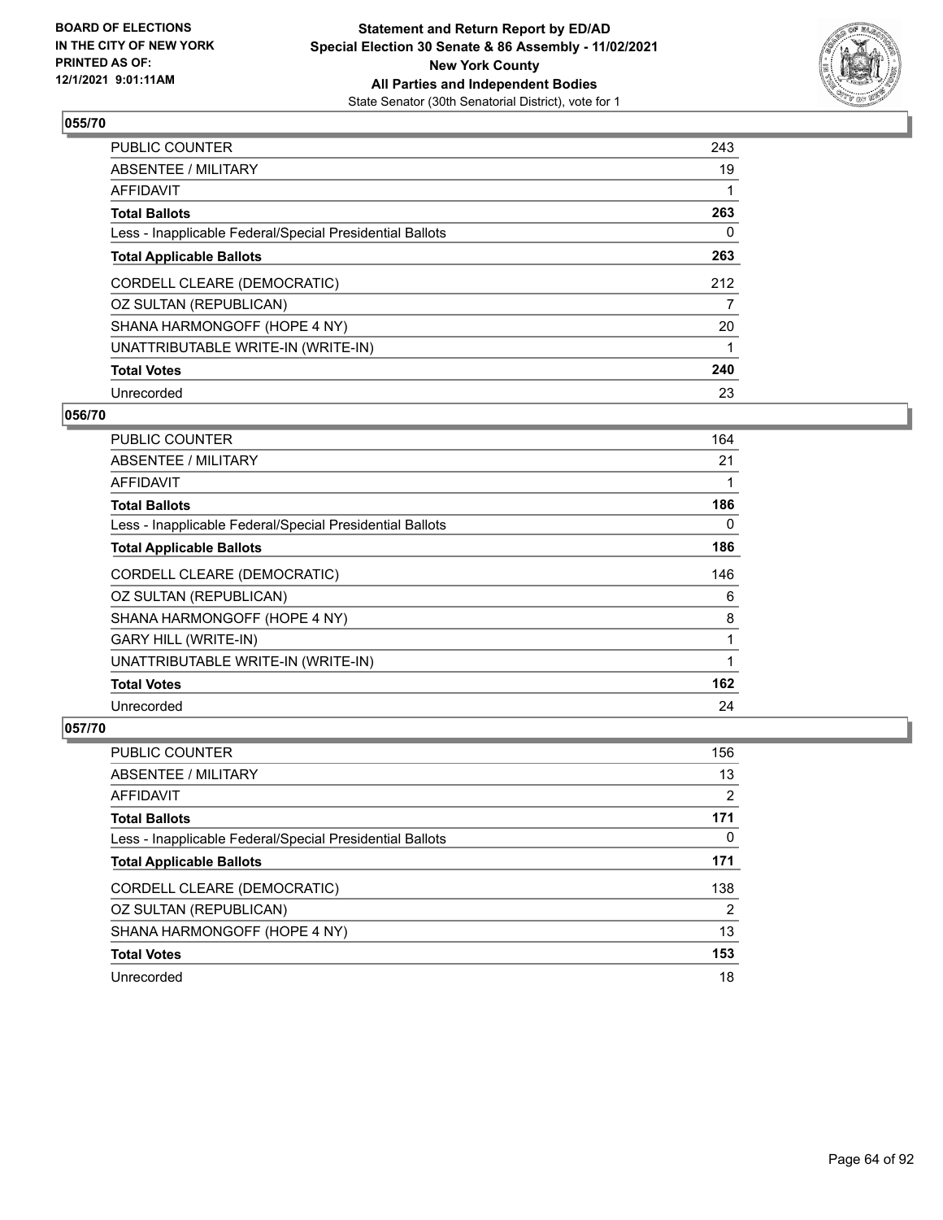**BOARD OF ELECTIONS IN THE CITY OF NEW YORK PRINTED AS OF: 12/1/2021 9:01:11AM**

**Statement and Return Report by ED/AD Special Election 30 Senate & 86 Assembly - 11/02/2021 New York County All Parties and Independent Bodies**

State Senator (30th Senatorial District), vote for 1

## 055/70

| | |
|---|---|
| PUBLIC COUNTER | 243 |
| ABSENTEE / MILITARY | 19 |
| AFFIDAVIT | 1 |
| **Total Ballots** | **263** |
| Less - Inapplicable Federal/Special Presidential Ballots | 0 |
| **Total Applicable Ballots** | **263** |
| CORDELL CLEARE (DEMOCRATIC) | 212 |
| OZ SULTAN (REPUBLICAN) | 7 |
| SHANA HARMONGOFF (HOPE 4 NY) | 20 |
| UNATTRIBUTABLE WRITE-IN (WRITE-IN) | 1 |
| **Total Votes** | **240** |
| Unrecorded | 23 |

## 056/70

| | |
|---|---|
| PUBLIC COUNTER | 164 |
| ABSENTEE / MILITARY | 21 |
| AFFIDAVIT | 1 |
| **Total Ballots** | **186** |
| Less - Inapplicable Federal/Special Presidential Ballots | 0 |
| **Total Applicable Ballots** | **186** |
| CORDELL CLEARE (DEMOCRATIC) | 146 |
| OZ SULTAN (REPUBLICAN) | 6 |
| SHANA HARMONGOFF (HOPE 4 NY) | 8 |
| GARY HILL (WRITE-IN) | 1 |
| UNATTRIBUTABLE WRITE-IN (WRITE-IN) | 1 |
| **Total Votes** | **162** |
| Unrecorded | 24 |

## 057/70

| | |
|---|---|
| PUBLIC COUNTER | 156 |
| ABSENTEE / MILITARY | 13 |
| AFFIDAVIT | 2 |
| **Total Ballots** | **171** |
| Less - Inapplicable Federal/Special Presidential Ballots | 0 |
| **Total Applicable Ballots** | **171** |
| CORDELL CLEARE (DEMOCRATIC) | 138 |
| OZ SULTAN (REPUBLICAN) | 2 |
| SHANA HARMONGOFF (HOPE 4 NY) | 13 |
| **Total Votes** | **153** |
| Unrecorded | 18 |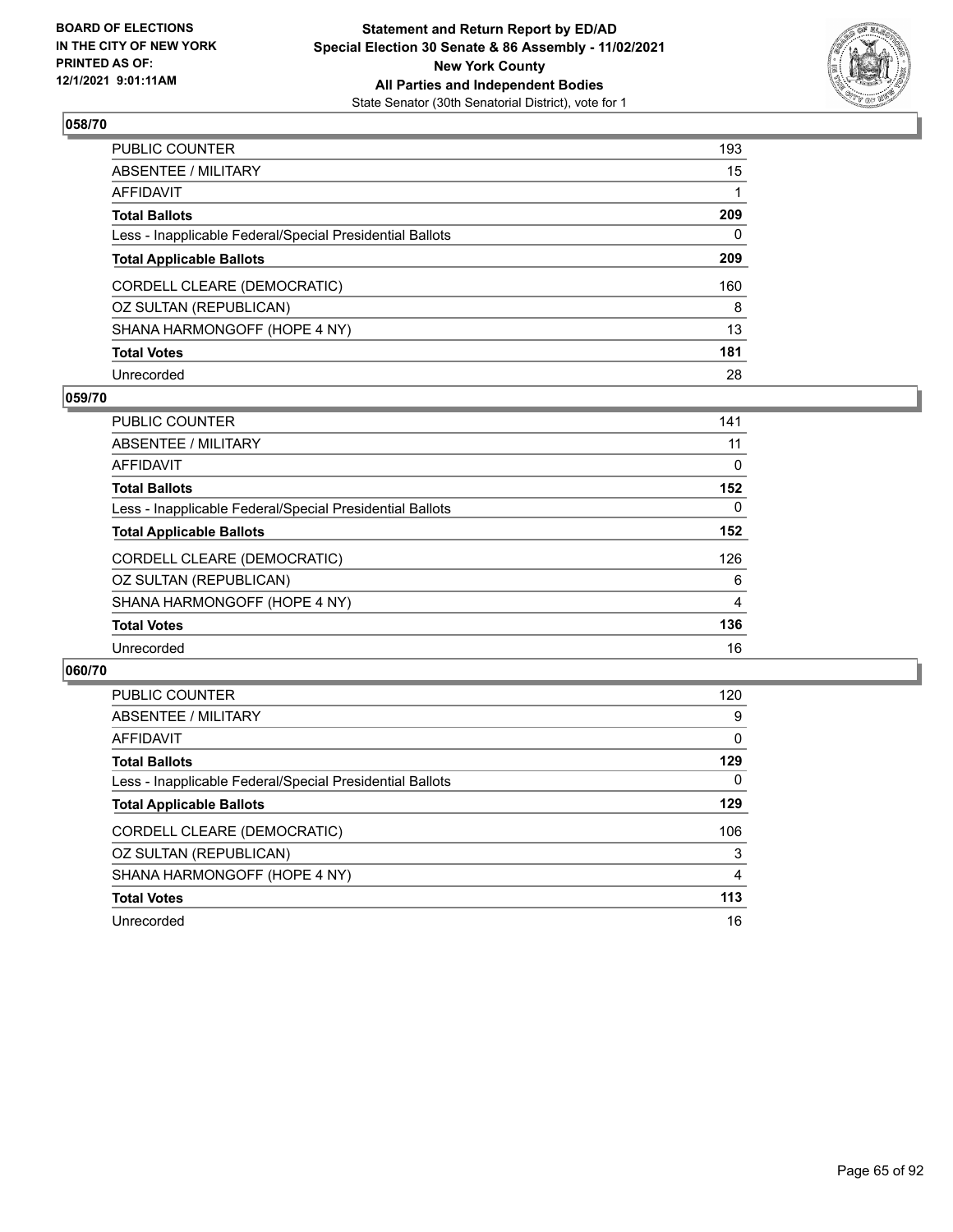**BOARD OF ELECTIONS IN THE CITY OF NEW YORK PRINTED AS OF: 12/1/2021 9:01:11AM**

**Statement and Return Report by ED/AD**
**Special Election 30 Senate & 86 Assembly - 11/02/2021**
**New York County**
**All Parties and Independent Bodies**
State Senator (30th Senatorial District), vote for 1

### 058/70

| | |
|---|---|
| PUBLIC COUNTER | 193 |
| ABSENTEE / MILITARY | 15 |
| AFFIDAVIT | 1 |
| **Total Ballots** | **209** |
| Less - Inapplicable Federal/Special Presidential Ballots | 0 |
| **Total Applicable Ballots** | **209** |
| CORDELL CLEARE (DEMOCRATIC) | 160 |
| OZ SULTAN (REPUBLICAN) | 8 |
| SHANA HARMONGOFF (HOPE 4 NY) | 13 |
| **Total Votes** | **181** |
| Unrecorded | 28 |

### 059/70

| | |
|---|---|
| PUBLIC COUNTER | 141 |
| ABSENTEE / MILITARY | 11 |
| AFFIDAVIT | 0 |
| **Total Ballots** | **152** |
| Less - Inapplicable Federal/Special Presidential Ballots | 0 |
| **Total Applicable Ballots** | **152** |
| CORDELL CLEARE (DEMOCRATIC) | 126 |
| OZ SULTAN (REPUBLICAN) | 6 |
| SHANA HARMONGOFF (HOPE 4 NY) | 4 |
| **Total Votes** | **136** |
| Unrecorded | 16 |

### 060/70

| | |
|---|---|
| PUBLIC COUNTER | 120 |
| ABSENTEE / MILITARY | 9 |
| AFFIDAVIT | 0 |
| **Total Ballots** | **129** |
| Less - Inapplicable Federal/Special Presidential Ballots | 0 |
| **Total Applicable Ballots** | **129** |
| CORDELL CLEARE (DEMOCRATIC) | 106 |
| OZ SULTAN (REPUBLICAN) | 3 |
| SHANA HARMONGOFF (HOPE 4 NY) | 4 |
| **Total Votes** | **113** |
| Unrecorded | 16 |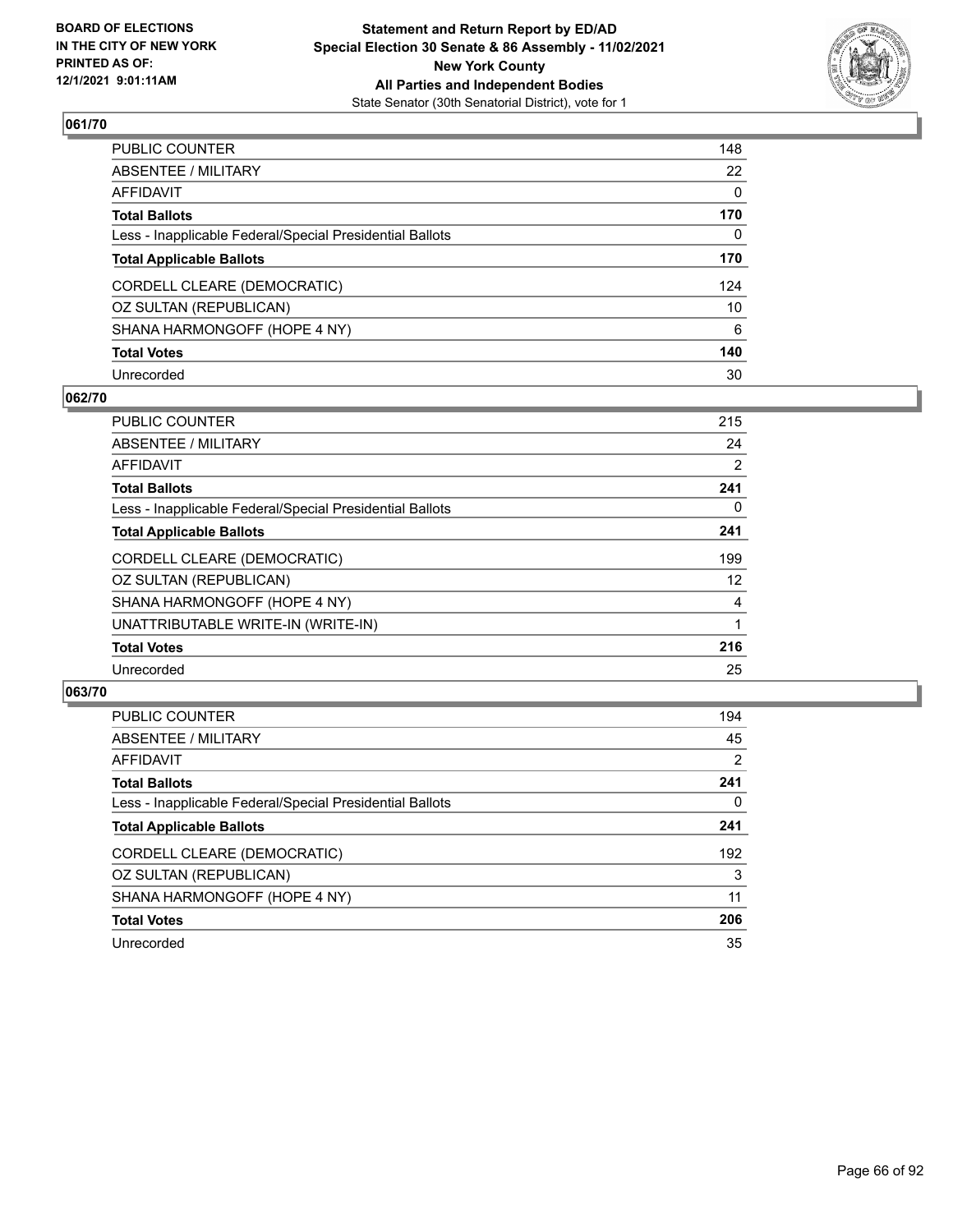**BOARD OF ELECTIONS IN THE CITY OF NEW YORK PRINTED AS OF: 12/1/2021 9:01:11AM**

**Statement and Return Report by ED/AD Special Election 30 Senate & 86 Assembly - 11/02/2021 New York County All Parties and Independent Bodies**

State Senator (30th Senatorial District), vote for 1

## 061/70

| | |
|---|---|
| PUBLIC COUNTER | 148 |
| ABSENTEE / MILITARY | 22 |
| AFFIDAVIT | 0 |
| **Total Ballots** | **170** |
| Less - Inapplicable Federal/Special Presidential Ballots | 0 |
| **Total Applicable Ballots** | **170** |
| CORDELL CLEARE (DEMOCRATIC) | 124 |
| OZ SULTAN (REPUBLICAN) | 10 |
| SHANA HARMONGOFF (HOPE 4 NY) | 6 |
| **Total Votes** | **140** |
| Unrecorded | 30 |

## 062/70

| | |
|---|---|
| PUBLIC COUNTER | 215 |
| ABSENTEE / MILITARY | 24 |
| AFFIDAVIT | 2 |
| **Total Ballots** | **241** |
| Less - Inapplicable Federal/Special Presidential Ballots | 0 |
| **Total Applicable Ballots** | **241** |
| CORDELL CLEARE (DEMOCRATIC) | 199 |
| OZ SULTAN (REPUBLICAN) | 12 |
| SHANA HARMONGOFF (HOPE 4 NY) | 4 |
| UNATTRIBUTABLE WRITE-IN (WRITE-IN) | 1 |
| **Total Votes** | **216** |
| Unrecorded | 25 |

## 063/70

| | |
|---|---|
| PUBLIC COUNTER | 194 |
| ABSENTEE / MILITARY | 45 |
| AFFIDAVIT | 2 |
| **Total Ballots** | **241** |
| Less - Inapplicable Federal/Special Presidential Ballots | 0 |
| **Total Applicable Ballots** | **241** |
| CORDELL CLEARE (DEMOCRATIC) | 192 |
| OZ SULTAN (REPUBLICAN) | 3 |
| SHANA HARMONGOFF (HOPE 4 NY) | 11 |
| **Total Votes** | **206** |
| Unrecorded | 35 |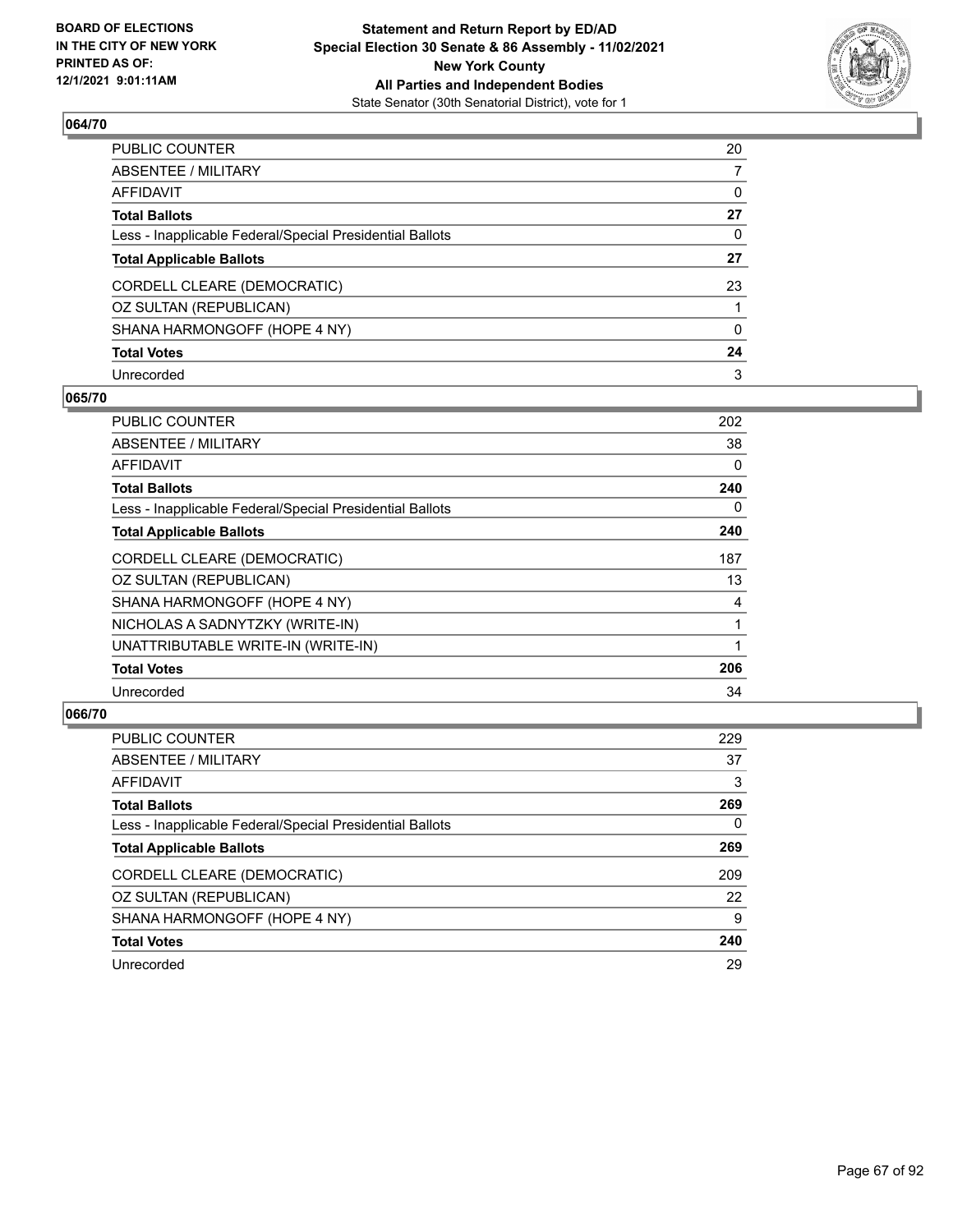**BOARD OF ELECTIONS IN THE CITY OF NEW YORK PRINTED AS OF: 12/1/2021 9:01:11AM**

**Statement and Return Report by ED/AD**
**Special Election 30 Senate & 86 Assembly - 11/02/2021**
**New York County**
**All Parties and Independent Bodies**
State Senator (30th Senatorial District), vote for 1

### 064/70

| | |
|---|---|
| PUBLIC COUNTER | 20 |
| ABSENTEE / MILITARY | 7 |
| AFFIDAVIT | 0 |
| **Total Ballots** | **27** |
| Less - Inapplicable Federal/Special Presidential Ballots | 0 |
| **Total Applicable Ballots** | **27** |
| CORDELL CLEARE (DEMOCRATIC) | 23 |
| OZ SULTAN (REPUBLICAN) | 1 |
| SHANA HARMONGOFF (HOPE 4 NY) | 0 |
| **Total Votes** | **24** |
| Unrecorded | 3 |

### 065/70

| | |
|---|---|
| PUBLIC COUNTER | 202 |
| ABSENTEE / MILITARY | 38 |
| AFFIDAVIT | 0 |
| **Total Ballots** | **240** |
| Less - Inapplicable Federal/Special Presidential Ballots | 0 |
| **Total Applicable Ballots** | **240** |
| CORDELL CLEARE (DEMOCRATIC) | 187 |
| OZ SULTAN (REPUBLICAN) | 13 |
| SHANA HARMONGOFF (HOPE 4 NY) | 4 |
| NICHOLAS A SADNYTZKY (WRITE-IN) | 1 |
| UNATTRIBUTABLE WRITE-IN (WRITE-IN) | 1 |
| **Total Votes** | **206** |
| Unrecorded | 34 |

### 066/70

| | |
|---|---|
| PUBLIC COUNTER | 229 |
| ABSENTEE / MILITARY | 37 |
| AFFIDAVIT | 3 |
| **Total Ballots** | **269** |
| Less - Inapplicable Federal/Special Presidential Ballots | 0 |
| **Total Applicable Ballots** | **269** |
| CORDELL CLEARE (DEMOCRATIC) | 209 |
| OZ SULTAN (REPUBLICAN) | 22 |
| SHANA HARMONGOFF (HOPE 4 NY) | 9 |
| **Total Votes** | **240** |
| Unrecorded | 29 |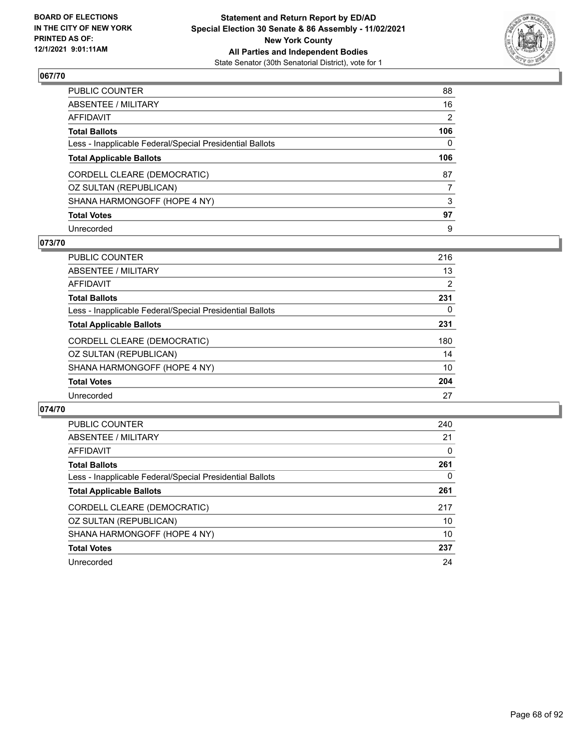## 067/70

| | |
|---|---|
| PUBLIC COUNTER | 88 |
| ABSENTEE / MILITARY | 16 |
| AFFIDAVIT | 2 |
| **Total Ballots** | **106** |
| Less - Inapplicable Federal/Special Presidential Ballots | 0 |
| **Total Applicable Ballots** | **106** |
| CORDELL CLEARE (DEMOCRATIC) | 87 |
| OZ SULTAN (REPUBLICAN) | 7 |
| SHANA HARMONGOFF (HOPE 4 NY) | 3 |
| **Total Votes** | **97** |
| Unrecorded | 9 |

## 073/70

| | |
|---|---|
| PUBLIC COUNTER | 216 |
| ABSENTEE / MILITARY | 13 |
| AFFIDAVIT | 2 |
| **Total Ballots** | **231** |
| Less - Inapplicable Federal/Special Presidential Ballots | 0 |
| **Total Applicable Ballots** | **231** |
| CORDELL CLEARE (DEMOCRATIC) | 180 |
| OZ SULTAN (REPUBLICAN) | 14 |
| SHANA HARMONGOFF (HOPE 4 NY) | 10 |
| **Total Votes** | **204** |
| Unrecorded | 27 |

## 074/70

| | |
|---|---|
| PUBLIC COUNTER | 240 |
| ABSENTEE / MILITARY | 21 |
| AFFIDAVIT | 0 |
| **Total Ballots** | **261** |
| Less - Inapplicable Federal/Special Presidential Ballots | 0 |
| **Total Applicable Ballots** | **261** |
| CORDELL CLEARE (DEMOCRATIC) | 217 |
| OZ SULTAN (REPUBLICAN) | 10 |
| SHANA HARMONGOFF (HOPE 4 NY) | 10 |
| **Total Votes** | **237** |
| Unrecorded | 24 |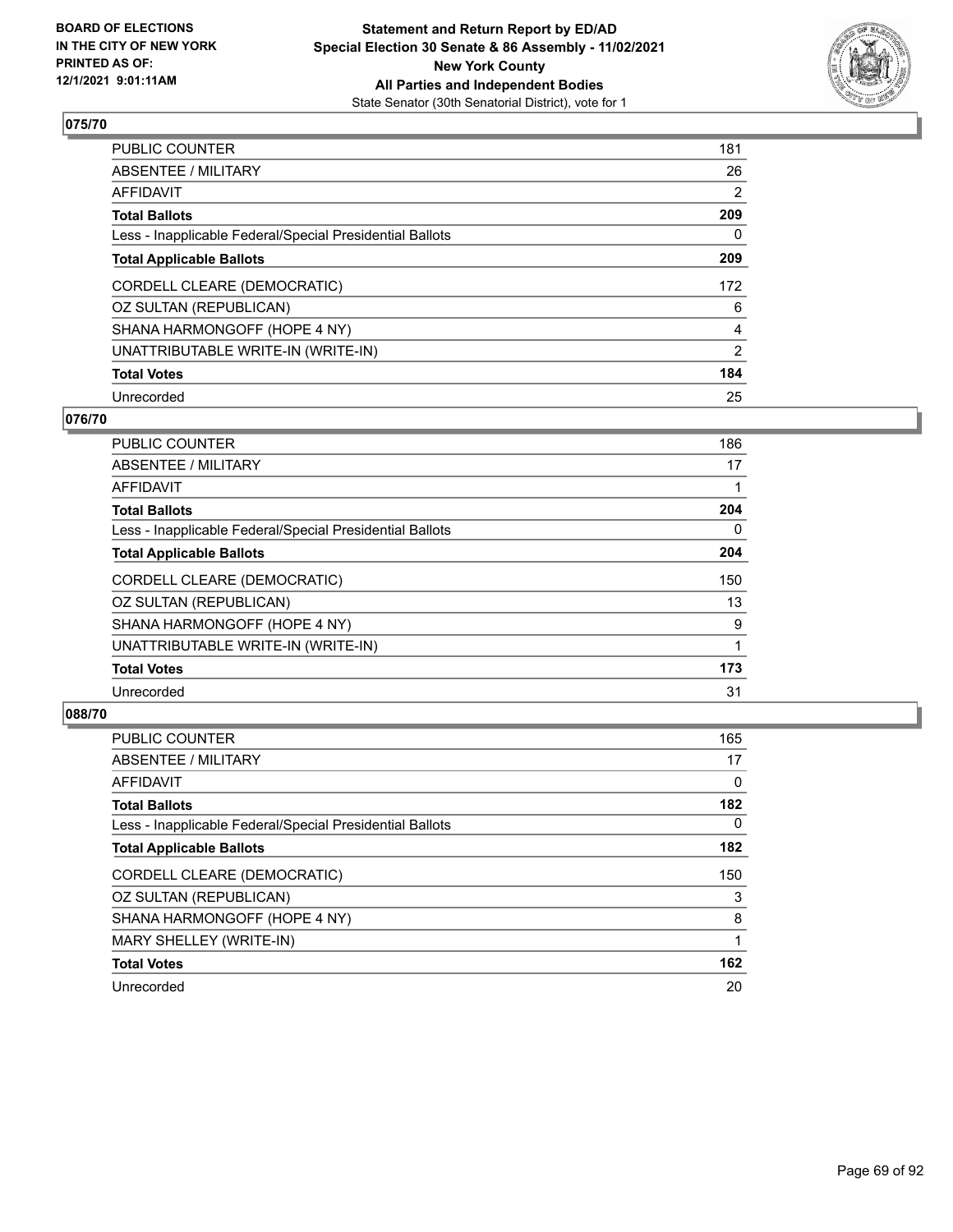### 075/70

| | |
|---|---|
| PUBLIC COUNTER | 181 |
| ABSENTEE / MILITARY | 26 |
| AFFIDAVIT | 2 |
| **Total Ballots** | **209** |
| Less - Inapplicable Federal/Special Presidential Ballots | 0 |
| **Total Applicable Ballots** | **209** |
| CORDELL CLEARE (DEMOCRATIC) | 172 |
| OZ SULTAN (REPUBLICAN) | 6 |
| SHANA HARMONGOFF (HOPE 4 NY) | 4 |
| UNATTRIBUTABLE WRITE-IN (WRITE-IN) | 2 |
| **Total Votes** | **184** |
| Unrecorded | 25 |

### 076/70

| | |
|---|---|
| PUBLIC COUNTER | 186 |
| ABSENTEE / MILITARY | 17 |
| AFFIDAVIT | 1 |
| **Total Ballots** | **204** |
| Less - Inapplicable Federal/Special Presidential Ballots | 0 |
| **Total Applicable Ballots** | **204** |
| CORDELL CLEARE (DEMOCRATIC) | 150 |
| OZ SULTAN (REPUBLICAN) | 13 |
| SHANA HARMONGOFF (HOPE 4 NY) | 9 |
| UNATTRIBUTABLE WRITE-IN (WRITE-IN) | 1 |
| **Total Votes** | **173** |
| Unrecorded | 31 |

### 088/70

| | |
|---|---|
| PUBLIC COUNTER | 165 |
| ABSENTEE / MILITARY | 17 |
| AFFIDAVIT | 0 |
| **Total Ballots** | **182** |
| Less - Inapplicable Federal/Special Presidential Ballots | 0 |
| **Total Applicable Ballots** | **182** |
| CORDELL CLEARE (DEMOCRATIC) | 150 |
| OZ SULTAN (REPUBLICAN) | 3 |
| SHANA HARMONGOFF (HOPE 4 NY) | 8 |
| MARY SHELLEY (WRITE-IN) | 1 |
| **Total Votes** | **162** |
| Unrecorded | 20 |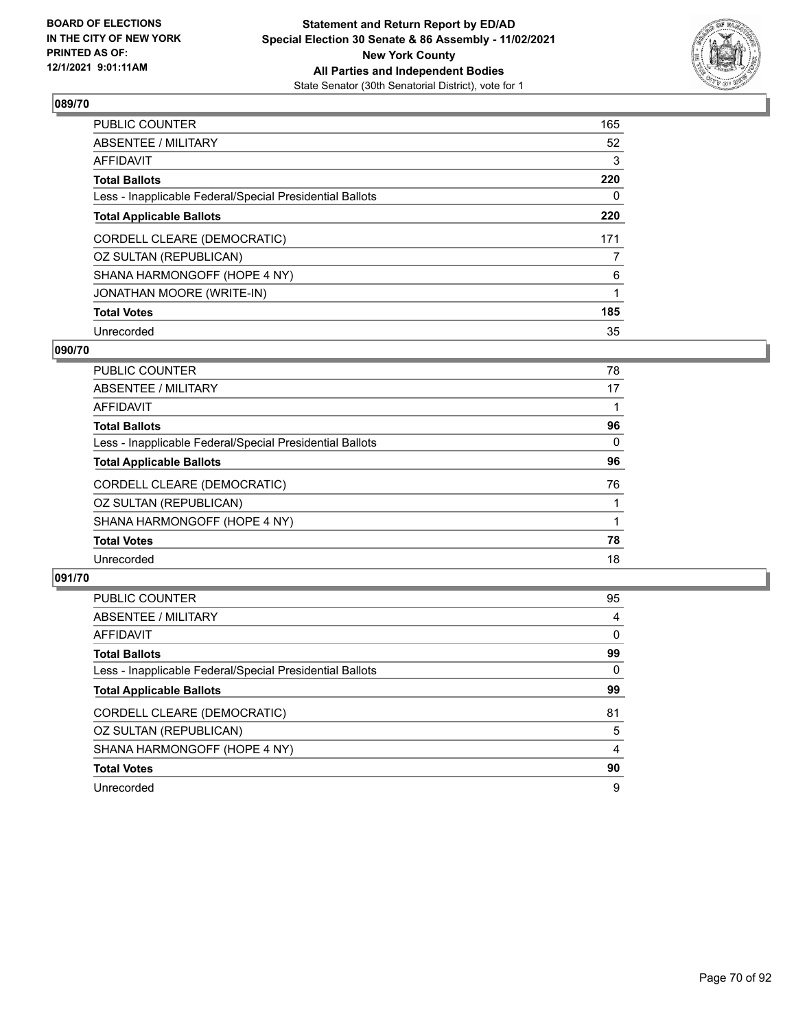**BOARD OF ELECTIONS IN THE CITY OF NEW YORK PRINTED AS OF: 12/1/2021 9:01:11AM**

**Statement and Return Report by ED/AD Special Election 30 Senate & 86 Assembly - 11/02/2021 New York County All Parties and Independent Bodies**

State Senator (30th Senatorial District), vote for 1

## 089/70

| | |
|---|---|
| PUBLIC COUNTER | 165 |
| ABSENTEE / MILITARY | 52 |
| AFFIDAVIT | 3 |
| **Total Ballots** | **220** |
| Less - Inapplicable Federal/Special Presidential Ballots | 0 |
| **Total Applicable Ballots** | **220** |
| CORDELL CLEARE (DEMOCRATIC) | 171 |
| OZ SULTAN (REPUBLICAN) | 7 |
| SHANA HARMONGOFF (HOPE 4 NY) | 6 |
| JONATHAN MOORE (WRITE-IN) | 1 |
| **Total Votes** | **185** |
| Unrecorded | 35 |

## 090/70

| | |
|---|---|
| PUBLIC COUNTER | 78 |
| ABSENTEE / MILITARY | 17 |
| AFFIDAVIT | 1 |
| **Total Ballots** | **96** |
| Less - Inapplicable Federal/Special Presidential Ballots | 0 |
| **Total Applicable Ballots** | **96** |
| CORDELL CLEARE (DEMOCRATIC) | 76 |
| OZ SULTAN (REPUBLICAN) | 1 |
| SHANA HARMONGOFF (HOPE 4 NY) | 1 |
| **Total Votes** | **78** |
| Unrecorded | 18 |

## 091/70

| | |
|---|---|
| PUBLIC COUNTER | 95 |
| ABSENTEE / MILITARY | 4 |
| AFFIDAVIT | 0 |
| **Total Ballots** | **99** |
| Less - Inapplicable Federal/Special Presidential Ballots | 0 |
| **Total Applicable Ballots** | **99** |
| CORDELL CLEARE (DEMOCRATIC) | 81 |
| OZ SULTAN (REPUBLICAN) | 5 |
| SHANA HARMONGOFF (HOPE 4 NY) | 4 |
| **Total Votes** | **90** |
| Unrecorded | 9 |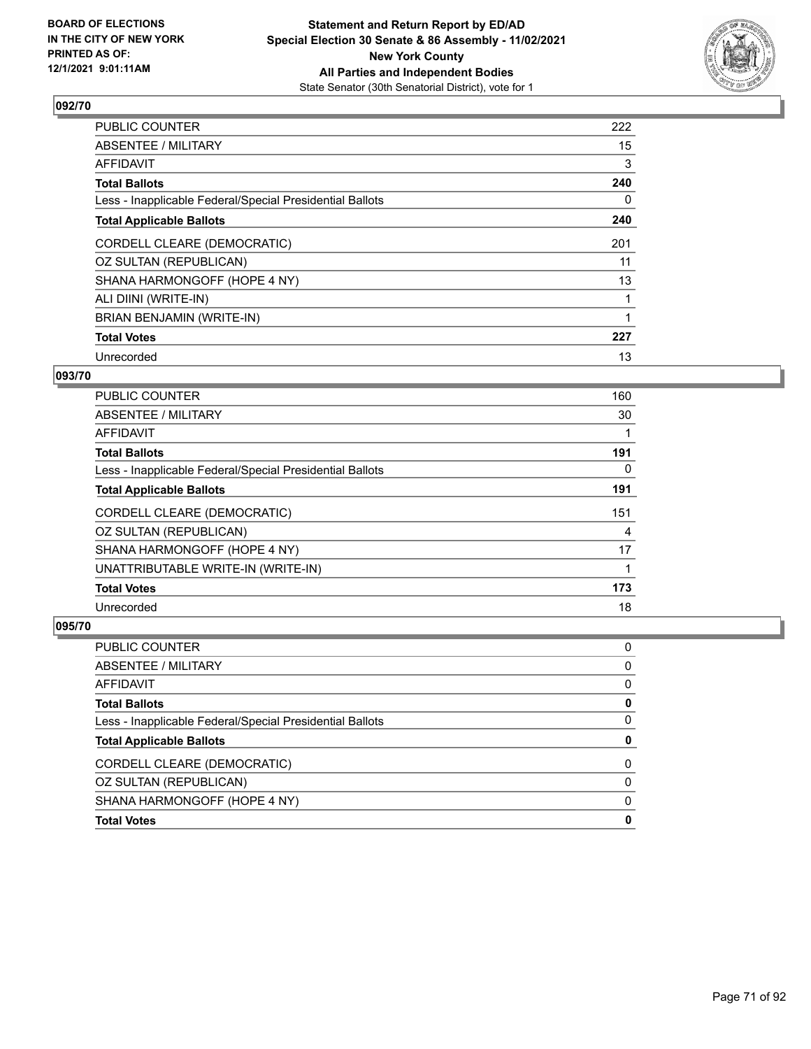BOARD OF ELECTIONS
IN THE CITY OF NEW YORK
PRINTED AS OF:
12/1/2021 9:01:11AM

**Statement and Return Report by ED/AD**
**Special Election 30 Senate & 86 Assembly - 11/02/2021**
**New York County**
**All Parties and Independent Bodies**
State Senator (30th Senatorial District), vote for 1

### 092/70

| | |
|---|---|
| PUBLIC COUNTER | 222 |
| ABSENTEE / MILITARY | 15 |
| AFFIDAVIT | 3 |
| **Total Ballots** | **240** |
| Less - Inapplicable Federal/Special Presidential Ballots | 0 |
| **Total Applicable Ballots** | **240** |
| CORDELL CLEARE (DEMOCRATIC) | 201 |
| OZ SULTAN (REPUBLICAN) | 11 |
| SHANA HARMONGOFF (HOPE 4 NY) | 13 |
| ALI DIINI (WRITE-IN) | 1 |
| BRIAN BENJAMIN (WRITE-IN) | 1 |
| **Total Votes** | **227** |
| Unrecorded | 13 |

### 093/70

| | |
|---|---|
| PUBLIC COUNTER | 160 |
| ABSENTEE / MILITARY | 30 |
| AFFIDAVIT | 1 |
| **Total Ballots** | **191** |
| Less - Inapplicable Federal/Special Presidential Ballots | 0 |
| **Total Applicable Ballots** | **191** |
| CORDELL CLEARE (DEMOCRATIC) | 151 |
| OZ SULTAN (REPUBLICAN) | 4 |
| SHANA HARMONGOFF (HOPE 4 NY) | 17 |
| UNATTRIBUTABLE WRITE-IN (WRITE-IN) | 1 |
| **Total Votes** | **173** |
| Unrecorded | 18 |

### 095/70

| | |
|---|---|
| PUBLIC COUNTER | 0 |
| ABSENTEE / MILITARY | 0 |
| AFFIDAVIT | 0 |
| **Total Ballots** | **0** |
| Less - Inapplicable Federal/Special Presidential Ballots | 0 |
| **Total Applicable Ballots** | **0** |
| CORDELL CLEARE (DEMOCRATIC) | 0 |
| OZ SULTAN (REPUBLICAN) | 0 |
| SHANA HARMONGOFF (HOPE 4 NY) | 0 |
| **Total Votes** | **0** |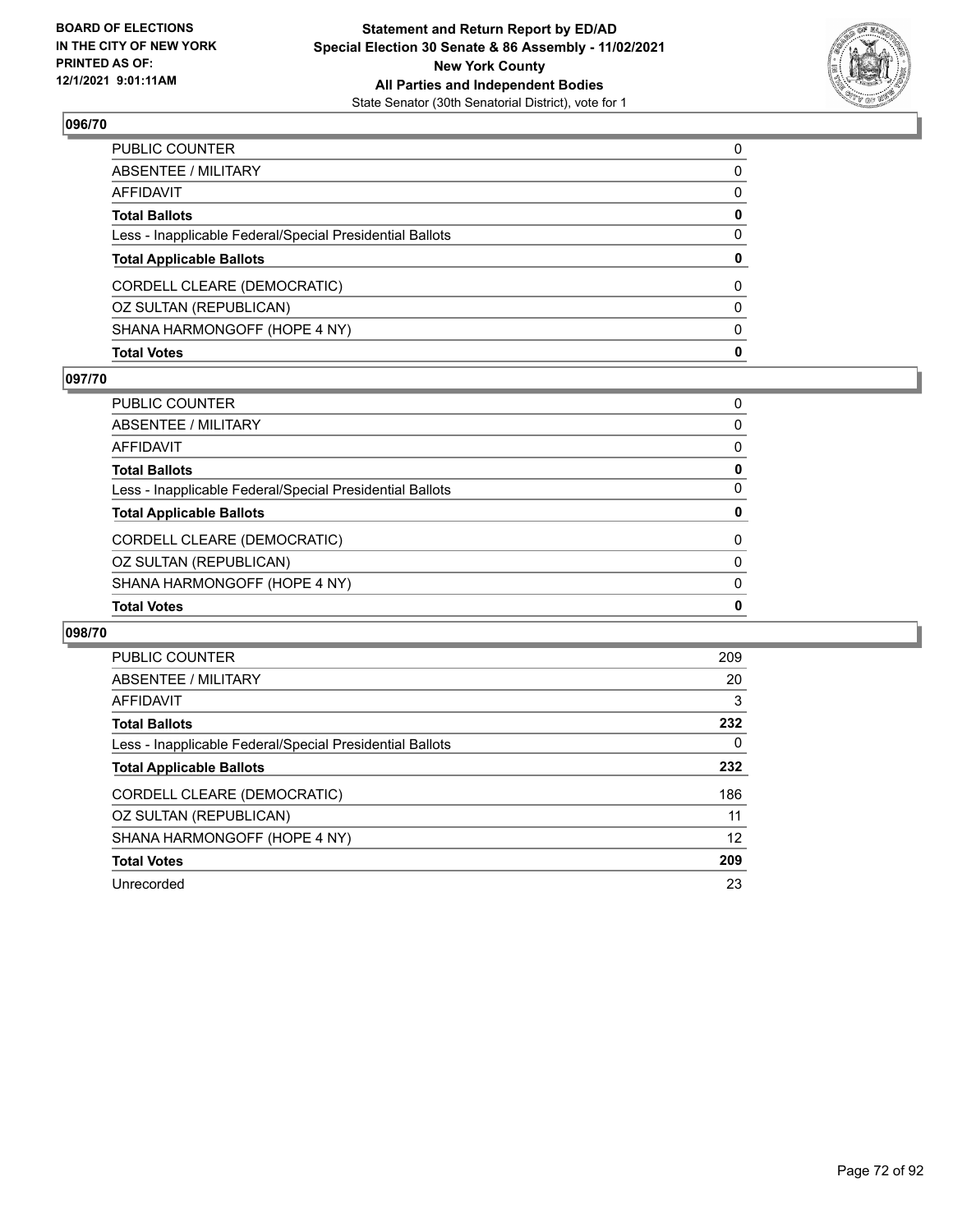## 096/70

| | |
|---|---|
| PUBLIC COUNTER | 0 |
| ABSENTEE / MILITARY | 0 |
| AFFIDAVIT | 0 |
| **Total Ballots** | **0** |
| Less - Inapplicable Federal/Special Presidential Ballots | 0 |
| **Total Applicable Ballots** | **0** |
| CORDELL CLEARE (DEMOCRATIC) | 0 |
| OZ SULTAN (REPUBLICAN) | 0 |
| SHANA HARMONGOFF (HOPE 4 NY) | 0 |
| **Total Votes** | **0** |

## 097/70

| | |
|---|---|
| PUBLIC COUNTER | 0 |
| ABSENTEE / MILITARY | 0 |
| AFFIDAVIT | 0 |
| **Total Ballots** | **0** |
| Less - Inapplicable Federal/Special Presidential Ballots | 0 |
| **Total Applicable Ballots** | **0** |
| CORDELL CLEARE (DEMOCRATIC) | 0 |
| OZ SULTAN (REPUBLICAN) | 0 |
| SHANA HARMONGOFF (HOPE 4 NY) | 0 |
| **Total Votes** | **0** |

## 098/70

| | |
|---|---|
| PUBLIC COUNTER | 209 |
| ABSENTEE / MILITARY | 20 |
| AFFIDAVIT | 3 |
| **Total Ballots** | **232** |
| Less - Inapplicable Federal/Special Presidential Ballots | 0 |
| **Total Applicable Ballots** | **232** |
| CORDELL CLEARE (DEMOCRATIC) | 186 |
| OZ SULTAN (REPUBLICAN) | 11 |
| SHANA HARMONGOFF (HOPE 4 NY) | 12 |
| **Total Votes** | **209** |
| Unrecorded | 23 |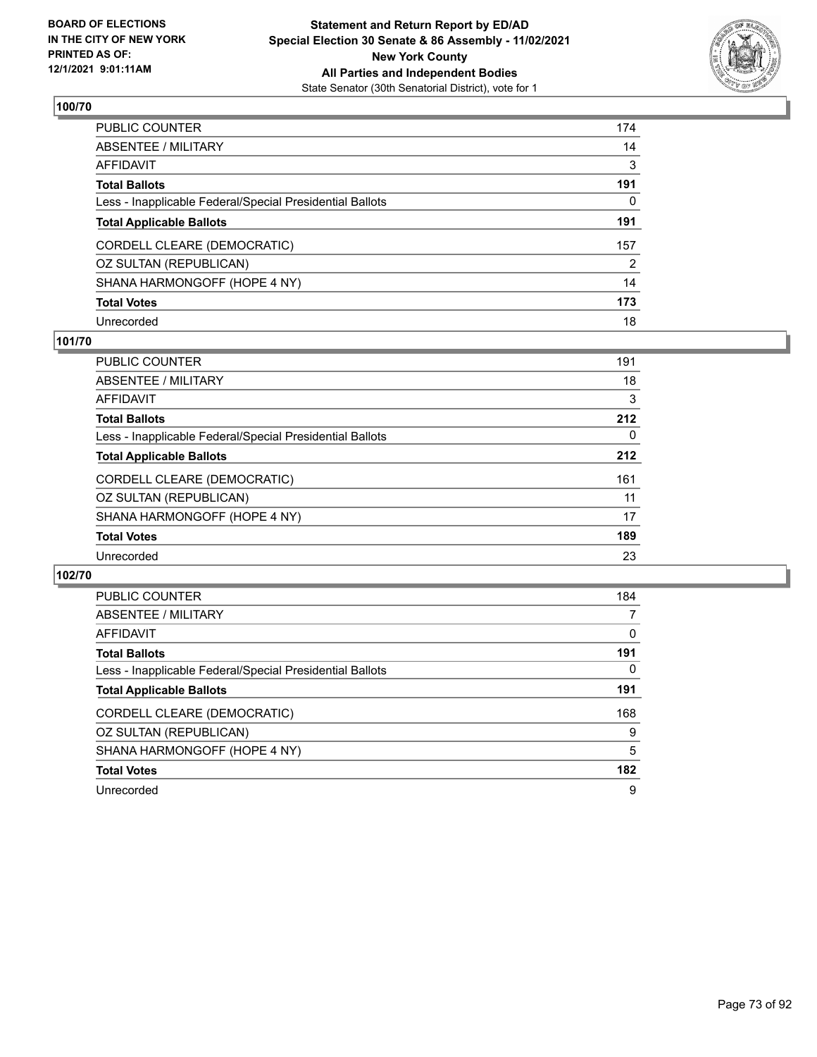## 100/70

| | |
|---|---|
| PUBLIC COUNTER | 174 |
| ABSENTEE / MILITARY | 14 |
| AFFIDAVIT | 3 |
| **Total Ballots** | **191** |
| Less - Inapplicable Federal/Special Presidential Ballots | 0 |
| **Total Applicable Ballots** | **191** |
| CORDELL CLEARE (DEMOCRATIC) | 157 |
| OZ SULTAN (REPUBLICAN) | 2 |
| SHANA HARMONGOFF (HOPE 4 NY) | 14 |
| **Total Votes** | **173** |
| Unrecorded | 18 |

## 101/70

| | |
|---|---|
| PUBLIC COUNTER | 191 |
| ABSENTEE / MILITARY | 18 |
| AFFIDAVIT | 3 |
| **Total Ballots** | **212** |
| Less - Inapplicable Federal/Special Presidential Ballots | 0 |
| **Total Applicable Ballots** | **212** |
| CORDELL CLEARE (DEMOCRATIC) | 161 |
| OZ SULTAN (REPUBLICAN) | 11 |
| SHANA HARMONGOFF (HOPE 4 NY) | 17 |
| **Total Votes** | **189** |
| Unrecorded | 23 |

## 102/70

| | |
|---|---|
| PUBLIC COUNTER | 184 |
| ABSENTEE / MILITARY | 7 |
| AFFIDAVIT | 0 |
| **Total Ballots** | **191** |
| Less - Inapplicable Federal/Special Presidential Ballots | 0 |
| **Total Applicable Ballots** | **191** |
| CORDELL CLEARE (DEMOCRATIC) | 168 |
| OZ SULTAN (REPUBLICAN) | 9 |
| SHANA HARMONGOFF (HOPE 4 NY) | 5 |
| **Total Votes** | **182** |
| Unrecorded | 9 |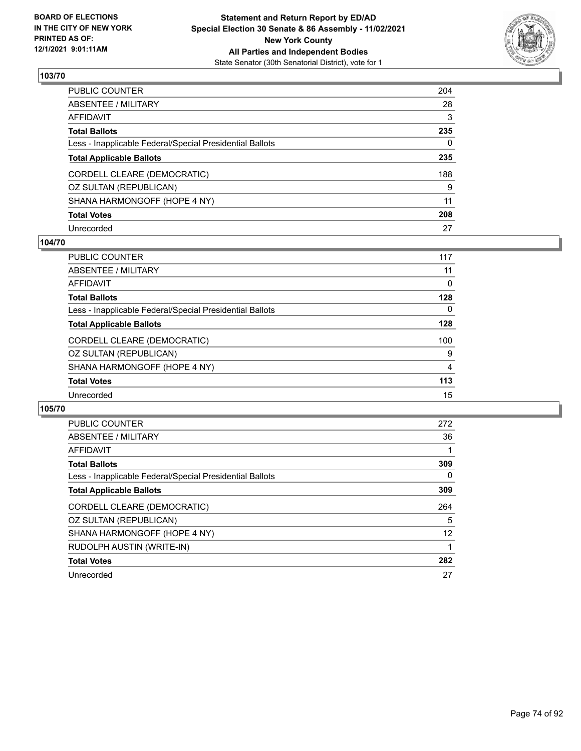## 103/70

| | |
|---|---|
| PUBLIC COUNTER | 204 |
| ABSENTEE / MILITARY | 28 |
| AFFIDAVIT | 3 |
| **Total Ballots** | **235** |
| Less - Inapplicable Federal/Special Presidential Ballots | 0 |
| **Total Applicable Ballots** | **235** |
| CORDELL CLEARE (DEMOCRATIC) | 188 |
| OZ SULTAN (REPUBLICAN) | 9 |
| SHANA HARMONGOFF (HOPE 4 NY) | 11 |
| **Total Votes** | **208** |
| Unrecorded | 27 |

## 104/70

| | |
|---|---|
| PUBLIC COUNTER | 117 |
| ABSENTEE / MILITARY | 11 |
| AFFIDAVIT | 0 |
| **Total Ballots** | **128** |
| Less - Inapplicable Federal/Special Presidential Ballots | 0 |
| **Total Applicable Ballots** | **128** |
| CORDELL CLEARE (DEMOCRATIC) | 100 |
| OZ SULTAN (REPUBLICAN) | 9 |
| SHANA HARMONGOFF (HOPE 4 NY) | 4 |
| **Total Votes** | **113** |
| Unrecorded | 15 |

## 105/70

| | |
|---|---|
| PUBLIC COUNTER | 272 |
| ABSENTEE / MILITARY | 36 |
| AFFIDAVIT | 1 |
| **Total Ballots** | **309** |
| Less - Inapplicable Federal/Special Presidential Ballots | 0 |
| **Total Applicable Ballots** | **309** |
| CORDELL CLEARE (DEMOCRATIC) | 264 |
| OZ SULTAN (REPUBLICAN) | 5 |
| SHANA HARMONGOFF (HOPE 4 NY) | 12 |
| RUDOLPH AUSTIN (WRITE-IN) | 1 |
| **Total Votes** | **282** |
| Unrecorded | 27 |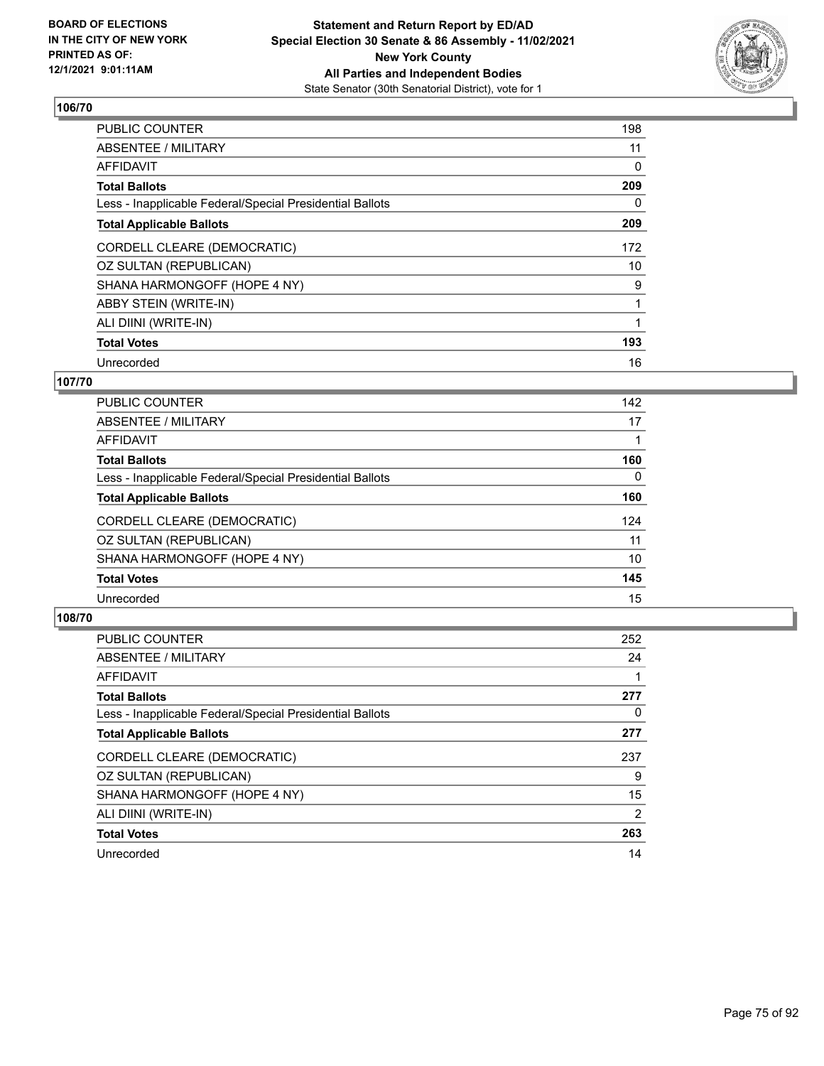**BOARD OF ELECTIONS IN THE CITY OF NEW YORK PRINTED AS OF: 12/1/2021 9:01:11AM**

**Statement and Return Report by ED/AD Special Election 30 Senate & 86 Assembly - 11/02/2021 New York County All Parties and Independent Bodies**

State Senator (30th Senatorial District), vote for 1

### 106/70

| | |
|---|---|
| PUBLIC COUNTER | 198 |
| ABSENTEE / MILITARY | 11 |
| AFFIDAVIT | 0 |
| **Total Ballots** | **209** |
| Less - Inapplicable Federal/Special Presidential Ballots | 0 |
| **Total Applicable Ballots** | **209** |
| CORDELL CLEARE (DEMOCRATIC) | 172 |
| OZ SULTAN (REPUBLICAN) | 10 |
| SHANA HARMONGOFF (HOPE 4 NY) | 9 |
| ABBY STEIN (WRITE-IN) | 1 |
| ALI DIINI (WRITE-IN) | 1 |
| **Total Votes** | **193** |
| Unrecorded | 16 |

### 107/70

| | |
|---|---|
| PUBLIC COUNTER | 142 |
| ABSENTEE / MILITARY | 17 |
| AFFIDAVIT | 1 |
| **Total Ballots** | **160** |
| Less - Inapplicable Federal/Special Presidential Ballots | 0 |
| **Total Applicable Ballots** | **160** |
| CORDELL CLEARE (DEMOCRATIC) | 124 |
| OZ SULTAN (REPUBLICAN) | 11 |
| SHANA HARMONGOFF (HOPE 4 NY) | 10 |
| **Total Votes** | **145** |
| Unrecorded | 15 |

### 108/70

| | |
|---|---|
| PUBLIC COUNTER | 252 |
| ABSENTEE / MILITARY | 24 |
| AFFIDAVIT | 1 |
| **Total Ballots** | **277** |
| Less - Inapplicable Federal/Special Presidential Ballots | 0 |
| **Total Applicable Ballots** | **277** |
| CORDELL CLEARE (DEMOCRATIC) | 237 |
| OZ SULTAN (REPUBLICAN) | 9 |
| SHANA HARMONGOFF (HOPE 4 NY) | 15 |
| ALI DIINI (WRITE-IN) | 2 |
| **Total Votes** | **263** |
| Unrecorded | 14 |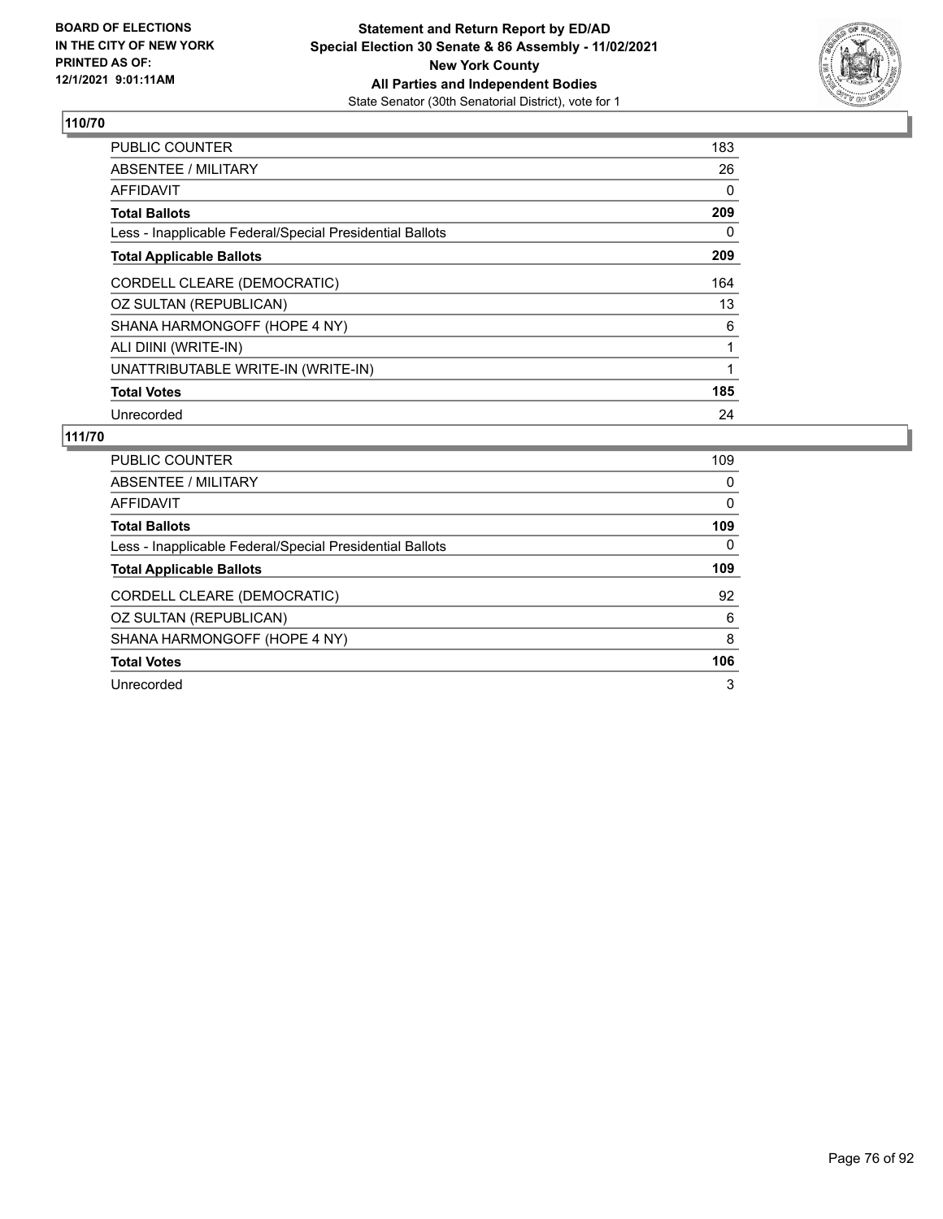BOARD OF ELECTIONS
IN THE CITY OF NEW YORK
PRINTED AS OF:
12/1/2021 9:01:11AM

**Statement and Return Report by ED/AD**
**Special Election 30 Senate & 86 Assembly - 11/02/2021**
**New York County**
**All Parties and Independent Bodies**
State Senator (30th Senatorial District), vote for 1

## 110/70

| | |
|---|---|
| PUBLIC COUNTER | 183 |
| ABSENTEE / MILITARY | 26 |
| AFFIDAVIT | 0 |
| **Total Ballots** | **209** |
| Less - Inapplicable Federal/Special Presidential Ballots | 0 |
| **Total Applicable Ballots** | **209** |
| CORDELL CLEARE (DEMOCRATIC) | 164 |
| OZ SULTAN (REPUBLICAN) | 13 |
| SHANA HARMONGOFF (HOPE 4 NY) | 6 |
| ALI DIINI (WRITE-IN) | 1 |
| UNATTRIBUTABLE WRITE-IN (WRITE-IN) | 1 |
| **Total Votes** | **185** |
| Unrecorded | 24 |

## 111/70

| | |
|---|---|
| PUBLIC COUNTER | 109 |
| ABSENTEE / MILITARY | 0 |
| AFFIDAVIT | 0 |
| **Total Ballots** | **109** |
| Less - Inapplicable Federal/Special Presidential Ballots | 0 |
| **Total Applicable Ballots** | **109** |
| CORDELL CLEARE (DEMOCRATIC) | 92 |
| OZ SULTAN (REPUBLICAN) | 6 |
| SHANA HARMONGOFF (HOPE 4 NY) | 8 |
| **Total Votes** | **106** |
| Unrecorded | 3 |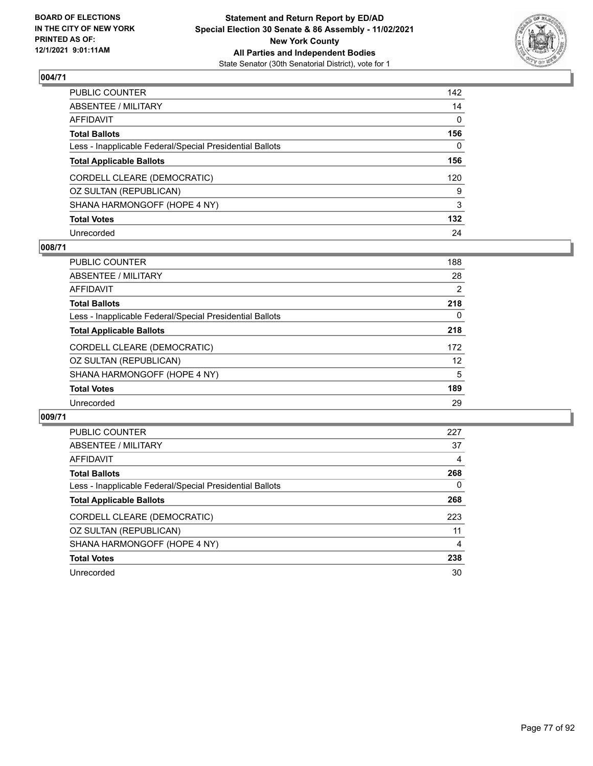**BOARD OF ELECTIONS IN THE CITY OF NEW YORK PRINTED AS OF: 12/1/2021 9:01:11AM**

**Statement and Return Report by ED/AD**
**Special Election 30 Senate & 86 Assembly - 11/02/2021**
**New York County**
**All Parties and Independent Bodies**
State Senator (30th Senatorial District), vote for 1

## 004/71

| | |
|---|---|
| PUBLIC COUNTER | 142 |
| ABSENTEE / MILITARY | 14 |
| AFFIDAVIT | 0 |
| **Total Ballots** | **156** |
| Less - Inapplicable Federal/Special Presidential Ballots | 0 |
| **Total Applicable Ballots** | **156** |
| CORDELL CLEARE (DEMOCRATIC) | 120 |
| OZ SULTAN (REPUBLICAN) | 9 |
| SHANA HARMONGOFF (HOPE 4 NY) | 3 |
| **Total Votes** | **132** |
| Unrecorded | 24 |

## 008/71

| | |
|---|---|
| PUBLIC COUNTER | 188 |
| ABSENTEE / MILITARY | 28 |
| AFFIDAVIT | 2 |
| **Total Ballots** | **218** |
| Less - Inapplicable Federal/Special Presidential Ballots | 0 |
| **Total Applicable Ballots** | **218** |
| CORDELL CLEARE (DEMOCRATIC) | 172 |
| OZ SULTAN (REPUBLICAN) | 12 |
| SHANA HARMONGOFF (HOPE 4 NY) | 5 |
| **Total Votes** | **189** |
| Unrecorded | 29 |

## 009/71

| | |
|---|---|
| PUBLIC COUNTER | 227 |
| ABSENTEE / MILITARY | 37 |
| AFFIDAVIT | 4 |
| **Total Ballots** | **268** |
| Less - Inapplicable Federal/Special Presidential Ballots | 0 |
| **Total Applicable Ballots** | **268** |
| CORDELL CLEARE (DEMOCRATIC) | 223 |
| OZ SULTAN (REPUBLICAN) | 11 |
| SHANA HARMONGOFF (HOPE 4 NY) | 4 |
| **Total Votes** | **238** |
| Unrecorded | 30 |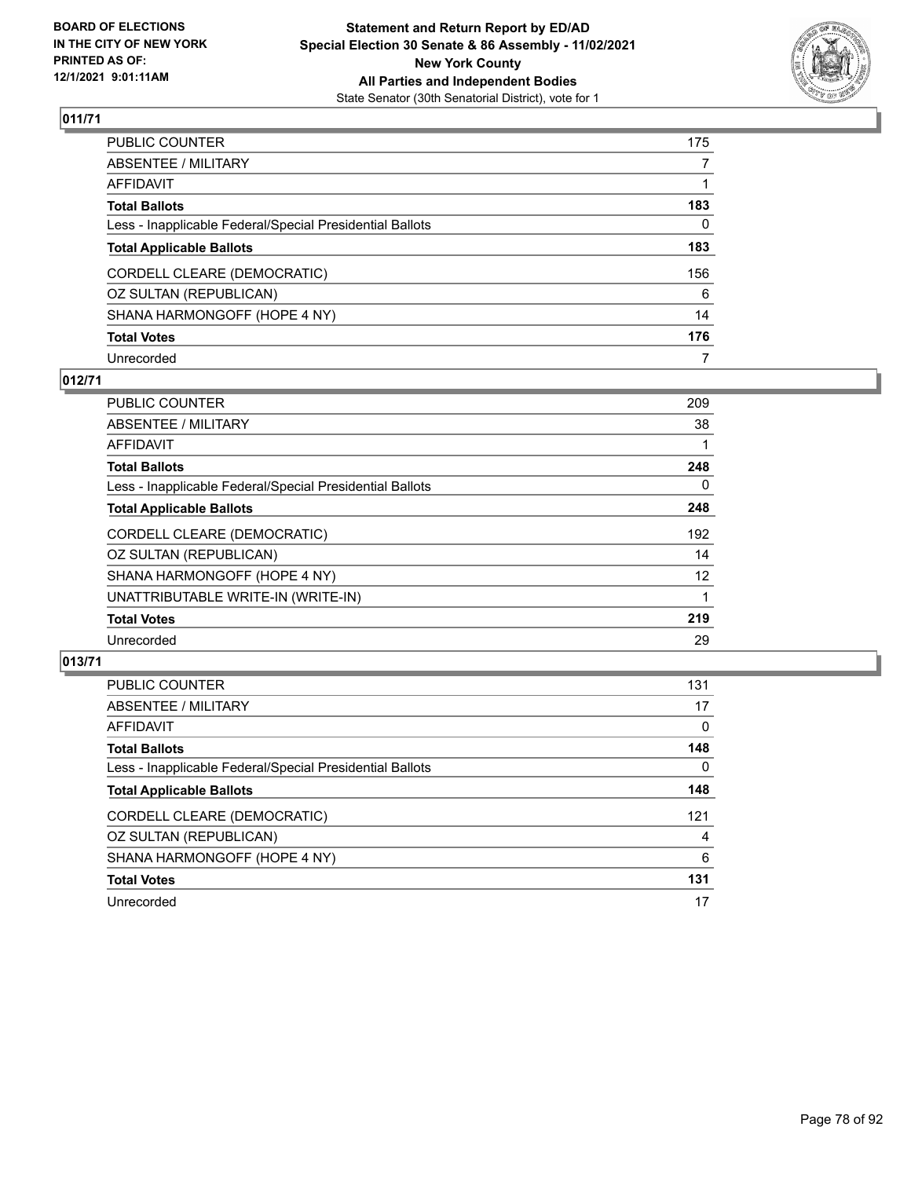## 011/71

| | |
|---|---|
| PUBLIC COUNTER | 175 |
| ABSENTEE / MILITARY | 7 |
| AFFIDAVIT | 1 |
| **Total Ballots** | **183** |
| Less - Inapplicable Federal/Special Presidential Ballots | 0 |
| **Total Applicable Ballots** | **183** |
| CORDELL CLEARE (DEMOCRATIC) | 156 |
| OZ SULTAN (REPUBLICAN) | 6 |
| SHANA HARMONGOFF (HOPE 4 NY) | 14 |
| **Total Votes** | **176** |
| Unrecorded | 7 |

## 012/71

| | |
|---|---|
| PUBLIC COUNTER | 209 |
| ABSENTEE / MILITARY | 38 |
| AFFIDAVIT | 1 |
| **Total Ballots** | **248** |
| Less - Inapplicable Federal/Special Presidential Ballots | 0 |
| **Total Applicable Ballots** | **248** |
| CORDELL CLEARE (DEMOCRATIC) | 192 |
| OZ SULTAN (REPUBLICAN) | 14 |
| SHANA HARMONGOFF (HOPE 4 NY) | 12 |
| UNATTRIBUTABLE WRITE-IN (WRITE-IN) | 1 |
| **Total Votes** | **219** |
| Unrecorded | 29 |

## 013/71

| | |
|---|---|
| PUBLIC COUNTER | 131 |
| ABSENTEE / MILITARY | 17 |
| AFFIDAVIT | 0 |
| **Total Ballots** | **148** |
| Less - Inapplicable Federal/Special Presidential Ballots | 0 |
| **Total Applicable Ballots** | **148** |
| CORDELL CLEARE (DEMOCRATIC) | 121 |
| OZ SULTAN (REPUBLICAN) | 4 |
| SHANA HARMONGOFF (HOPE 4 NY) | 6 |
| **Total Votes** | **131** |
| Unrecorded | 17 |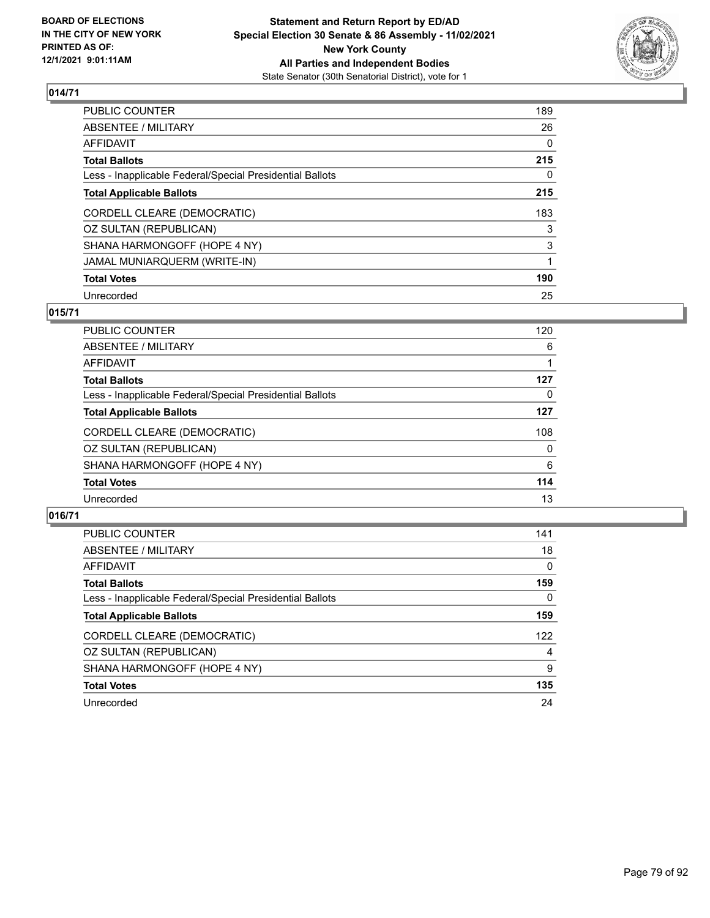## 014/71

| | |
|---|---|
| PUBLIC COUNTER | 189 |
| ABSENTEE / MILITARY | 26 |
| AFFIDAVIT | 0 |
| **Total Ballots** | **215** |
| Less - Inapplicable Federal/Special Presidential Ballots | 0 |
| **Total Applicable Ballots** | **215** |
| CORDELL CLEARE (DEMOCRATIC) | 183 |
| OZ SULTAN (REPUBLICAN) | 3 |
| SHANA HARMONGOFF (HOPE 4 NY) | 3 |
| JAMAL MUNIARQUERM (WRITE-IN) | 1 |
| **Total Votes** | **190** |
| Unrecorded | 25 |

## 015/71

| | |
|---|---|
| PUBLIC COUNTER | 120 |
| ABSENTEE / MILITARY | 6 |
| AFFIDAVIT | 1 |
| **Total Ballots** | **127** |
| Less - Inapplicable Federal/Special Presidential Ballots | 0 |
| **Total Applicable Ballots** | **127** |
| CORDELL CLEARE (DEMOCRATIC) | 108 |
| OZ SULTAN (REPUBLICAN) | 0 |
| SHANA HARMONGOFF (HOPE 4 NY) | 6 |
| **Total Votes** | **114** |
| Unrecorded | 13 |

## 016/71

| | |
|---|---|
| PUBLIC COUNTER | 141 |
| ABSENTEE / MILITARY | 18 |
| AFFIDAVIT | 0 |
| **Total Ballots** | **159** |
| Less - Inapplicable Federal/Special Presidential Ballots | 0 |
| **Total Applicable Ballots** | **159** |
| CORDELL CLEARE (DEMOCRATIC) | 122 |
| OZ SULTAN (REPUBLICAN) | 4 |
| SHANA HARMONGOFF (HOPE 4 NY) | 9 |
| **Total Votes** | **135** |
| Unrecorded | 24 |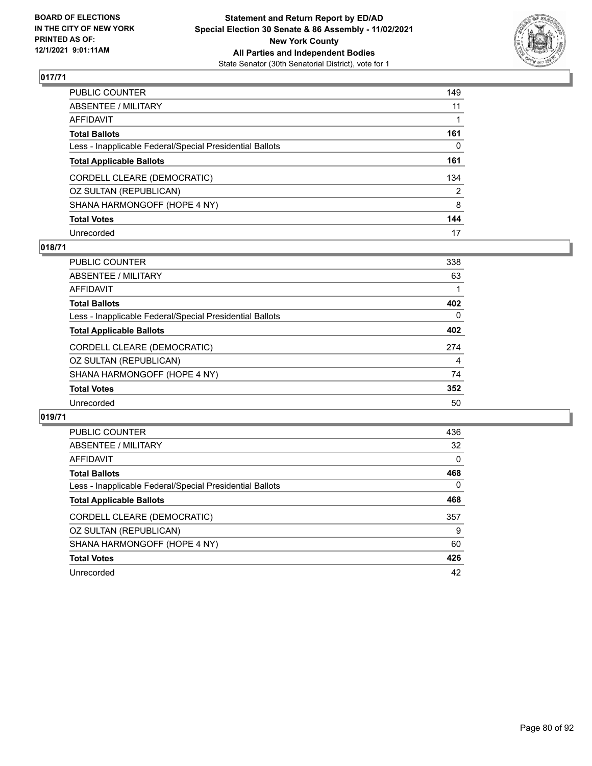### 017/71

| | |
|---|---|
| PUBLIC COUNTER | 149 |
| ABSENTEE / MILITARY | 11 |
| AFFIDAVIT | 1 |
| **Total Ballots** | **161** |
| Less - Inapplicable Federal/Special Presidential Ballots | 0 |
| **Total Applicable Ballots** | **161** |
| CORDELL CLEARE (DEMOCRATIC) | 134 |
| OZ SULTAN (REPUBLICAN) | 2 |
| SHANA HARMONGOFF (HOPE 4 NY) | 8 |
| **Total Votes** | **144** |
| Unrecorded | 17 |

### 018/71

| | |
|---|---|
| PUBLIC COUNTER | 338 |
| ABSENTEE / MILITARY | 63 |
| AFFIDAVIT | 1 |
| **Total Ballots** | **402** |
| Less - Inapplicable Federal/Special Presidential Ballots | 0 |
| **Total Applicable Ballots** | **402** |
| CORDELL CLEARE (DEMOCRATIC) | 274 |
| OZ SULTAN (REPUBLICAN) | 4 |
| SHANA HARMONGOFF (HOPE 4 NY) | 74 |
| **Total Votes** | **352** |
| Unrecorded | 50 |

### 019/71

| | |
|---|---|
| PUBLIC COUNTER | 436 |
| ABSENTEE / MILITARY | 32 |
| AFFIDAVIT | 0 |
| **Total Ballots** | **468** |
| Less - Inapplicable Federal/Special Presidential Ballots | 0 |
| **Total Applicable Ballots** | **468** |
| CORDELL CLEARE (DEMOCRATIC) | 357 |
| OZ SULTAN (REPUBLICAN) | 9 |
| SHANA HARMONGOFF (HOPE 4 NY) | 60 |
| **Total Votes** | **426** |
| Unrecorded | 42 |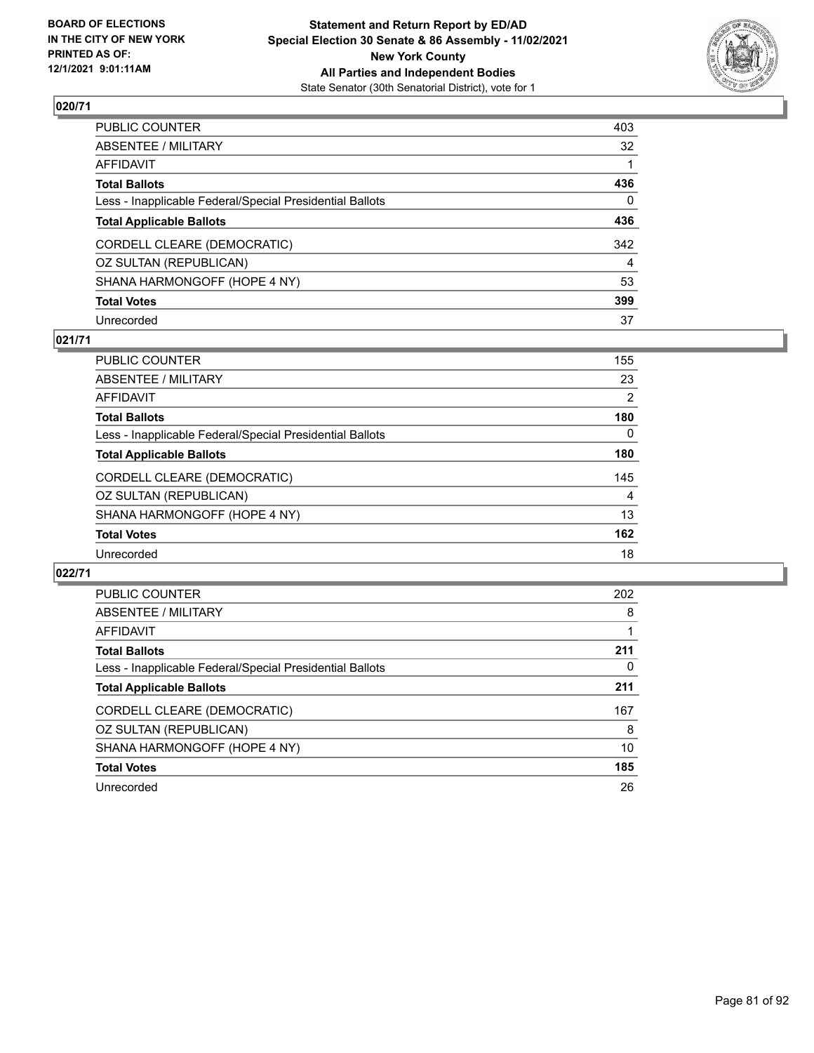**BOARD OF ELECTIONS IN THE CITY OF NEW YORK PRINTED AS OF: 12/1/2021 9:01:11AM**

**Statement and Return Report by ED/AD Special Election 30 Senate & 86 Assembly - 11/02/2021 New York County All Parties and Independent Bodies**

State Senator (30th Senatorial District), vote for 1

## 020/71

| | |
|---|---|
| PUBLIC COUNTER | 403 |
| ABSENTEE / MILITARY | 32 |
| AFFIDAVIT | 1 |
| **Total Ballots** | **436** |
| Less - Inapplicable Federal/Special Presidential Ballots | 0 |
| **Total Applicable Ballots** | **436** |
| CORDELL CLEARE (DEMOCRATIC) | 342 |
| OZ SULTAN (REPUBLICAN) | 4 |
| SHANA HARMONGOFF (HOPE 4 NY) | 53 |
| **Total Votes** | **399** |
| Unrecorded | 37 |

## 021/71

| | |
|---|---|
| PUBLIC COUNTER | 155 |
| ABSENTEE / MILITARY | 23 |
| AFFIDAVIT | 2 |
| **Total Ballots** | **180** |
| Less - Inapplicable Federal/Special Presidential Ballots | 0 |
| **Total Applicable Ballots** | **180** |
| CORDELL CLEARE (DEMOCRATIC) | 145 |
| OZ SULTAN (REPUBLICAN) | 4 |
| SHANA HARMONGOFF (HOPE 4 NY) | 13 |
| **Total Votes** | **162** |
| Unrecorded | 18 |

## 022/71

| | |
|---|---|
| PUBLIC COUNTER | 202 |
| ABSENTEE / MILITARY | 8 |
| AFFIDAVIT | 1 |
| **Total Ballots** | **211** |
| Less - Inapplicable Federal/Special Presidential Ballots | 0 |
| **Total Applicable Ballots** | **211** |
| CORDELL CLEARE (DEMOCRATIC) | 167 |
| OZ SULTAN (REPUBLICAN) | 8 |
| SHANA HARMONGOFF (HOPE 4 NY) | 10 |
| **Total Votes** | **185** |
| Unrecorded | 26 |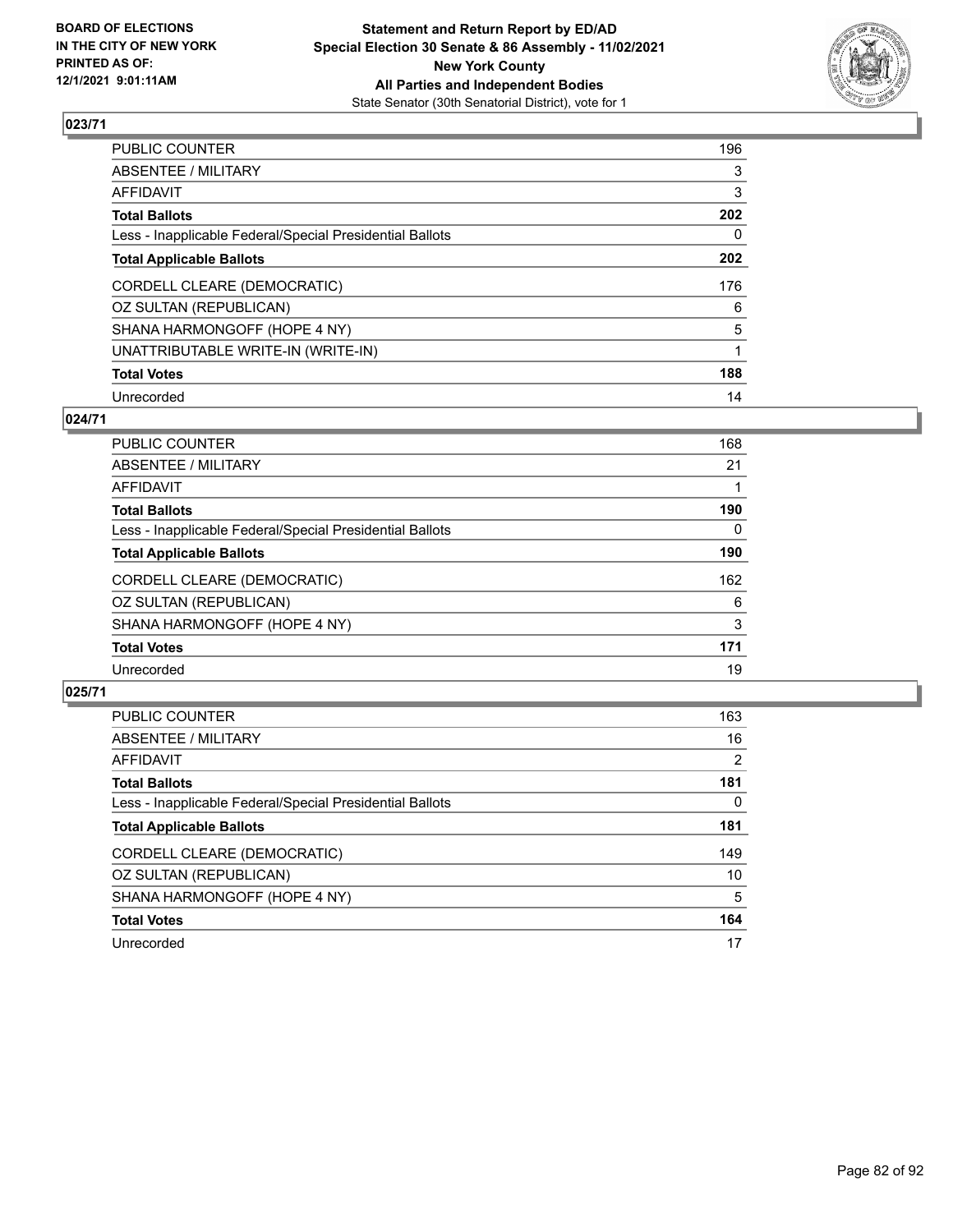## 023/71

| | |
|---|---|
| PUBLIC COUNTER | 196 |
| ABSENTEE / MILITARY | 3 |
| AFFIDAVIT | 3 |
| **Total Ballots** | **202** |
| Less - Inapplicable Federal/Special Presidential Ballots | 0 |
| **Total Applicable Ballots** | **202** |
| CORDELL CLEARE (DEMOCRATIC) | 176 |
| OZ SULTAN (REPUBLICAN) | 6 |
| SHANA HARMONGOFF (HOPE 4 NY) | 5 |
| UNATTRIBUTABLE WRITE-IN (WRITE-IN) | 1 |
| **Total Votes** | **188** |
| Unrecorded | 14 |

## 024/71

| | |
|---|---|
| PUBLIC COUNTER | 168 |
| ABSENTEE / MILITARY | 21 |
| AFFIDAVIT | 1 |
| **Total Ballots** | **190** |
| Less - Inapplicable Federal/Special Presidential Ballots | 0 |
| **Total Applicable Ballots** | **190** |
| CORDELL CLEARE (DEMOCRATIC) | 162 |
| OZ SULTAN (REPUBLICAN) | 6 |
| SHANA HARMONGOFF (HOPE 4 NY) | 3 |
| **Total Votes** | **171** |
| Unrecorded | 19 |

## 025/71

| | |
|---|---|
| PUBLIC COUNTER | 163 |
| ABSENTEE / MILITARY | 16 |
| AFFIDAVIT | 2 |
| **Total Ballots** | **181** |
| Less - Inapplicable Federal/Special Presidential Ballots | 0 |
| **Total Applicable Ballots** | **181** |
| CORDELL CLEARE (DEMOCRATIC) | 149 |
| OZ SULTAN (REPUBLICAN) | 10 |
| SHANA HARMONGOFF (HOPE 4 NY) | 5 |
| **Total Votes** | **164** |
| Unrecorded | 17 |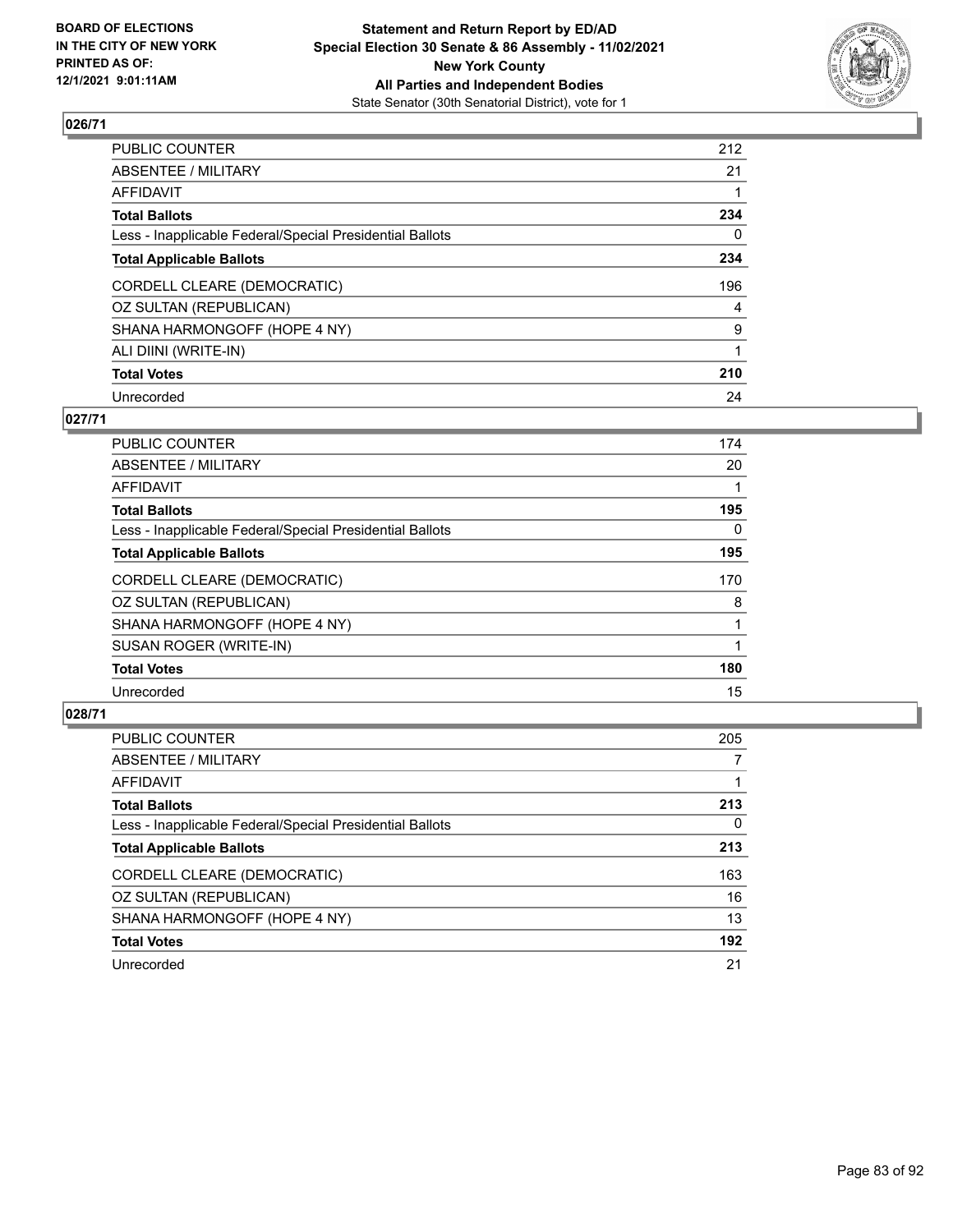## 026/71

| | |
|---|---|
| PUBLIC COUNTER | 212 |
| ABSENTEE / MILITARY | 21 |
| AFFIDAVIT | 1 |
| **Total Ballots** | **234** |
| Less - Inapplicable Federal/Special Presidential Ballots | 0 |
| **Total Applicable Ballots** | **234** |
| CORDELL CLEARE (DEMOCRATIC) | 196 |
| OZ SULTAN (REPUBLICAN) | 4 |
| SHANA HARMONGOFF (HOPE 4 NY) | 9 |
| ALI DIINI (WRITE-IN) | 1 |
| **Total Votes** | **210** |
| Unrecorded | 24 |

## 027/71

| | |
|---|---|
| PUBLIC COUNTER | 174 |
| ABSENTEE / MILITARY | 20 |
| AFFIDAVIT | 1 |
| **Total Ballots** | **195** |
| Less - Inapplicable Federal/Special Presidential Ballots | 0 |
| **Total Applicable Ballots** | **195** |
| CORDELL CLEARE (DEMOCRATIC) | 170 |
| OZ SULTAN (REPUBLICAN) | 8 |
| SHANA HARMONGOFF (HOPE 4 NY) | 1 |
| SUSAN ROGER (WRITE-IN) | 1 |
| **Total Votes** | **180** |
| Unrecorded | 15 |

## 028/71

| | |
|---|---|
| PUBLIC COUNTER | 205 |
| ABSENTEE / MILITARY | 7 |
| AFFIDAVIT | 1 |
| **Total Ballots** | **213** |
| Less - Inapplicable Federal/Special Presidential Ballots | 0 |
| **Total Applicable Ballots** | **213** |
| CORDELL CLEARE (DEMOCRATIC) | 163 |
| OZ SULTAN (REPUBLICAN) | 16 |
| SHANA HARMONGOFF (HOPE 4 NY) | 13 |
| **Total Votes** | **192** |
| Unrecorded | 21 |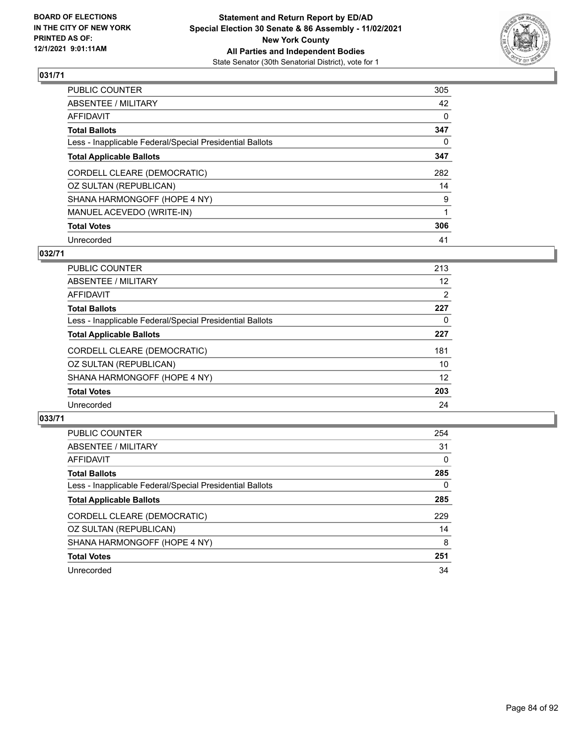**BOARD OF ELECTIONS IN THE CITY OF NEW YORK PRINTED AS OF: 12/1/2021 9:01:11AM**

**Statement and Return Report by ED/AD Special Election 30 Senate & 86 Assembly - 11/02/2021 New York County All Parties and Independent Bodies**

State Senator (30th Senatorial District), vote for 1

## 031/71

| | |
|---|---|
| PUBLIC COUNTER | 305 |
| ABSENTEE / MILITARY | 42 |
| AFFIDAVIT | 0 |
| **Total Ballots** | **347** |
| Less - Inapplicable Federal/Special Presidential Ballots | 0 |
| **Total Applicable Ballots** | **347** |
| CORDELL CLEARE (DEMOCRATIC) | 282 |
| OZ SULTAN (REPUBLICAN) | 14 |
| SHANA HARMONGOFF (HOPE 4 NY) | 9 |
| MANUEL ACEVEDO (WRITE-IN) | 1 |
| **Total Votes** | **306** |
| Unrecorded | 41 |

## 032/71

| | |
|---|---|
| PUBLIC COUNTER | 213 |
| ABSENTEE / MILITARY | 12 |
| AFFIDAVIT | 2 |
| **Total Ballots** | **227** |
| Less - Inapplicable Federal/Special Presidential Ballots | 0 |
| **Total Applicable Ballots** | **227** |
| CORDELL CLEARE (DEMOCRATIC) | 181 |
| OZ SULTAN (REPUBLICAN) | 10 |
| SHANA HARMONGOFF (HOPE 4 NY) | 12 |
| **Total Votes** | **203** |
| Unrecorded | 24 |

## 033/71

| | |
|---|---|
| PUBLIC COUNTER | 254 |
| ABSENTEE / MILITARY | 31 |
| AFFIDAVIT | 0 |
| **Total Ballots** | **285** |
| Less - Inapplicable Federal/Special Presidential Ballots | 0 |
| **Total Applicable Ballots** | **285** |
| CORDELL CLEARE (DEMOCRATIC) | 229 |
| OZ SULTAN (REPUBLICAN) | 14 |
| SHANA HARMONGOFF (HOPE 4 NY) | 8 |
| **Total Votes** | **251** |
| Unrecorded | 34 |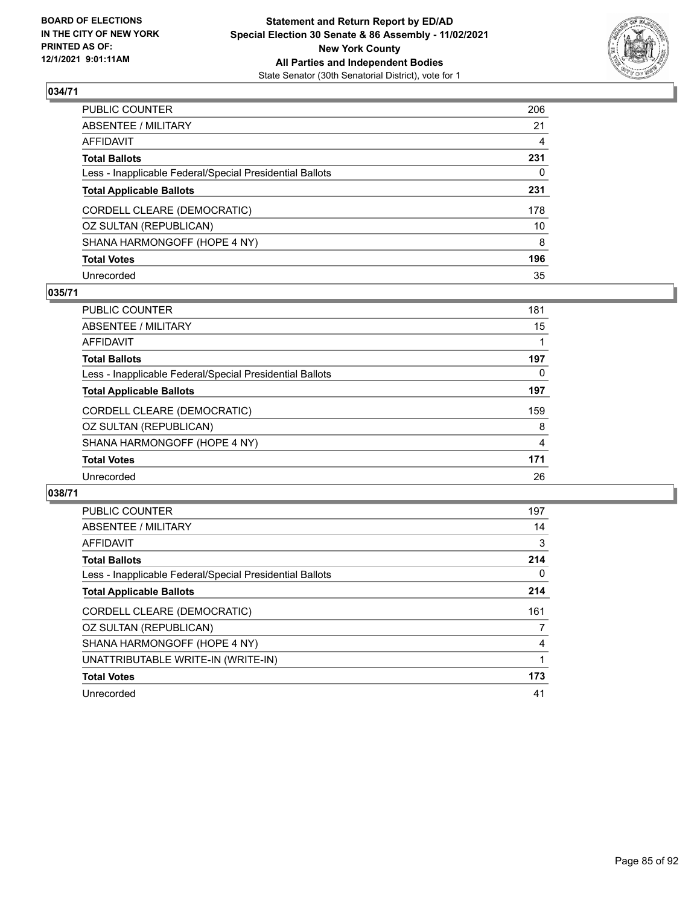**BOARD OF ELECTIONS IN THE CITY OF NEW YORK PRINTED AS OF: 12/1/2021 9:01:11AM**

**Statement and Return Report by ED/AD Special Election 30 Senate & 86 Assembly - 11/02/2021 New York County All Parties and Independent Bodies**

State Senator (30th Senatorial District), vote for 1

## 034/71

| | |
|---|---|
| PUBLIC COUNTER | 206 |
| ABSENTEE / MILITARY | 21 |
| AFFIDAVIT | 4 |
| **Total Ballots** | **231** |
| Less - Inapplicable Federal/Special Presidential Ballots | 0 |
| **Total Applicable Ballots** | **231** |
| CORDELL CLEARE (DEMOCRATIC) | 178 |
| OZ SULTAN (REPUBLICAN) | 10 |
| SHANA HARMONGOFF (HOPE 4 NY) | 8 |
| **Total Votes** | **196** |
| Unrecorded | 35 |

## 035/71

| | |
|---|---|
| PUBLIC COUNTER | 181 |
| ABSENTEE / MILITARY | 15 |
| AFFIDAVIT | 1 |
| **Total Ballots** | **197** |
| Less - Inapplicable Federal/Special Presidential Ballots | 0 |
| **Total Applicable Ballots** | **197** |
| CORDELL CLEARE (DEMOCRATIC) | 159 |
| OZ SULTAN (REPUBLICAN) | 8 |
| SHANA HARMONGOFF (HOPE 4 NY) | 4 |
| **Total Votes** | **171** |
| Unrecorded | 26 |

## 038/71

| | |
|---|---|
| PUBLIC COUNTER | 197 |
| ABSENTEE / MILITARY | 14 |
| AFFIDAVIT | 3 |
| **Total Ballots** | **214** |
| Less - Inapplicable Federal/Special Presidential Ballots | 0 |
| **Total Applicable Ballots** | **214** |
| CORDELL CLEARE (DEMOCRATIC) | 161 |
| OZ SULTAN (REPUBLICAN) | 7 |
| SHANA HARMONGOFF (HOPE 4 NY) | 4 |
| UNATTRIBUTABLE WRITE-IN (WRITE-IN) | 1 |
| **Total Votes** | **173** |
| Unrecorded | 41 |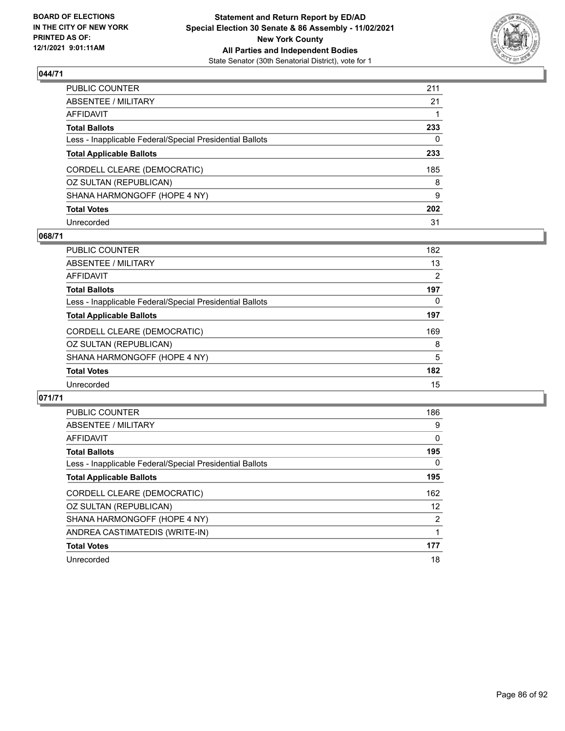**Statement and Return Report by ED/AD**
**Special Election 30 Senate & 86 Assembly - 11/02/2021**
**New York County**
**All Parties and Independent Bodies**
State Senator (30th Senatorial District), vote for 1

BOARD OF ELECTIONS
IN THE CITY OF NEW YORK
PRINTED AS OF:
12/1/2021 9:01:11AM

### 044/71

| | |
|---|---|
| PUBLIC COUNTER | 211 |
| ABSENTEE / MILITARY | 21 |
| AFFIDAVIT | 1 |
| **Total Ballots** | **233** |
| Less - Inapplicable Federal/Special Presidential Ballots | 0 |
| **Total Applicable Ballots** | **233** |
| CORDELL CLEARE (DEMOCRATIC) | 185 |
| OZ SULTAN (REPUBLICAN) | 8 |
| SHANA HARMONGOFF (HOPE 4 NY) | 9 |
| **Total Votes** | **202** |
| Unrecorded | 31 |

### 068/71

| | |
|---|---|
| PUBLIC COUNTER | 182 |
| ABSENTEE / MILITARY | 13 |
| AFFIDAVIT | 2 |
| **Total Ballots** | **197** |
| Less - Inapplicable Federal/Special Presidential Ballots | 0 |
| **Total Applicable Ballots** | **197** |
| CORDELL CLEARE (DEMOCRATIC) | 169 |
| OZ SULTAN (REPUBLICAN) | 8 |
| SHANA HARMONGOFF (HOPE 4 NY) | 5 |
| **Total Votes** | **182** |
| Unrecorded | 15 |

### 071/71

| | |
|---|---|
| PUBLIC COUNTER | 186 |
| ABSENTEE / MILITARY | 9 |
| AFFIDAVIT | 0 |
| **Total Ballots** | **195** |
| Less - Inapplicable Federal/Special Presidential Ballots | 0 |
| **Total Applicable Ballots** | **195** |
| CORDELL CLEARE (DEMOCRATIC) | 162 |
| OZ SULTAN (REPUBLICAN) | 12 |
| SHANA HARMONGOFF (HOPE 4 NY) | 2 |
| ANDREA CASTIMATEDIS (WRITE-IN) | 1 |
| **Total Votes** | **177** |
| Unrecorded | 18 |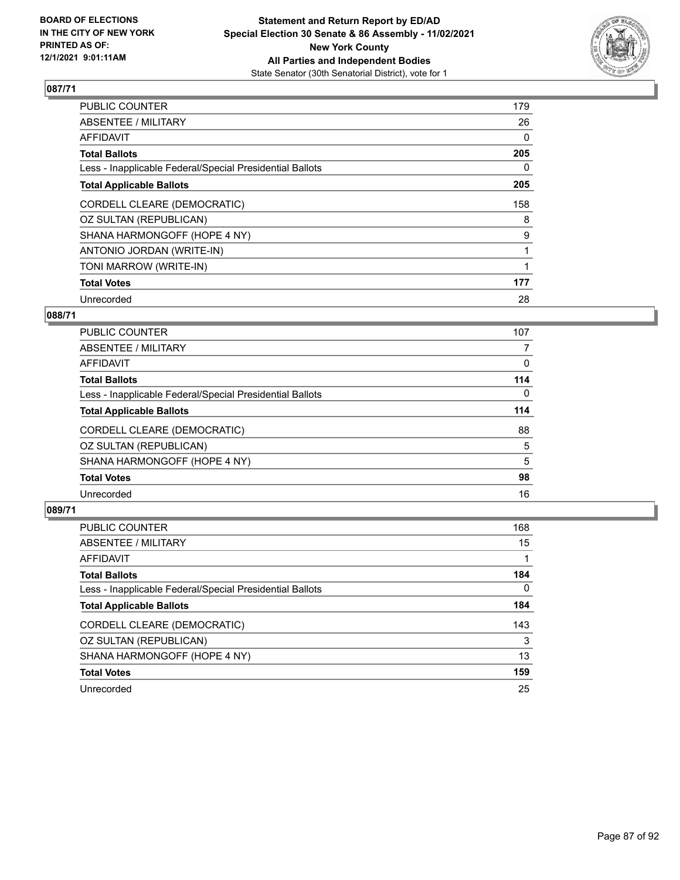**BOARD OF ELECTIONS IN THE CITY OF NEW YORK PRINTED AS OF: 12/1/2021 9:01:11AM**

**Statement and Return Report by ED/AD Special Election 30 Senate & 86 Assembly - 11/02/2021 New York County All Parties and Independent Bodies**

State Senator (30th Senatorial District), vote for 1

### 087/71

| | |
|---|---|
| PUBLIC COUNTER | 179 |
| ABSENTEE / MILITARY | 26 |
| AFFIDAVIT | 0 |
| **Total Ballots** | **205** |
| Less - Inapplicable Federal/Special Presidential Ballots | 0 |
| **Total Applicable Ballots** | **205** |
| CORDELL CLEARE (DEMOCRATIC) | 158 |
| OZ SULTAN (REPUBLICAN) | 8 |
| SHANA HARMONGOFF (HOPE 4 NY) | 9 |
| ANTONIO JORDAN (WRITE-IN) | 1 |
| TONI MARROW (WRITE-IN) | 1 |
| **Total Votes** | **177** |
| Unrecorded | 28 |

### 088/71

| | |
|---|---|
| PUBLIC COUNTER | 107 |
| ABSENTEE / MILITARY | 7 |
| AFFIDAVIT | 0 |
| **Total Ballots** | **114** |
| Less - Inapplicable Federal/Special Presidential Ballots | 0 |
| **Total Applicable Ballots** | **114** |
| CORDELL CLEARE (DEMOCRATIC) | 88 |
| OZ SULTAN (REPUBLICAN) | 5 |
| SHANA HARMONGOFF (HOPE 4 NY) | 5 |
| **Total Votes** | **98** |
| Unrecorded | 16 |

### 089/71

| | |
|---|---|
| PUBLIC COUNTER | 168 |
| ABSENTEE / MILITARY | 15 |
| AFFIDAVIT | 1 |
| **Total Ballots** | **184** |
| Less - Inapplicable Federal/Special Presidential Ballots | 0 |
| **Total Applicable Ballots** | **184** |
| CORDELL CLEARE (DEMOCRATIC) | 143 |
| OZ SULTAN (REPUBLICAN) | 3 |
| SHANA HARMONGOFF (HOPE 4 NY) | 13 |
| **Total Votes** | **159** |
| Unrecorded | 25 |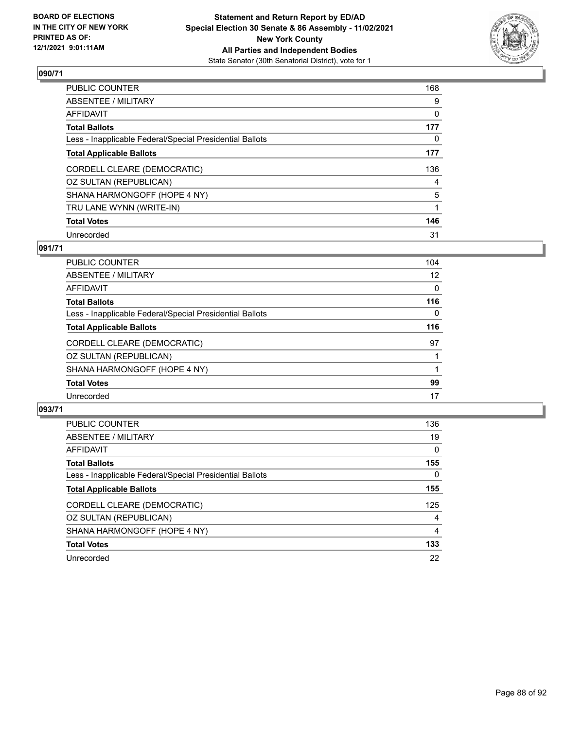## 090/71

| | |
|---|---|
| PUBLIC COUNTER | 168 |
| ABSENTEE / MILITARY | 9 |
| AFFIDAVIT | 0 |
| **Total Ballots** | **177** |
| Less - Inapplicable Federal/Special Presidential Ballots | 0 |
| **Total Applicable Ballots** | **177** |
| CORDELL CLEARE (DEMOCRATIC) | 136 |
| OZ SULTAN (REPUBLICAN) | 4 |
| SHANA HARMONGOFF (HOPE 4 NY) | 5 |
| TRU LANE WYNN (WRITE-IN) | 1 |
| **Total Votes** | **146** |
| Unrecorded | 31 |

## 091/71

| | |
|---|---|
| PUBLIC COUNTER | 104 |
| ABSENTEE / MILITARY | 12 |
| AFFIDAVIT | 0 |
| **Total Ballots** | **116** |
| Less - Inapplicable Federal/Special Presidential Ballots | 0 |
| **Total Applicable Ballots** | **116** |
| CORDELL CLEARE (DEMOCRATIC) | 97 |
| OZ SULTAN (REPUBLICAN) | 1 |
| SHANA HARMONGOFF (HOPE 4 NY) | 1 |
| **Total Votes** | **99** |
| Unrecorded | 17 |

## 093/71

| | |
|---|---|
| PUBLIC COUNTER | 136 |
| ABSENTEE / MILITARY | 19 |
| AFFIDAVIT | 0 |
| **Total Ballots** | **155** |
| Less - Inapplicable Federal/Special Presidential Ballots | 0 |
| **Total Applicable Ballots** | **155** |
| CORDELL CLEARE (DEMOCRATIC) | 125 |
| OZ SULTAN (REPUBLICAN) | 4 |
| SHANA HARMONGOFF (HOPE 4 NY) | 4 |
| **Total Votes** | **133** |
| Unrecorded | 22 |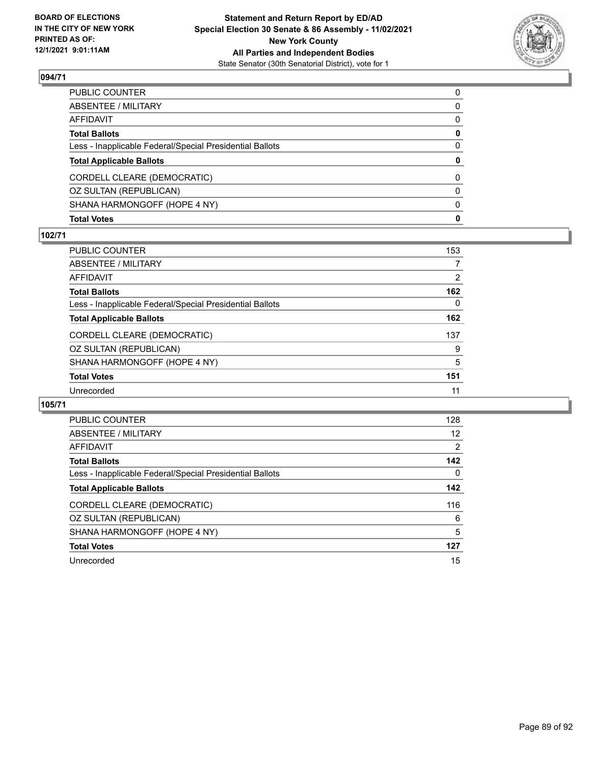## 094/71

| | |
|---|---|
| PUBLIC COUNTER | 0 |
| ABSENTEE / MILITARY | 0 |
| AFFIDAVIT | 0 |
| **Total Ballots** | **0** |
| Less - Inapplicable Federal/Special Presidential Ballots | 0 |
| **Total Applicable Ballots** | **0** |
| CORDELL CLEARE (DEMOCRATIC) | 0 |
| OZ SULTAN (REPUBLICAN) | 0 |
| SHANA HARMONGOFF (HOPE 4 NY) | 0 |
| **Total Votes** | **0** |

## 102/71

| | |
|---|---|
| PUBLIC COUNTER | 153 |
| ABSENTEE / MILITARY | 7 |
| AFFIDAVIT | 2 |
| **Total Ballots** | **162** |
| Less - Inapplicable Federal/Special Presidential Ballots | 0 |
| **Total Applicable Ballots** | **162** |
| CORDELL CLEARE (DEMOCRATIC) | 137 |
| OZ SULTAN (REPUBLICAN) | 9 |
| SHANA HARMONGOFF (HOPE 4 NY) | 5 |
| **Total Votes** | **151** |
| Unrecorded | 11 |

## 105/71

| | |
|---|---|
| PUBLIC COUNTER | 128 |
| ABSENTEE / MILITARY | 12 |
| AFFIDAVIT | 2 |
| **Total Ballots** | **142** |
| Less - Inapplicable Federal/Special Presidential Ballots | 0 |
| **Total Applicable Ballots** | **142** |
| CORDELL CLEARE (DEMOCRATIC) | 116 |
| OZ SULTAN (REPUBLICAN) | 6 |
| SHANA HARMONGOFF (HOPE 4 NY) | 5 |
| **Total Votes** | **127** |
| Unrecorded | 15 |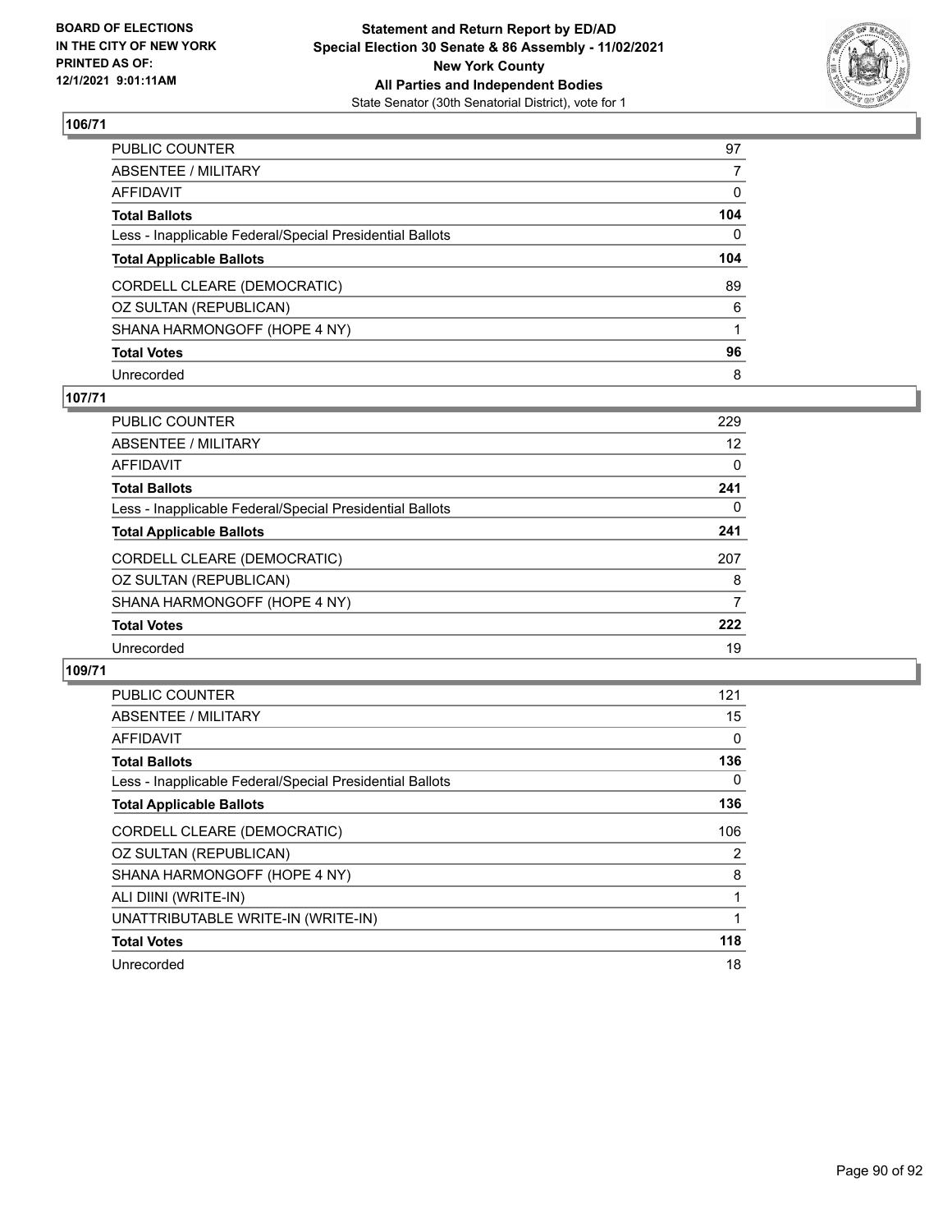**BOARD OF ELECTIONS IN THE CITY OF NEW YORK PRINTED AS OF: 12/1/2021 9:01:11AM**

**Statement and Return Report by ED/AD**
**Special Election 30 Senate & 86 Assembly - 11/02/2021**
**New York County**
**All Parties and Independent Bodies**
State Senator (30th Senatorial District), vote for 1

### 106/71

| | |
|---|---|
| PUBLIC COUNTER | 97 |
| ABSENTEE / MILITARY | 7 |
| AFFIDAVIT | 0 |
| **Total Ballots** | **104** |
| Less - Inapplicable Federal/Special Presidential Ballots | 0 |
| **Total Applicable Ballots** | **104** |
| CORDELL CLEARE (DEMOCRATIC) | 89 |
| OZ SULTAN (REPUBLICAN) | 6 |
| SHANA HARMONGOFF (HOPE 4 NY) | 1 |
| **Total Votes** | **96** |
| Unrecorded | 8 |

### 107/71

| | |
|---|---|
| PUBLIC COUNTER | 229 |
| ABSENTEE / MILITARY | 12 |
| AFFIDAVIT | 0 |
| **Total Ballots** | **241** |
| Less - Inapplicable Federal/Special Presidential Ballots | 0 |
| **Total Applicable Ballots** | **241** |
| CORDELL CLEARE (DEMOCRATIC) | 207 |
| OZ SULTAN (REPUBLICAN) | 8 |
| SHANA HARMONGOFF (HOPE 4 NY) | 7 |
| **Total Votes** | **222** |
| Unrecorded | 19 |

### 109/71

| | |
|---|---|
| PUBLIC COUNTER | 121 |
| ABSENTEE / MILITARY | 15 |
| AFFIDAVIT | 0 |
| **Total Ballots** | **136** |
| Less - Inapplicable Federal/Special Presidential Ballots | 0 |
| **Total Applicable Ballots** | **136** |
| CORDELL CLEARE (DEMOCRATIC) | 106 |
| OZ SULTAN (REPUBLICAN) | 2 |
| SHANA HARMONGOFF (HOPE 4 NY) | 8 |
| ALI DIINI (WRITE-IN) | 1 |
| UNATTRIBUTABLE WRITE-IN (WRITE-IN) | 1 |
| **Total Votes** | **118** |
| Unrecorded | 18 |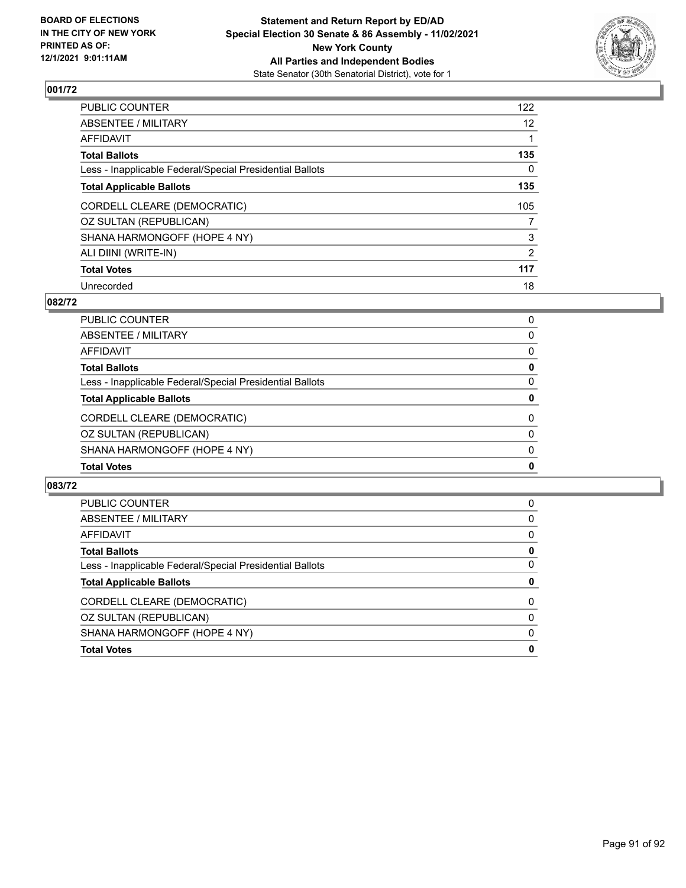**BOARD OF ELECTIONS IN THE CITY OF NEW YORK PRINTED AS OF: 12/1/2021 9:01:11AM**

**Statement and Return Report by ED/AD**
**Special Election 30 Senate & 86 Assembly - 11/02/2021**
**New York County**
**All Parties and Independent Bodies**
State Senator (30th Senatorial District), vote for 1

### 001/72

| | |
|---|---|
| PUBLIC COUNTER | 122 |
| ABSENTEE / MILITARY | 12 |
| AFFIDAVIT | 1 |
| **Total Ballots** | **135** |
| Less - Inapplicable Federal/Special Presidential Ballots | 0 |
| **Total Applicable Ballots** | **135** |
| CORDELL CLEARE (DEMOCRATIC) | 105 |
| OZ SULTAN (REPUBLICAN) | 7 |
| SHANA HARMONGOFF (HOPE 4 NY) | 3 |
| ALI DIINI (WRITE-IN) | 2 |
| **Total Votes** | **117** |
| Unrecorded | 18 |

### 082/72

| | |
|---|---|
| PUBLIC COUNTER | 0 |
| ABSENTEE / MILITARY | 0 |
| AFFIDAVIT | 0 |
| **Total Ballots** | **0** |
| Less - Inapplicable Federal/Special Presidential Ballots | 0 |
| **Total Applicable Ballots** | **0** |
| CORDELL CLEARE (DEMOCRATIC) | 0 |
| OZ SULTAN (REPUBLICAN) | 0 |
| SHANA HARMONGOFF (HOPE 4 NY) | 0 |
| **Total Votes** | **0** |

### 083/72

| | |
|---|---|
| PUBLIC COUNTER | 0 |
| ABSENTEE / MILITARY | 0 |
| AFFIDAVIT | 0 |
| **Total Ballots** | **0** |
| Less - Inapplicable Federal/Special Presidential Ballots | 0 |
| **Total Applicable Ballots** | **0** |
| CORDELL CLEARE (DEMOCRATIC) | 0 |
| OZ SULTAN (REPUBLICAN) | 0 |
| SHANA HARMONGOFF (HOPE 4 NY) | 0 |
| **Total Votes** | **0** |